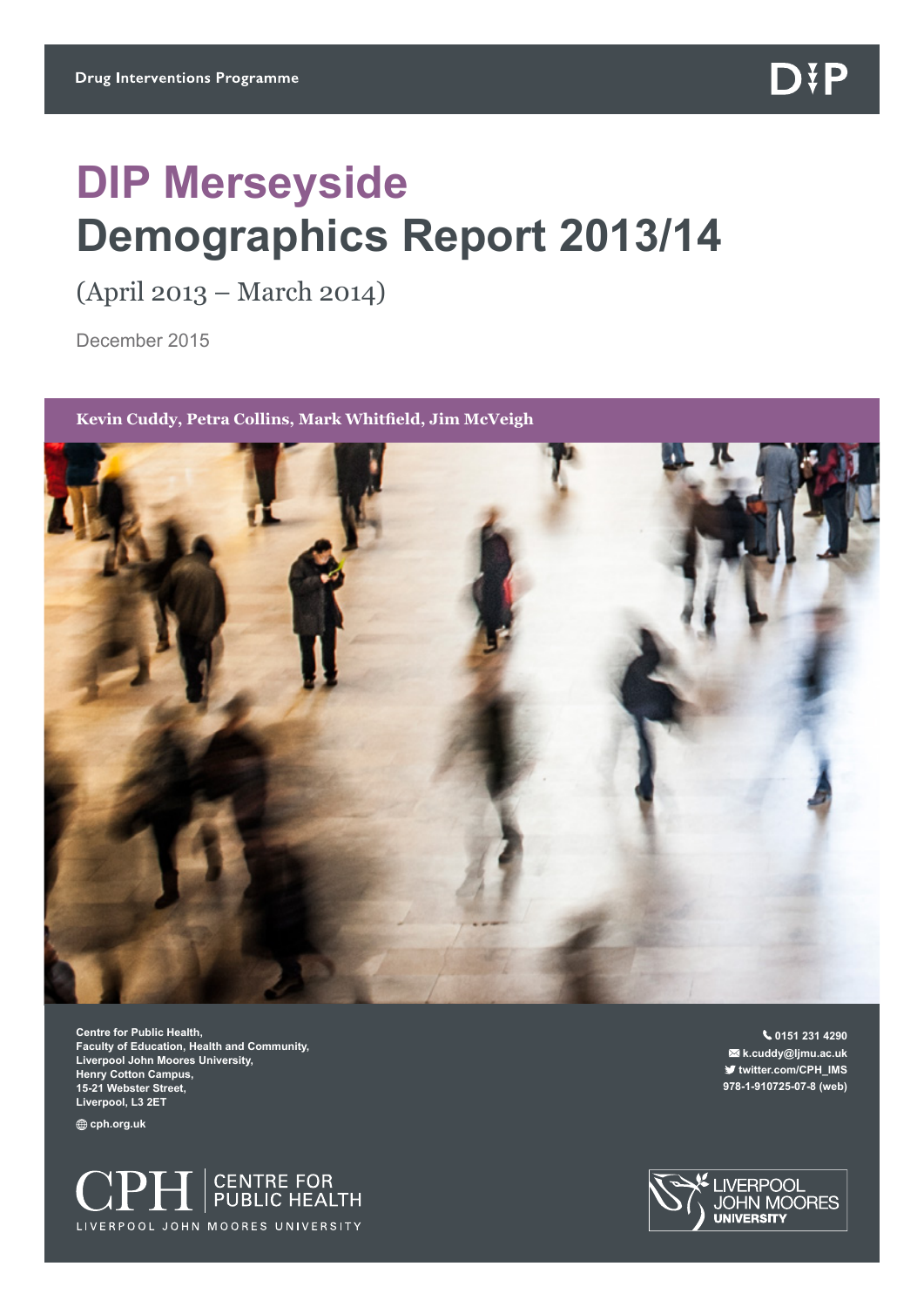Drug Interventions Programme

DIP

# DIP Merseyside
# Demographics Report 2013/14

(April 2013 – March 2014)

December 2015

**Kevin Cuddy, Petra Collins, Mark Whitfield, Jim McVeigh**

**Centre for Public Health,**
**Faculty of Education, Health and Community,**
**Liverpool John Moores University,**
**Henry Cotton Campus,**
**15-21 Webster Street,**
**Liverpool, L3 2ET**

**cph.org.uk**

**0151 231 4290**
**k.cuddy@ljmu.ac.uk**
**twitter.com/CPH_IMS**
**978-1-910725-07-8 (web)**

CPH | CENTRE FOR PUBLIC HEALTH
LIVERPOOL JOHN MOORES UNIVERSITY

LIVERPOOL JOHN MOORES UNIVERSITY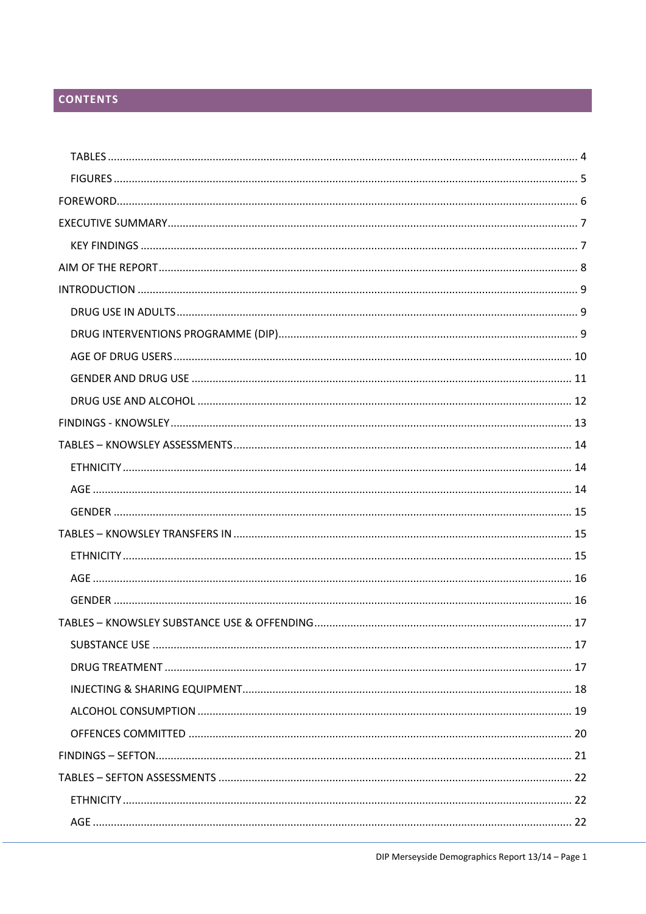## CONTENTS

- TABLES ... 4
- FIGURES ... 5
- FOREWORD ... 6
- EXECUTIVE SUMMARY ... 7
  - KEY FINDINGS ... 7
- AIM OF THE REPORT ... 8
- INTRODUCTION ... 9
  - DRUG USE IN ADULTS ... 9
  - DRUG INTERVENTIONS PROGRAMME (DIP) ... 9
  - AGE OF DRUG USERS ... 10
  - GENDER AND DRUG USE ... 11
  - DRUG USE AND ALCOHOL ... 12
- FINDINGS - KNOWSLEY ... 13
- TABLES – KNOWSLEY ASSESSMENTS ... 14
  - ETHNICITY ... 14
  - AGE ... 14
  - GENDER ... 15
- TABLES – KNOWSLEY TRANSFERS IN ... 15
  - ETHNICITY ... 15
  - AGE ... 16
  - GENDER ... 16
- TABLES – KNOWSLEY SUBSTANCE USE & OFFENDING ... 17
  - SUBSTANCE USE ... 17
  - DRUG TREATMENT ... 17
  - INJECTING & SHARING EQUIPMENT ... 18
  - ALCOHOL CONSUMPTION ... 19
  - OFFENCES COMMITTED ... 20
- FINDINGS – SEFTON ... 21
- TABLES – SEFTON ASSESSMENTS ... 22
  - ETHNICITY ... 22
  - AGE ... 22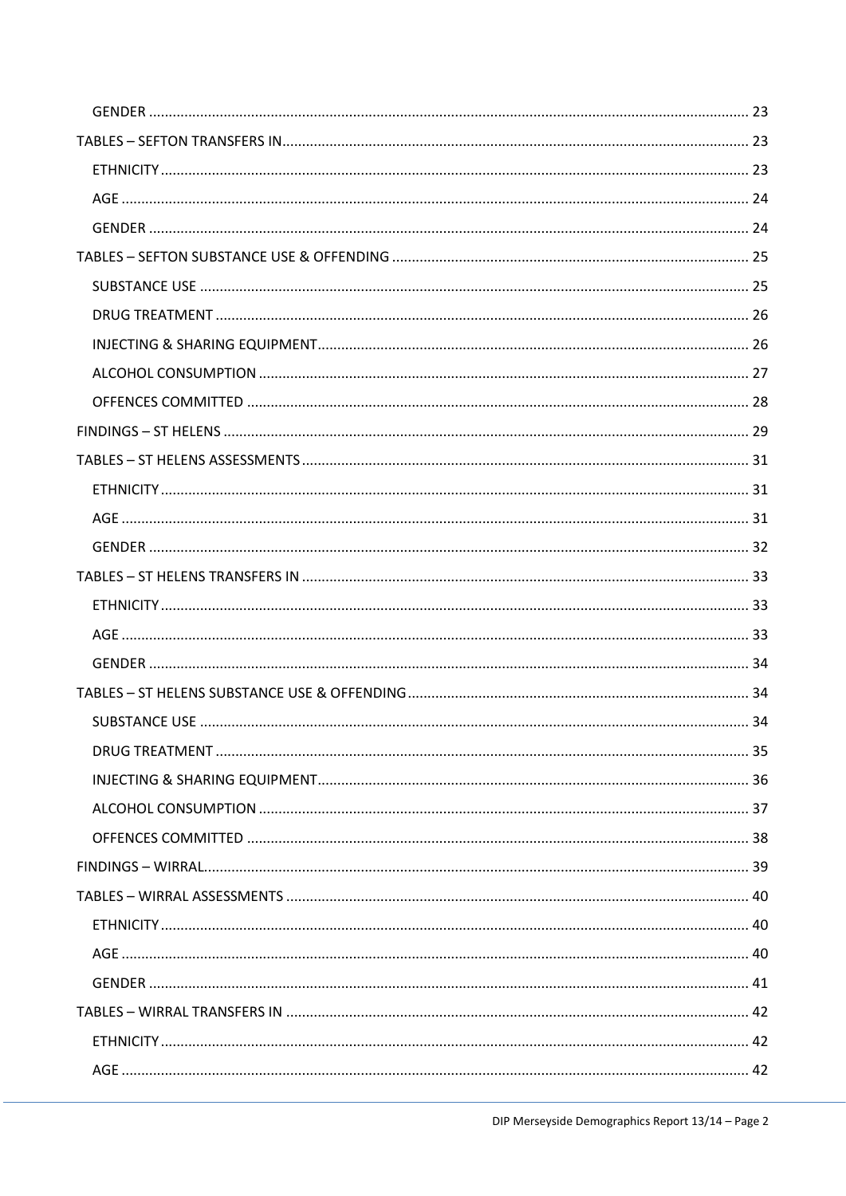GENDER ........................................................................................................................................ 23

TABLES – SEFTON TRANSFERS IN ...................................................................................................... 23

ETHNICITY .................................................................................................................................... 23

AGE ............................................................................................................................................... 24

GENDER ........................................................................................................................................ 24

TABLES – SEFTON SUBSTANCE USE & OFFENDING ........................................................................... 25

SUBSTANCE USE ........................................................................................................................... 25

DRUG TREATMENT ....................................................................................................................... 26

INJECTING & SHARING EQUIPMENT ............................................................................................. 26

ALCOHOL CONSUMPTION ............................................................................................................ 27

OFFENCES COMMITTED ............................................................................................................... 28

FINDINGS – ST HELENS ...................................................................................................................... 29

TABLES – ST HELENS ASSESSMENTS .................................................................................................. 31

ETHNICITY .................................................................................................................................... 31

AGE ............................................................................................................................................... 31

GENDER ........................................................................................................................................ 32

TABLES – ST HELENS TRANSFERS IN .................................................................................................. 33

ETHNICITY .................................................................................................................................... 33

AGE ............................................................................................................................................... 33

GENDER ........................................................................................................................................ 34

TABLES – ST HELENS SUBSTANCE USE & OFFENDING ....................................................................... 34

SUBSTANCE USE ........................................................................................................................... 34

DRUG TREATMENT ....................................................................................................................... 35

INJECTING & SHARING EQUIPMENT ............................................................................................. 36

ALCOHOL CONSUMPTION ............................................................................................................ 37

OFFENCES COMMITTED ............................................................................................................... 38

FINDINGS – WIRRAL ........................................................................................................................... 39

TABLES – WIRRAL ASSESSMENTS ...................................................................................................... 40

ETHNICITY .................................................................................................................................... 40

AGE ............................................................................................................................................... 40

GENDER ........................................................................................................................................ 41

TABLES – WIRRAL TRANSFERS IN ...................................................................................................... 42

ETHNICITY .................................................................................................................................... 42

AGE ............................................................................................................................................... 42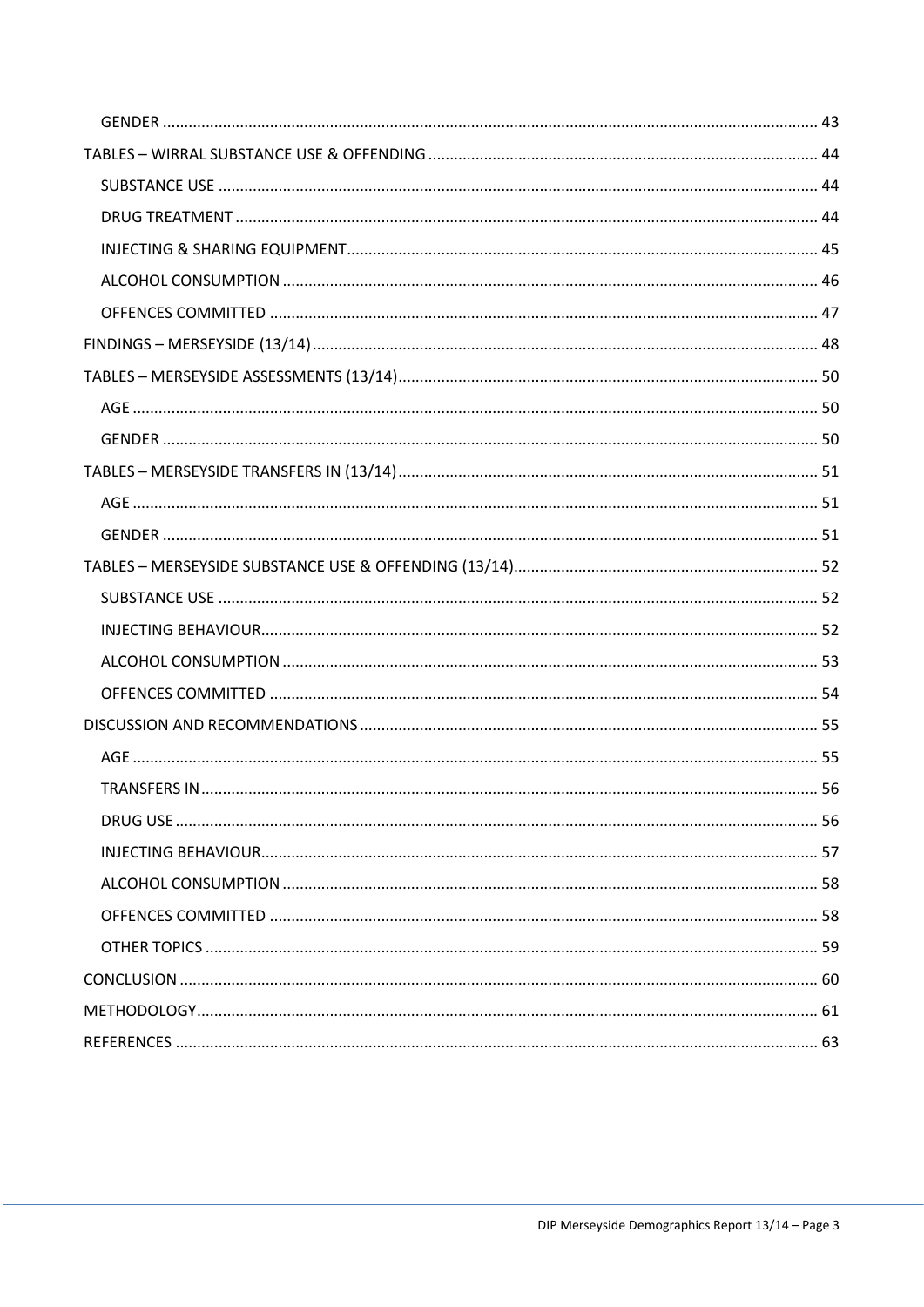GENDER ........................................................................................................................................ 43

TABLES – WIRRAL SUBSTANCE USE & OFFENDING ........................................................................................... 44

SUBSTANCE USE ........................................................................................................................................ 44

DRUG TREATMENT ..................................................................................................................................... 44

INJECTING & SHARING EQUIPMENT ............................................................................................................. 45

ALCOHOL CONSUMPTION .......................................................................................................................... 46

OFFENCES COMMITTED ............................................................................................................................. 47

FINDINGS – MERSEYSIDE (13/14) ...................................................................................................................... 48

TABLES – MERSEYSIDE ASSESSMENTS (13/14) ................................................................................................. 50

AGE ............................................................................................................................................................ 50

GENDER ...................................................................................................................................................... 50

TABLES – MERSEYSIDE TRANSFERS IN (13/14) ................................................................................................. 51

AGE ............................................................................................................................................................ 51

GENDER ...................................................................................................................................................... 51

TABLES – MERSEYSIDE SUBSTANCE USE & OFFENDING (13/14) ........................................................................ 52

SUBSTANCE USE ........................................................................................................................................ 52

INJECTING BEHAVIOUR ............................................................................................................................... 52

ALCOHOL CONSUMPTION .......................................................................................................................... 53

OFFENCES COMMITTED ............................................................................................................................. 54

DISCUSSION AND RECOMMENDATIONS .......................................................................................................... 55

AGE ............................................................................................................................................................ 55

TRANSFERS IN ............................................................................................................................................. 56

DRUG USE ................................................................................................................................................... 56

INJECTING BEHAVIOUR ............................................................................................................................... 57

ALCOHOL CONSUMPTION .......................................................................................................................... 58

OFFENCES COMMITTED ............................................................................................................................. 58

OTHER TOPICS ............................................................................................................................................ 59

CONCLUSION ................................................................................................................................................... 60

METHODOLOGY ............................................................................................................................................... 61

REFERENCES .................................................................................................................................................... 63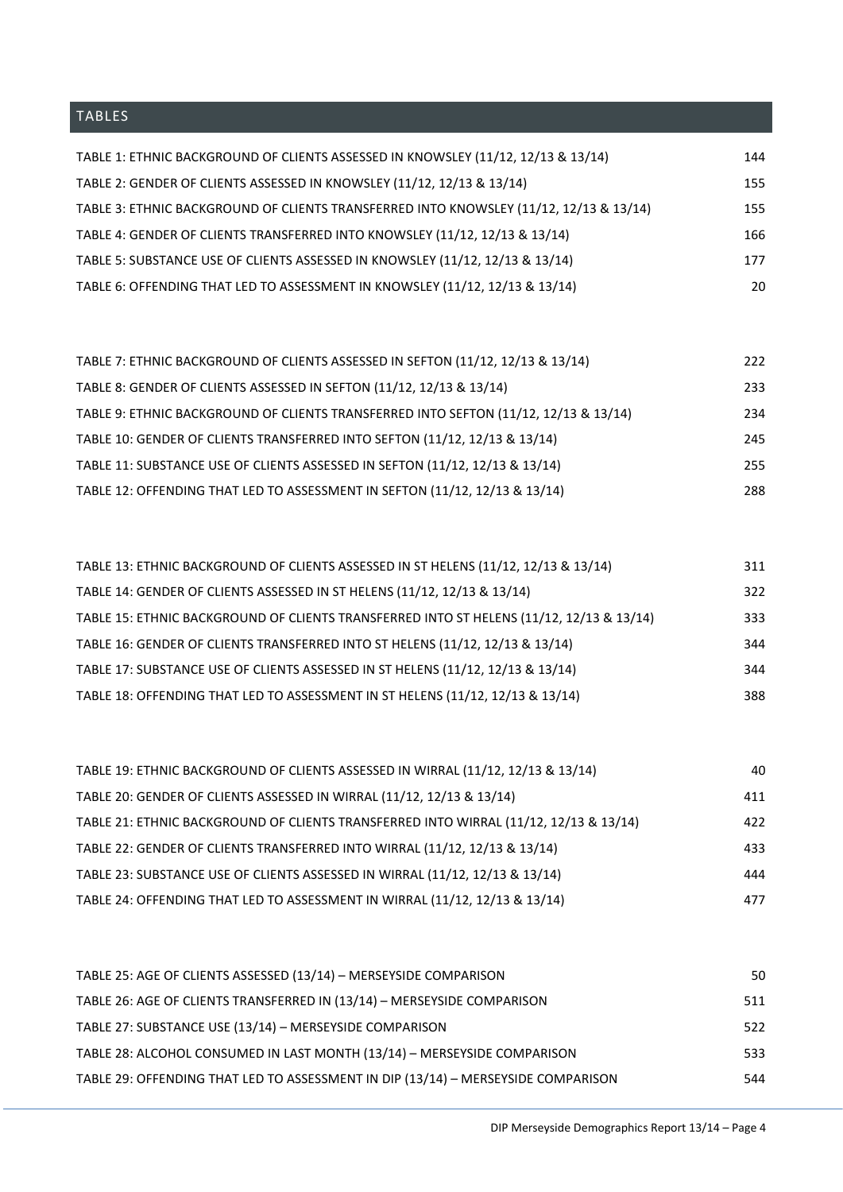## TABLES

TABLE 1: ETHNIC BACKGROUND OF CLIENTS ASSESSED IN KNOWSLEY (11/12, 12/13 & 13/14) 144
TABLE 2: GENDER OF CLIENTS ASSESSED IN KNOWSLEY (11/12, 12/13 & 13/14) 155
TABLE 3: ETHNIC BACKGROUND OF CLIENTS TRANSFERRED INTO KNOWSLEY (11/12, 12/13 & 13/14) 155
TABLE 4: GENDER OF CLIENTS TRANSFERRED INTO KNOWSLEY (11/12, 12/13 & 13/14) 166
TABLE 5: SUBSTANCE USE OF CLIENTS ASSESSED IN KNOWSLEY (11/12, 12/13 & 13/14) 177
TABLE 6: OFFENDING THAT LED TO ASSESSMENT IN KNOWSLEY (11/12, 12/13 & 13/14) 20

TABLE 7: ETHNIC BACKGROUND OF CLIENTS ASSESSED IN SEFTON (11/12, 12/13 & 13/14) 222
TABLE 8: GENDER OF CLIENTS ASSESSED IN SEFTON (11/12, 12/13 & 13/14) 233
TABLE 9: ETHNIC BACKGROUND OF CLIENTS TRANSFERRED INTO SEFTON (11/12, 12/13 & 13/14) 234
TABLE 10: GENDER OF CLIENTS TRANSFERRED INTO SEFTON (11/12, 12/13 & 13/14) 245
TABLE 11: SUBSTANCE USE OF CLIENTS ASSESSED IN SEFTON (11/12, 12/13 & 13/14) 255
TABLE 12: OFFENDING THAT LED TO ASSESSMENT IN SEFTON (11/12, 12/13 & 13/14) 288

TABLE 13: ETHNIC BACKGROUND OF CLIENTS ASSESSED IN ST HELENS (11/12, 12/13 & 13/14) 311
TABLE 14: GENDER OF CLIENTS ASSESSED IN ST HELENS (11/12, 12/13 & 13/14) 322
TABLE 15: ETHNIC BACKGROUND OF CLIENTS TRANSFERRED INTO ST HELENS (11/12, 12/13 & 13/14) 333
TABLE 16: GENDER OF CLIENTS TRANSFERRED INTO ST HELENS (11/12, 12/13 & 13/14) 344
TABLE 17: SUBSTANCE USE OF CLIENTS ASSESSED IN ST HELENS (11/12, 12/13 & 13/14) 344
TABLE 18: OFFENDING THAT LED TO ASSESSMENT IN ST HELENS (11/12, 12/13 & 13/14) 388

TABLE 19: ETHNIC BACKGROUND OF CLIENTS ASSESSED IN WIRRAL (11/12, 12/13 & 13/14) 40
TABLE 20: GENDER OF CLIENTS ASSESSED IN WIRRAL (11/12, 12/13 & 13/14) 411
TABLE 21: ETHNIC BACKGROUND OF CLIENTS TRANSFERRED INTO WIRRAL (11/12, 12/13 & 13/14) 422
TABLE 22: GENDER OF CLIENTS TRANSFERRED INTO WIRRAL (11/12, 12/13 & 13/14) 433
TABLE 23: SUBSTANCE USE OF CLIENTS ASSESSED IN WIRRAL (11/12, 12/13 & 13/14) 444
TABLE 24: OFFENDING THAT LED TO ASSESSMENT IN WIRRAL (11/12, 12/13 & 13/14) 477

TABLE 25: AGE OF CLIENTS ASSESSED (13/14) – MERSEYSIDE COMPARISON 50
TABLE 26: AGE OF CLIENTS TRANSFERRED IN (13/14) – MERSEYSIDE COMPARISON 511
TABLE 27: SUBSTANCE USE (13/14) – MERSEYSIDE COMPARISON 522
TABLE 28: ALCOHOL CONSUMED IN LAST MONTH (13/14) – MERSEYSIDE COMPARISON 533
TABLE 29: OFFENDING THAT LED TO ASSESSMENT IN DIP (13/14) – MERSEYSIDE COMPARISON 544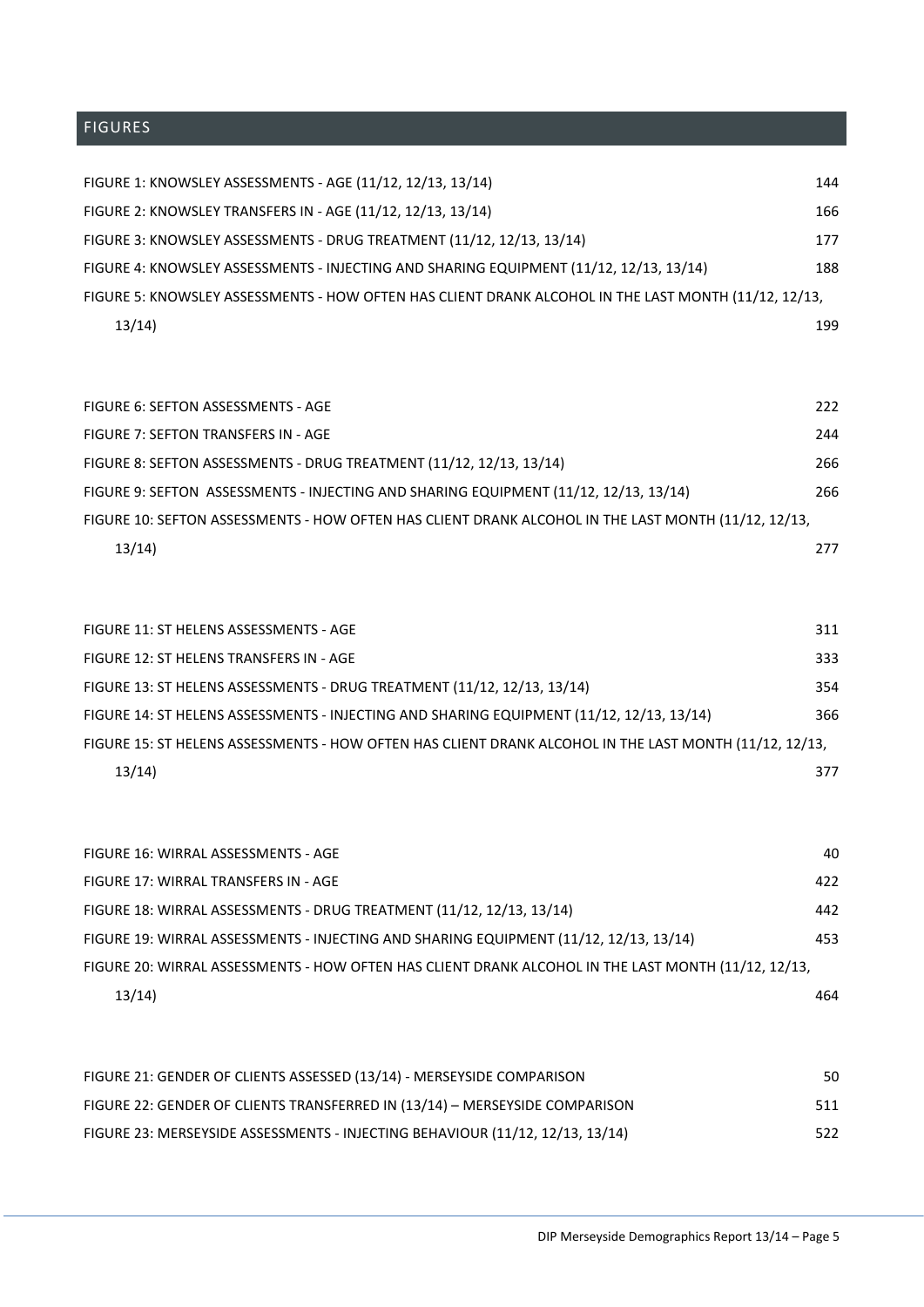## FIGURES

FIGURE 1: KNOWSLEY ASSESSMENTS - AGE (11/12, 12/13, 13/14) 144
FIGURE 2: KNOWSLEY TRANSFERS IN - AGE (11/12, 12/13, 13/14) 166
FIGURE 3: KNOWSLEY ASSESSMENTS - DRUG TREATMENT (11/12, 12/13, 13/14) 177
FIGURE 4: KNOWSLEY ASSESSMENTS - INJECTING AND SHARING EQUIPMENT (11/12, 12/13, 13/14) 188
FIGURE 5: KNOWSLEY ASSESSMENTS - HOW OFTEN HAS CLIENT DRANK ALCOHOL IN THE LAST MONTH (11/12, 12/13, 13/14) 199

FIGURE 6: SEFTON ASSESSMENTS - AGE 222
FIGURE 7: SEFTON TRANSFERS IN - AGE 244
FIGURE 8: SEFTON ASSESSMENTS - DRUG TREATMENT (11/12, 12/13, 13/14) 266
FIGURE 9: SEFTON ASSESSMENTS - INJECTING AND SHARING EQUIPMENT (11/12, 12/13, 13/14) 266
FIGURE 10: SEFTON ASSESSMENTS - HOW OFTEN HAS CLIENT DRANK ALCOHOL IN THE LAST MONTH (11/12, 12/13, 13/14) 277

FIGURE 11: ST HELENS ASSESSMENTS - AGE 311
FIGURE 12: ST HELENS TRANSFERS IN - AGE 333
FIGURE 13: ST HELENS ASSESSMENTS - DRUG TREATMENT (11/12, 12/13, 13/14) 354
FIGURE 14: ST HELENS ASSESSMENTS - INJECTING AND SHARING EQUIPMENT (11/12, 12/13, 13/14) 366
FIGURE 15: ST HELENS ASSESSMENTS - HOW OFTEN HAS CLIENT DRANK ALCOHOL IN THE LAST MONTH (11/12, 12/13, 13/14) 377

FIGURE 16: WIRRAL ASSESSMENTS - AGE 40
FIGURE 17: WIRRAL TRANSFERS IN - AGE 422
FIGURE 18: WIRRAL ASSESSMENTS - DRUG TREATMENT (11/12, 12/13, 13/14) 442
FIGURE 19: WIRRAL ASSESSMENTS - INJECTING AND SHARING EQUIPMENT (11/12, 12/13, 13/14) 453
FIGURE 20: WIRRAL ASSESSMENTS - HOW OFTEN HAS CLIENT DRANK ALCOHOL IN THE LAST MONTH (11/12, 12/13, 13/14) 464

FIGURE 21: GENDER OF CLIENTS ASSESSED (13/14) - MERSEYSIDE COMPARISON 50
FIGURE 22: GENDER OF CLIENTS TRANSFERRED IN (13/14) – MERSEYSIDE COMPARISON 511
FIGURE 23: MERSEYSIDE ASSESSMENTS - INJECTING BEHAVIOUR (11/12, 12/13, 13/14) 522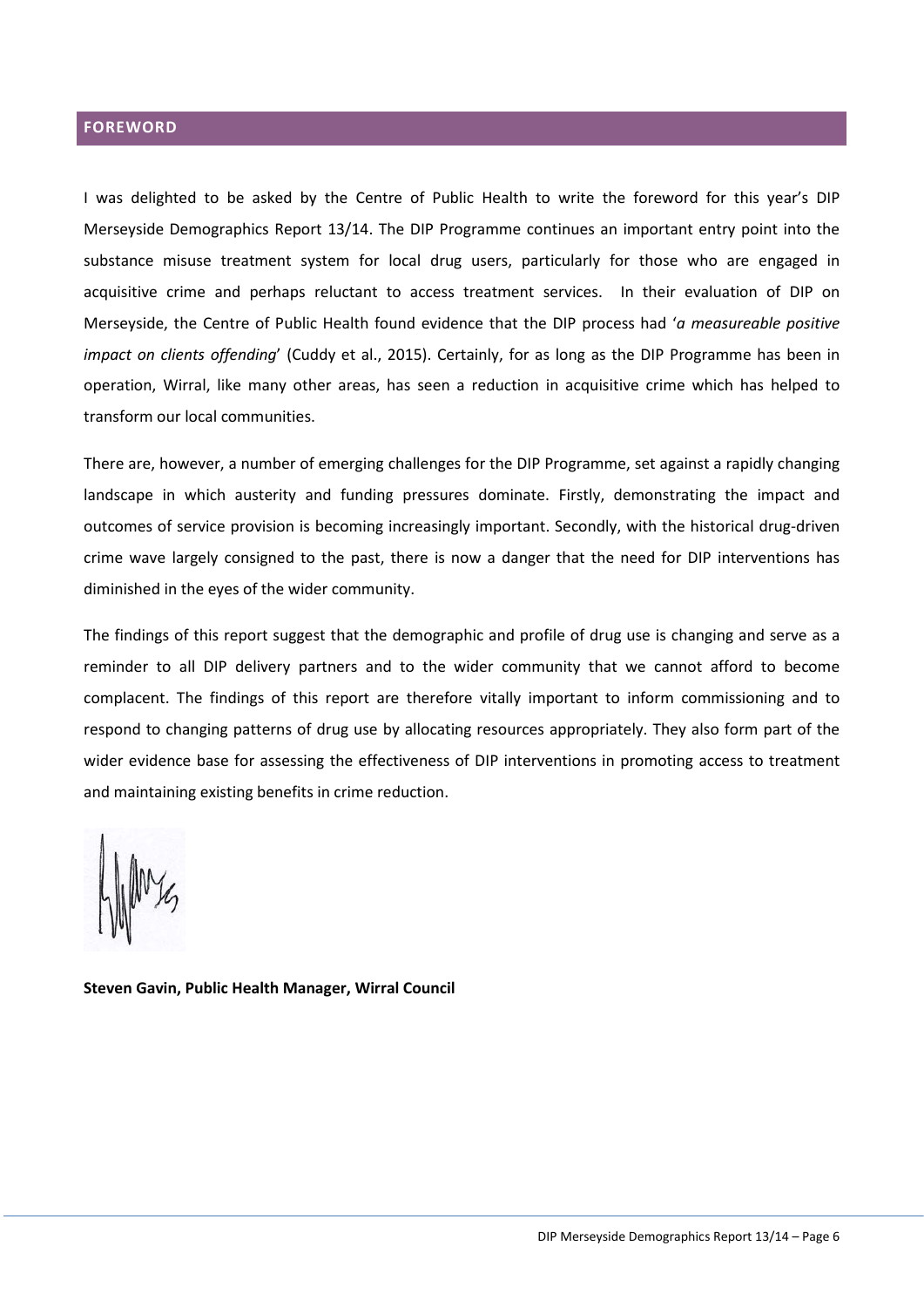## FOREWORD

I was delighted to be asked by the Centre of Public Health to write the foreword for this year's DIP Merseyside Demographics Report 13/14. The DIP Programme continues an important entry point into the substance misuse treatment system for local drug users, particularly for those who are engaged in acquisitive crime and perhaps reluctant to access treatment services. In their evaluation of DIP on Merseyside, the Centre of Public Health found evidence that the DIP process had '*a measureable positive impact on clients offending*' (Cuddy et al., 2015). Certainly, for as long as the DIP Programme has been in operation, Wirral, like many other areas, has seen a reduction in acquisitive crime which has helped to transform our local communities.

There are, however, a number of emerging challenges for the DIP Programme, set against a rapidly changing landscape in which austerity and funding pressures dominate. Firstly, demonstrating the impact and outcomes of service provision is becoming increasingly important. Secondly, with the historical drug-driven crime wave largely consigned to the past, there is now a danger that the need for DIP interventions has diminished in the eyes of the wider community.

The findings of this report suggest that the demographic and profile of drug use is changing and serve as a reminder to all DIP delivery partners and to the wider community that we cannot afford to become complacent. The findings of this report are therefore vitally important to inform commissioning and to respond to changing patterns of drug use by allocating resources appropriately. They also form part of the wider evidence base for assessing the effectiveness of DIP interventions in promoting access to treatment and maintaining existing benefits in crime reduction.

**Steven Gavin, Public Health Manager, Wirral Council**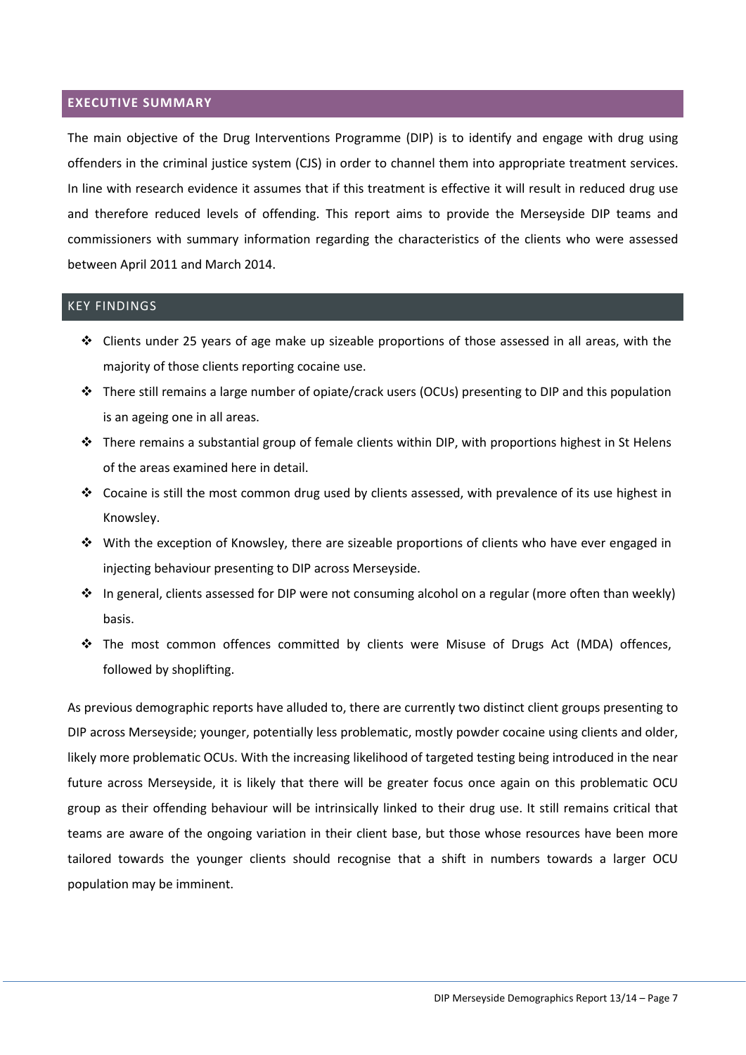## EXECUTIVE SUMMARY

The main objective of the Drug Interventions Programme (DIP) is to identify and engage with drug using offenders in the criminal justice system (CJS) in order to channel them into appropriate treatment services. In line with research evidence it assumes that if this treatment is effective it will result in reduced drug use and therefore reduced levels of offending. This report aims to provide the Merseyside DIP teams and commissioners with summary information regarding the characteristics of the clients who were assessed between April 2011 and March 2014.

## KEY FINDINGS

- Clients under 25 years of age make up sizeable proportions of those assessed in all areas, with the majority of those clients reporting cocaine use.
- There still remains a large number of opiate/crack users (OCUs) presenting to DIP and this population is an ageing one in all areas.
- There remains a substantial group of female clients within DIP, with proportions highest in St Helens of the areas examined here in detail.
- Cocaine is still the most common drug used by clients assessed, with prevalence of its use highest in Knowsley.
- With the exception of Knowsley, there are sizeable proportions of clients who have ever engaged in injecting behaviour presenting to DIP across Merseyside.
- In general, clients assessed for DIP were not consuming alcohol on a regular (more often than weekly) basis.
- The most common offences committed by clients were Misuse of Drugs Act (MDA) offences, followed by shoplifting.

As previous demographic reports have alluded to, there are currently two distinct client groups presenting to DIP across Merseyside; younger, potentially less problematic, mostly powder cocaine using clients and older, likely more problematic OCUs. With the increasing likelihood of targeted testing being introduced in the near future across Merseyside, it is likely that there will be greater focus once again on this problematic OCU group as their offending behaviour will be intrinsically linked to their drug use. It still remains critical that teams are aware of the ongoing variation in their client base, but those whose resources have been more tailored towards the younger clients should recognise that a shift in numbers towards a larger OCU population may be imminent.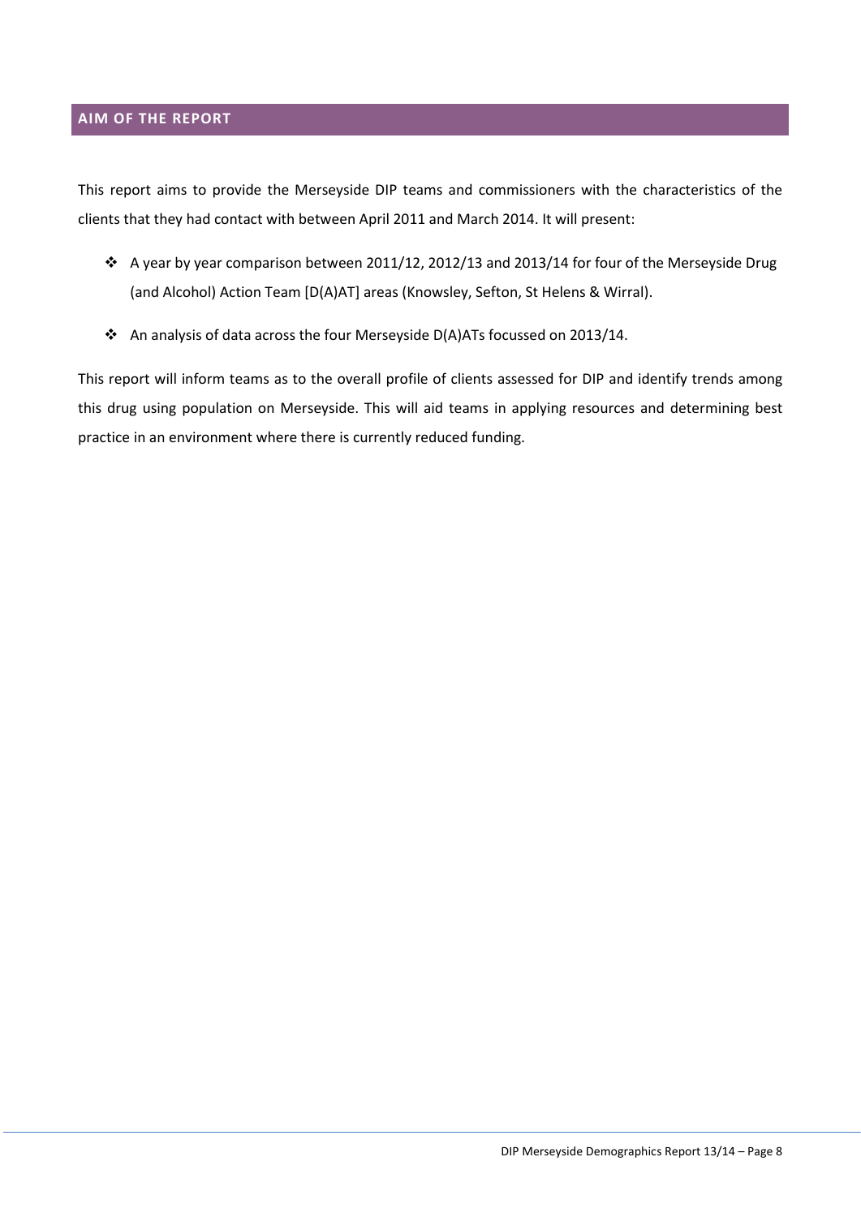## AIM OF THE REPORT

This report aims to provide the Merseyside DIP teams and commissioners with the characteristics of the clients that they had contact with between April 2011 and March 2014. It will present:

- A year by year comparison between 2011/12, 2012/13 and 2013/14 for four of the Merseyside Drug (and Alcohol) Action Team [D(A)AT] areas (Knowsley, Sefton, St Helens & Wirral).
- An analysis of data across the four Merseyside D(A)ATs focussed on 2013/14.

This report will inform teams as to the overall profile of clients assessed for DIP and identify trends among this drug using population on Merseyside. This will aid teams in applying resources and determining best practice in an environment where there is currently reduced funding.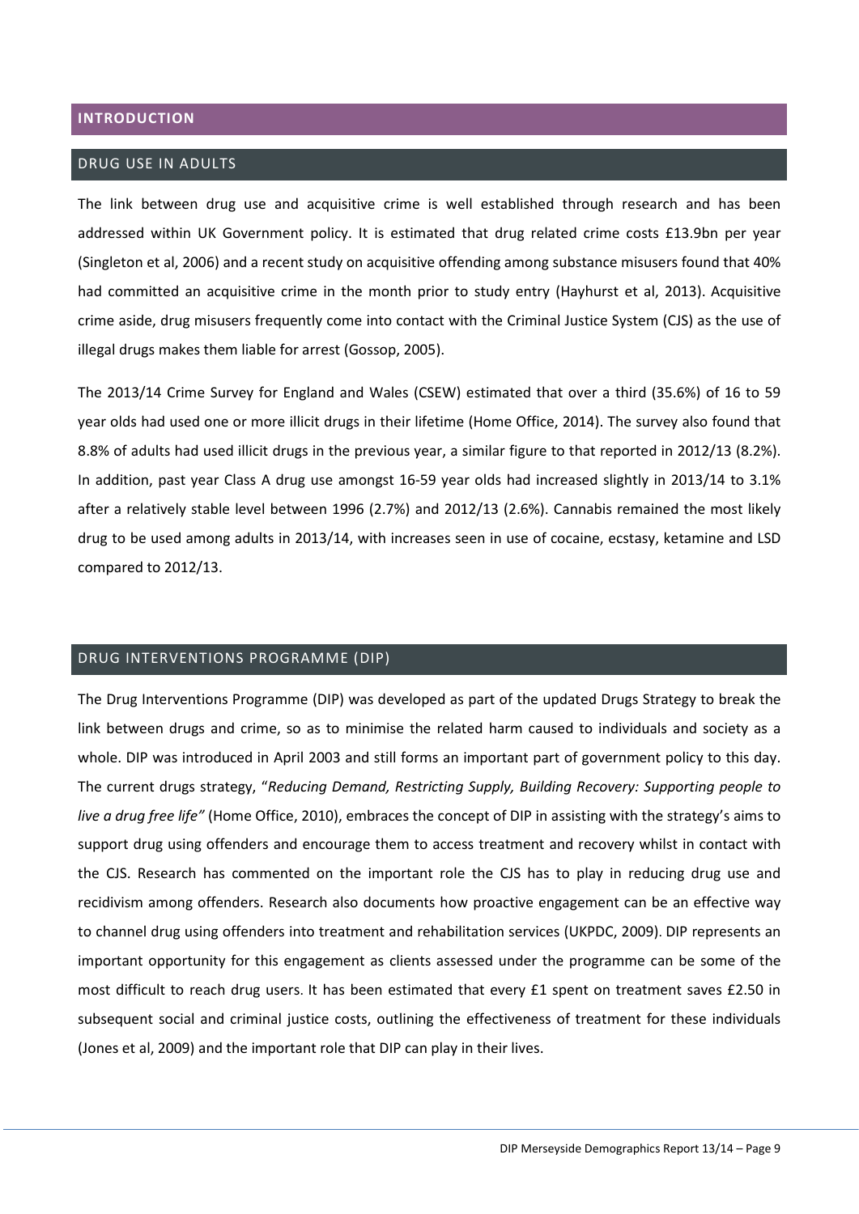# INTRODUCTION

## DRUG USE IN ADULTS

The link between drug use and acquisitive crime is well established through research and has been addressed within UK Government policy. It is estimated that drug related crime costs £13.9bn per year (Singleton et al, 2006) and a recent study on acquisitive offending among substance misusers found that 40% had committed an acquisitive crime in the month prior to study entry (Hayhurst et al, 2013). Acquisitive crime aside, drug misusers frequently come into contact with the Criminal Justice System (CJS) as the use of illegal drugs makes them liable for arrest (Gossop, 2005).

The 2013/14 Crime Survey for England and Wales (CSEW) estimated that over a third (35.6%) of 16 to 59 year olds had used one or more illicit drugs in their lifetime (Home Office, 2014). The survey also found that 8.8% of adults had used illicit drugs in the previous year, a similar figure to that reported in 2012/13 (8.2%). In addition, past year Class A drug use amongst 16-59 year olds had increased slightly in 2013/14 to 3.1% after a relatively stable level between 1996 (2.7%) and 2012/13 (2.6%). Cannabis remained the most likely drug to be used among adults in 2013/14, with increases seen in use of cocaine, ecstasy, ketamine and LSD compared to 2012/13.

## DRUG INTERVENTIONS PROGRAMME (DIP)

The Drug Interventions Programme (DIP) was developed as part of the updated Drugs Strategy to break the link between drugs and crime, so as to minimise the related harm caused to individuals and society as a whole. DIP was introduced in April 2003 and still forms an important part of government policy to this day. The current drugs strategy, "*Reducing Demand, Restricting Supply, Building Recovery: Supporting people to live a drug free life"* (Home Office, 2010), embraces the concept of DIP in assisting with the strategy's aims to support drug using offenders and encourage them to access treatment and recovery whilst in contact with the CJS. Research has commented on the important role the CJS has to play in reducing drug use and recidivism among offenders. Research also documents how proactive engagement can be an effective way to channel drug using offenders into treatment and rehabilitation services (UKPDC, 2009). DIP represents an important opportunity for this engagement as clients assessed under the programme can be some of the most difficult to reach drug users. It has been estimated that every £1 spent on treatment saves £2.50 in subsequent social and criminal justice costs, outlining the effectiveness of treatment for these individuals (Jones et al, 2009) and the important role that DIP can play in their lives.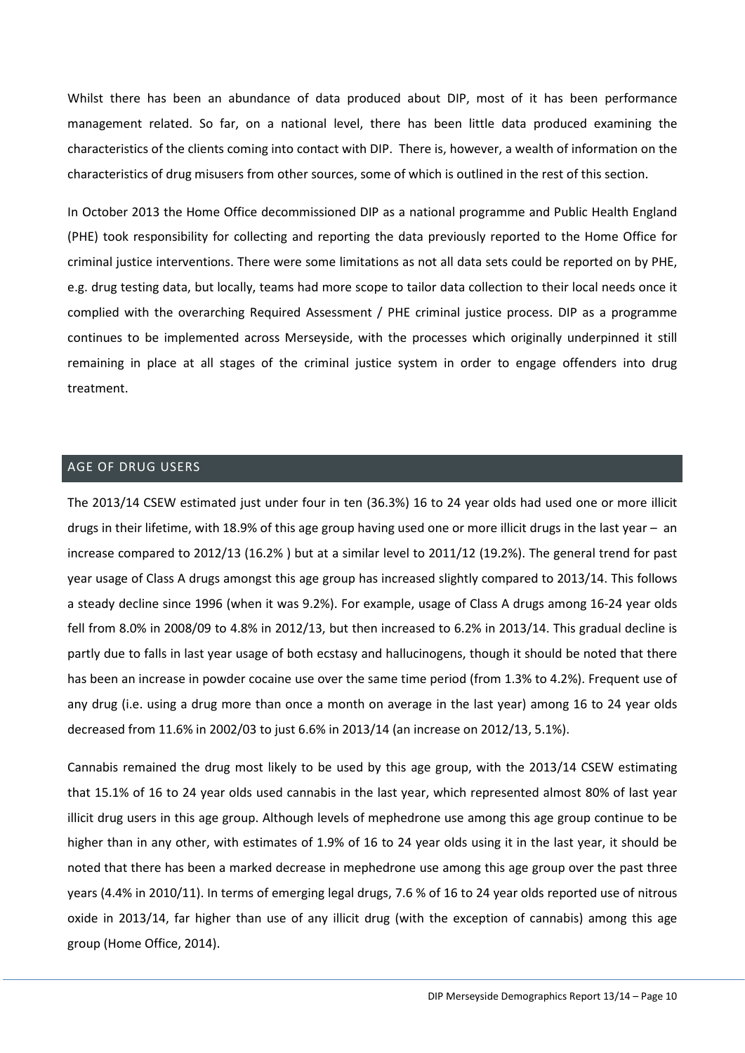Whilst there has been an abundance of data produced about DIP, most of it has been performance management related. So far, on a national level, there has been little data produced examining the characteristics of the clients coming into contact with DIP. There is, however, a wealth of information on the characteristics of drug misusers from other sources, some of which is outlined in the rest of this section.

In October 2013 the Home Office decommissioned DIP as a national programme and Public Health England (PHE) took responsibility for collecting and reporting the data previously reported to the Home Office for criminal justice interventions. There were some limitations as not all data sets could be reported on by PHE, e.g. drug testing data, but locally, teams had more scope to tailor data collection to their local needs once it complied with the overarching Required Assessment / PHE criminal justice process. DIP as a programme continues to be implemented across Merseyside, with the processes which originally underpinned it still remaining in place at all stages of the criminal justice system in order to engage offenders into drug treatment.

## AGE OF DRUG USERS

The 2013/14 CSEW estimated just under four in ten (36.3%) 16 to 24 year olds had used one or more illicit drugs in their lifetime, with 18.9% of this age group having used one or more illicit drugs in the last year – an increase compared to 2012/13 (16.2% ) but at a similar level to 2011/12 (19.2%). The general trend for past year usage of Class A drugs amongst this age group has increased slightly compared to 2013/14. This follows a steady decline since 1996 (when it was 9.2%). For example, usage of Class A drugs among 16-24 year olds fell from 8.0% in 2008/09 to 4.8% in 2012/13, but then increased to 6.2% in 2013/14. This gradual decline is partly due to falls in last year usage of both ecstasy and hallucinogens, though it should be noted that there has been an increase in powder cocaine use over the same time period (from 1.3% to 4.2%). Frequent use of any drug (i.e. using a drug more than once a month on average in the last year) among 16 to 24 year olds decreased from 11.6% in 2002/03 to just 6.6% in 2013/14 (an increase on 2012/13, 5.1%).

Cannabis remained the drug most likely to be used by this age group, with the 2013/14 CSEW estimating that 15.1% of 16 to 24 year olds used cannabis in the last year, which represented almost 80% of last year illicit drug users in this age group. Although levels of mephedrone use among this age group continue to be higher than in any other, with estimates of 1.9% of 16 to 24 year olds using it in the last year, it should be noted that there has been a marked decrease in mephedrone use among this age group over the past three years (4.4% in 2010/11). In terms of emerging legal drugs, 7.6 % of 16 to 24 year olds reported use of nitrous oxide in 2013/14, far higher than use of any illicit drug (with the exception of cannabis) among this age group (Home Office, 2014).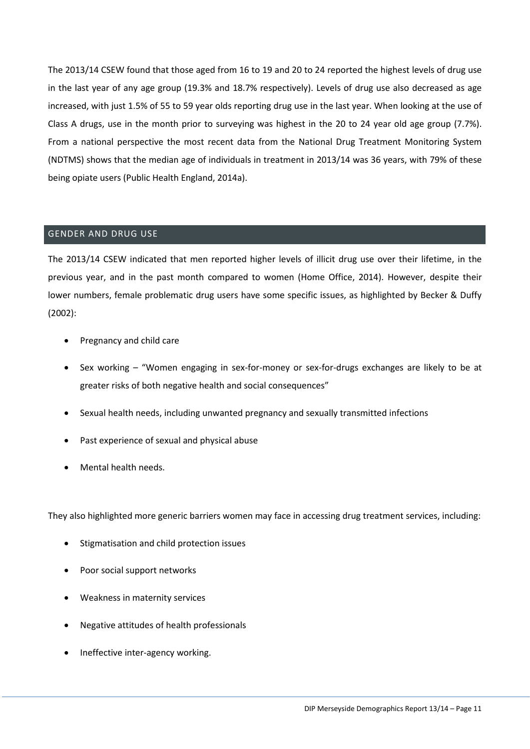The 2013/14 CSEW found that those aged from 16 to 19 and 20 to 24 reported the highest levels of drug use in the last year of any age group (19.3% and 18.7% respectively). Levels of drug use also decreased as age increased, with just 1.5% of 55 to 59 year olds reporting drug use in the last year. When looking at the use of Class A drugs, use in the month prior to surveying was highest in the 20 to 24 year old age group (7.7%). From a national perspective the most recent data from the National Drug Treatment Monitoring System (NDTMS) shows that the median age of individuals in treatment in 2013/14 was 36 years, with 79% of these being opiate users (Public Health England, 2014a).

## GENDER AND DRUG USE

The 2013/14 CSEW indicated that men reported higher levels of illicit drug use over their lifetime, in the previous year, and in the past month compared to women (Home Office, 2014). However, despite their lower numbers, female problematic drug users have some specific issues, as highlighted by Becker & Duffy (2002):

- Pregnancy and child care
- Sex working – "Women engaging in sex-for-money or sex-for-drugs exchanges are likely to be at greater risks of both negative health and social consequences"
- Sexual health needs, including unwanted pregnancy and sexually transmitted infections
- Past experience of sexual and physical abuse
- Mental health needs.

They also highlighted more generic barriers women may face in accessing drug treatment services, including:

- Stigmatisation and child protection issues
- Poor social support networks
- Weakness in maternity services
- Negative attitudes of health professionals
- Ineffective inter-agency working.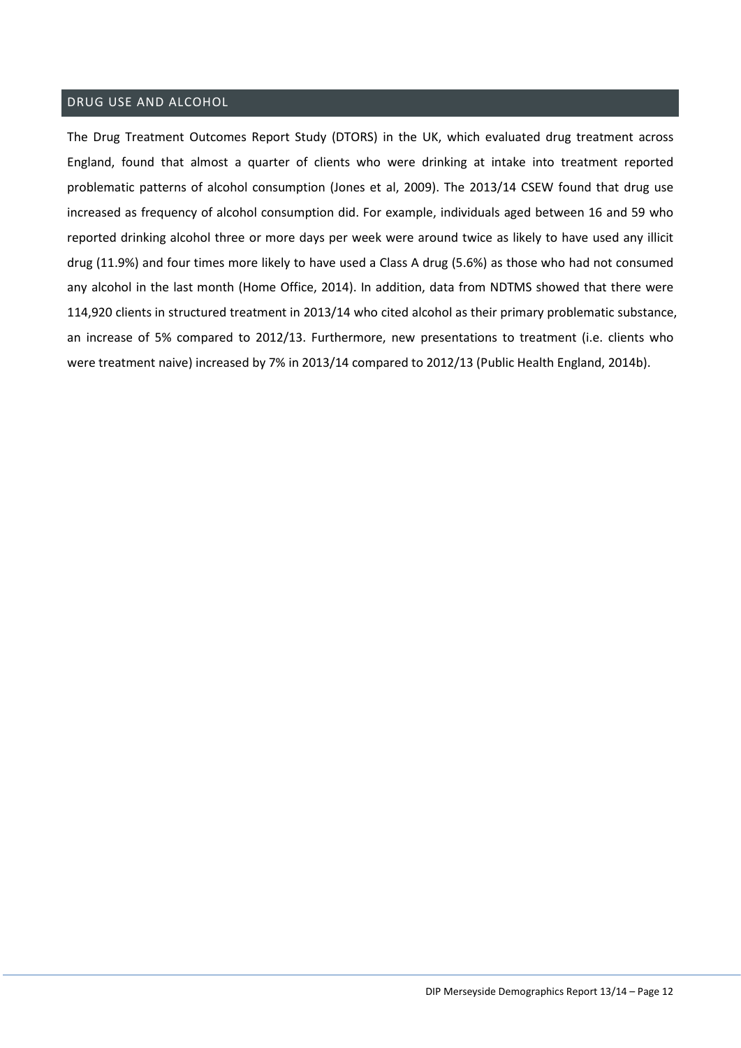## DRUG USE AND ALCOHOL

The Drug Treatment Outcomes Report Study (DTORS) in the UK, which evaluated drug treatment across England, found that almost a quarter of clients who were drinking at intake into treatment reported problematic patterns of alcohol consumption (Jones et al, 2009). The 2013/14 CSEW found that drug use increased as frequency of alcohol consumption did. For example, individuals aged between 16 and 59 who reported drinking alcohol three or more days per week were around twice as likely to have used any illicit drug (11.9%) and four times more likely to have used a Class A drug (5.6%) as those who had not consumed any alcohol in the last month (Home Office, 2014). In addition, data from NDTMS showed that there were 114,920 clients in structured treatment in 2013/14 who cited alcohol as their primary problematic substance, an increase of 5% compared to 2012/13. Furthermore, new presentations to treatment (i.e. clients who were treatment naive) increased by 7% in 2013/14 compared to 2012/13 (Public Health England, 2014b).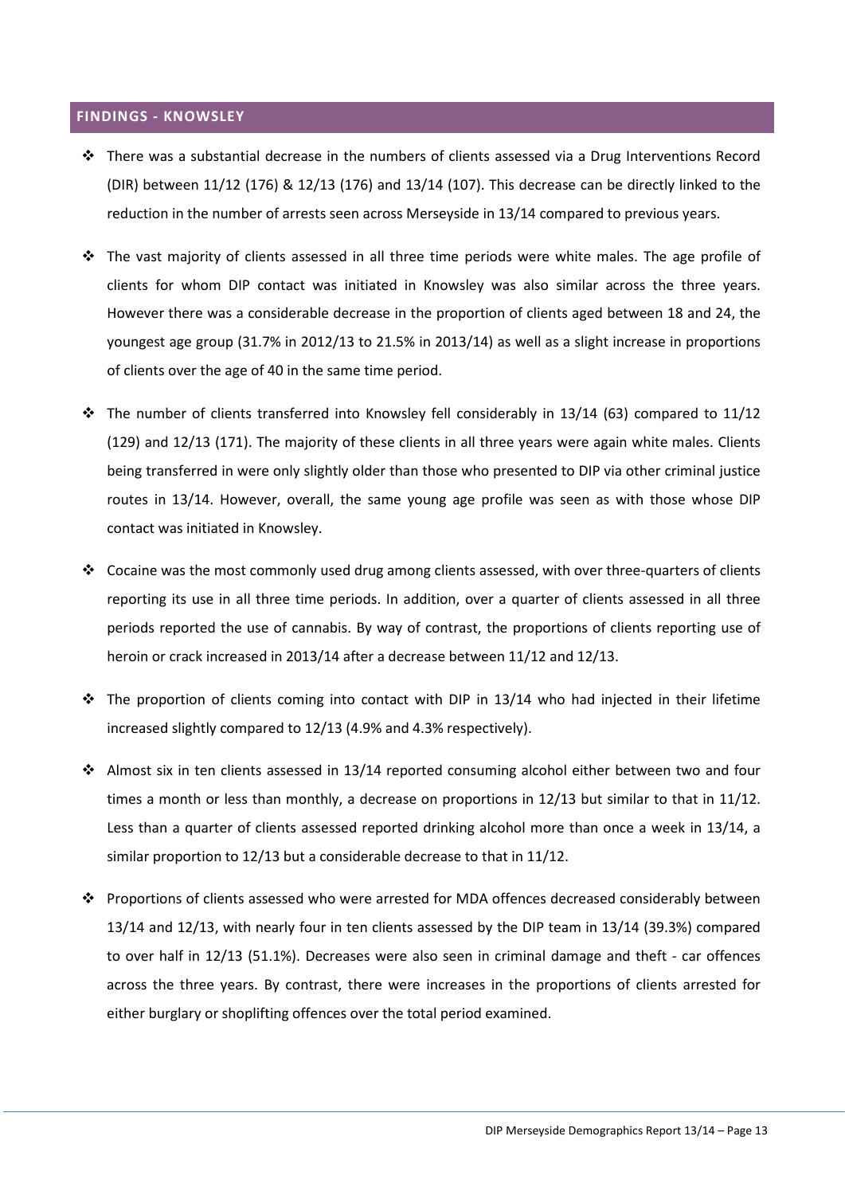## FINDINGS - KNOWSLEY

- There was a substantial decrease in the numbers of clients assessed via a Drug Interventions Record (DIR) between 11/12 (176) & 12/13 (176) and 13/14 (107). This decrease can be directly linked to the reduction in the number of arrests seen across Merseyside in 13/14 compared to previous years.
- The vast majority of clients assessed in all three time periods were white males. The age profile of clients for whom DIP contact was initiated in Knowsley was also similar across the three years. However there was a considerable decrease in the proportion of clients aged between 18 and 24, the youngest age group (31.7% in 2012/13 to 21.5% in 2013/14) as well as a slight increase in proportions of clients over the age of 40 in the same time period.
- The number of clients transferred into Knowsley fell considerably in 13/14 (63) compared to 11/12 (129) and 12/13 (171). The majority of these clients in all three years were again white males. Clients being transferred in were only slightly older than those who presented to DIP via other criminal justice routes in 13/14. However, overall, the same young age profile was seen as with those whose DIP contact was initiated in Knowsley.
- Cocaine was the most commonly used drug among clients assessed, with over three-quarters of clients reporting its use in all three time periods. In addition, over a quarter of clients assessed in all three periods reported the use of cannabis. By way of contrast, the proportions of clients reporting use of heroin or crack increased in 2013/14 after a decrease between 11/12 and 12/13.
- The proportion of clients coming into contact with DIP in 13/14 who had injected in their lifetime increased slightly compared to 12/13 (4.9% and 4.3% respectively).
- Almost six in ten clients assessed in 13/14 reported consuming alcohol either between two and four times a month or less than monthly, a decrease on proportions in 12/13 but similar to that in 11/12. Less than a quarter of clients assessed reported drinking alcohol more than once a week in 13/14, a similar proportion to 12/13 but a considerable decrease to that in 11/12.
- Proportions of clients assessed who were arrested for MDA offences decreased considerably between 13/14 and 12/13, with nearly four in ten clients assessed by the DIP team in 13/14 (39.3%) compared to over half in 12/13 (51.1%). Decreases were also seen in criminal damage and theft - car offences across the three years. By contrast, there were increases in the proportions of clients arrested for either burglary or shoplifting offences over the total period examined.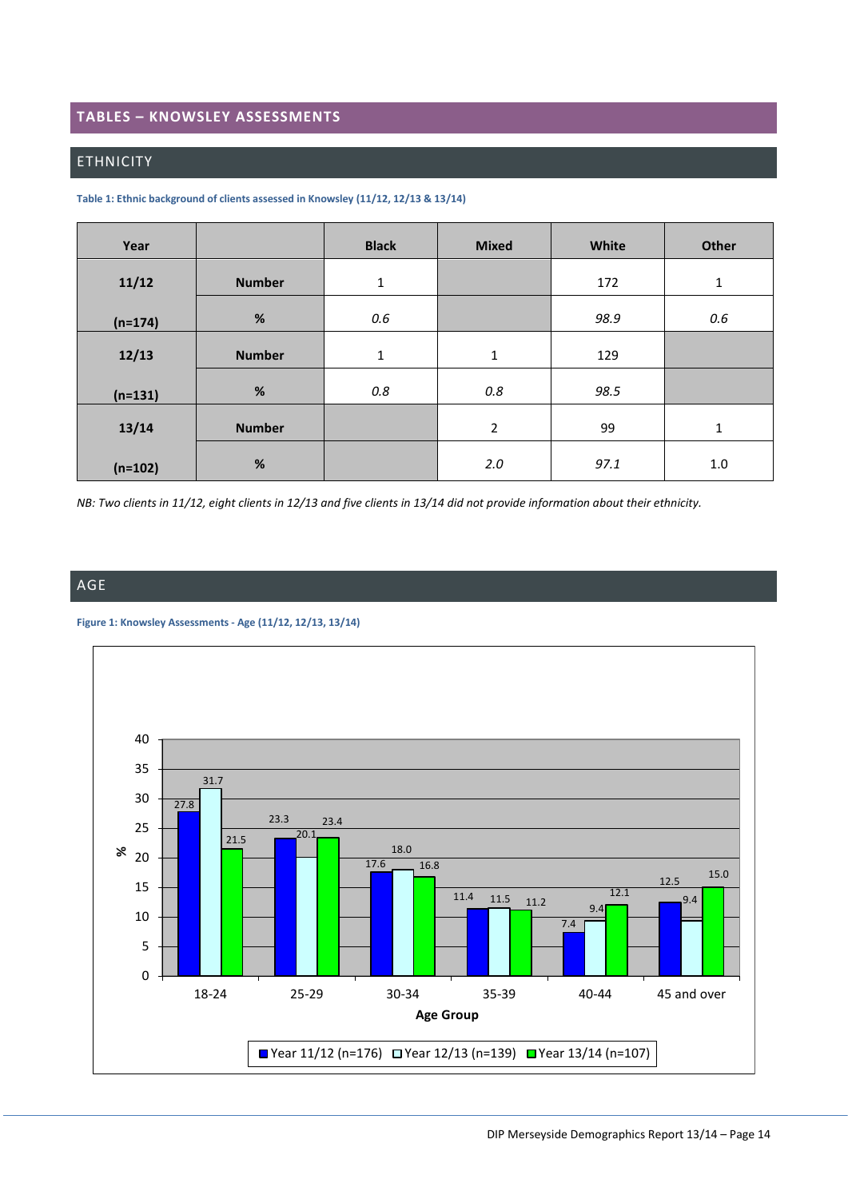## TABLES – KNOWSLEY ASSESSMENTS

### ETHNICITY

**Table 1: Ethnic background of clients assessed in Knowsley (11/12, 12/13 & 13/14)**

| Year | | Black | Mixed | White | Other |
|---|---|---|---|---|---|
| 11/12 | Number | 1 | | 172 | 1 |
| (n=174) | % | *0.6* | | *98.9* | *0.6* |
| 12/13 | Number | 1 | 1 | 129 | |
| (n=131) | % | *0.8* | *0.8* | *98.5* | |
| 13/14 | Number | | 2 | 99 | 1 |
| (n=102) | % | | *2.0* | *97.1* | 1.0 |

*NB: Two clients in 11/12, eight clients in 12/13 and five clients in 13/14 did not provide information about their ethnicity.*

### AGE

**Figure 1: Knowsley Assessments - Age (11/12, 12/13, 13/14)**

| Age Group (%) | Year 11/12 (n=176) | Year 12/13 (n=139) | Year 13/14 (n=107) |
|---|---|---|---|
| 18-24 | 27.8 | 31.7 | 21.5 |
| 25-29 | 23.3 | 20.1 | 23.4 |
| 30-34 | 17.6 | 18.0 | 16.8 |
| 35-39 | 11.4 | 11.5 | 11.2 |
| 40-44 | 7.4 | 9.4 | 12.1 |
| 45 and over | 12.5 | 9.4 | 15.0 |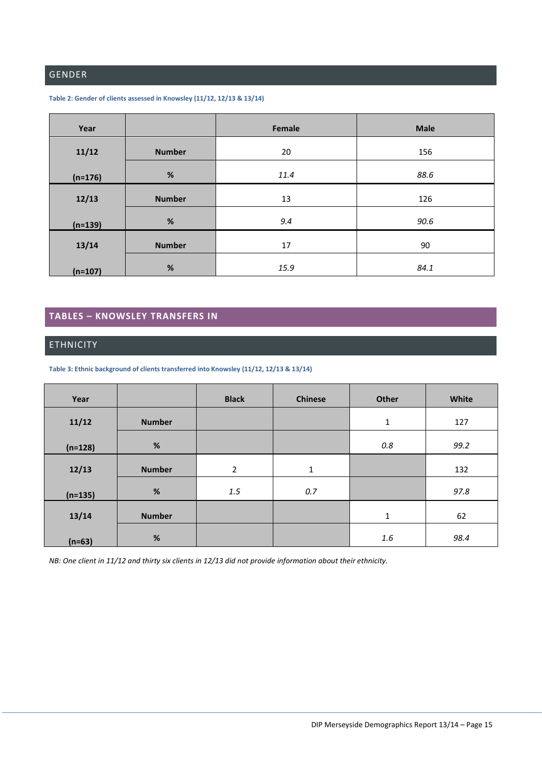## GENDER

**Table 2: Gender of clients assessed in Knowsley (11/12, 12/13 & 13/14)**

| Year | | Female | Male |
|---|---|---|---|
| 11/12 | Number | 20 | 156 |
| (n=176) | % | *11.4* | *88.6* |
| 12/13 | Number | 13 | 126 |
| (n=139) | % | *9.4* | *90.6* |
| 13/14 | Number | 17 | 90 |
| (n=107) | % | *15.9* | *84.1* |

# TABLES – KNOWSLEY TRANSFERS IN

## ETHNICITY

**Table 3: Ethnic background of clients transferred into Knowsley (11/12, 12/13 & 13/14)**

| Year | | Black | Chinese | Other | White |
|---|---|---|---|---|---|
| 11/12 | Number | | | 1 | 127 |
| (n=128) | % | | | *0.8* | *99.2* |
| 12/13 | Number | 2 | 1 | | 132 |
| (n=135) | % | *1.5* | *0.7* | | *97.8* |
| 13/14 | Number | | | 1 | 62 |
| (n=63) | % | | | *1.6* | *98.4* |

*NB: One client in 11/12 and thirty six clients in 12/13 did not provide information about their ethnicity.*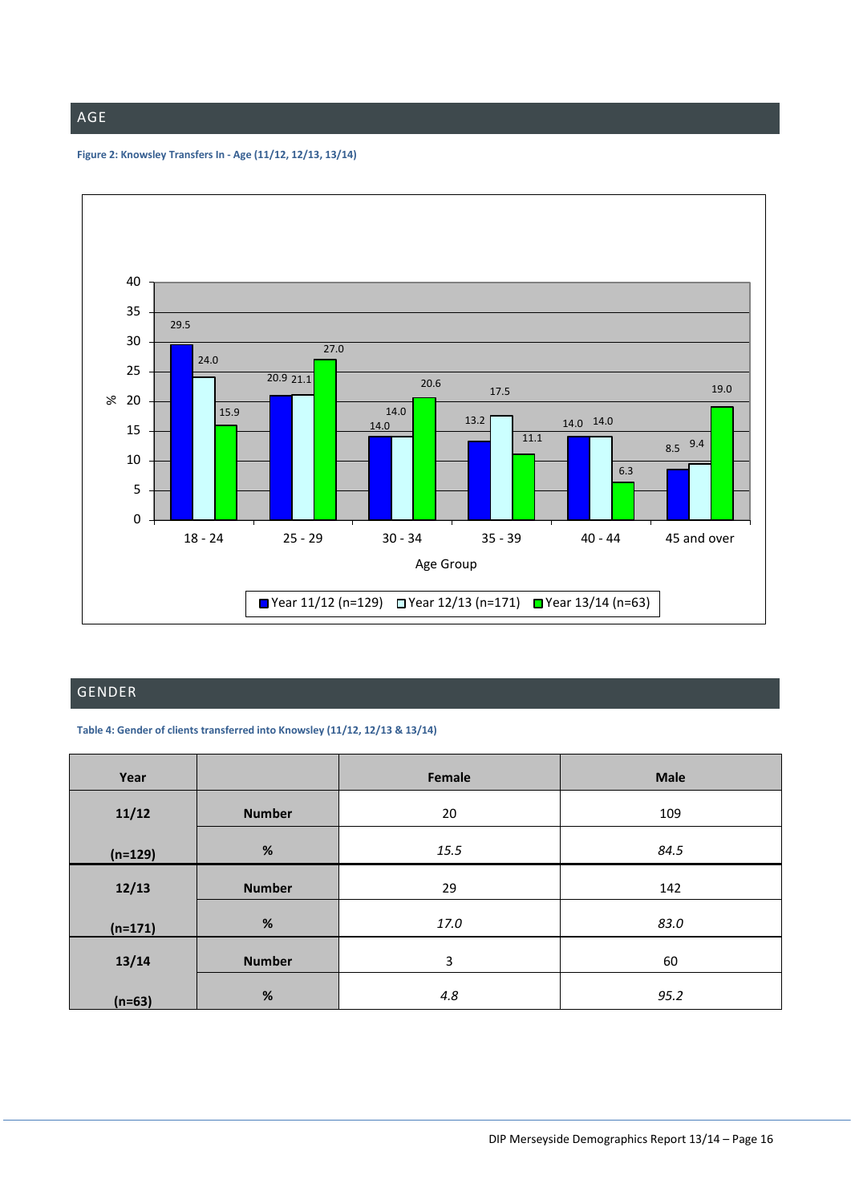## AGE

**Figure 2: Knowsley Transfers In - Age (11/12, 12/13, 13/14)**

| Age Group | Year 11/12 (n=129) | Year 12/13 (n=171) | Year 13/14 (n=63) |
|---|---|---|---|
| 18 - 24 | 29.5 | 24.0 | 15.9 |
| 25 - 29 | 20.9 | 21.1 | 27.0 |
| 30 - 34 | 14.0 | 14.0 | 20.6 |
| 35 - 39 | 13.2 | 17.5 | 11.1 |
| 40 - 44 | 14.0 | 14.0 | 6.3 |
| 45 and over | 8.5 | 9.4 | 19.0 |

## GENDER

**Table 4: Gender of clients transferred into Knowsley (11/12, 12/13 & 13/14)**

| Year | | Female | Male |
|---|---|---|---|
| 11/12 (n=129) | Number | 20 | 109 |
| | % | *15.5* | *84.5* |
| 12/13 (n=171) | Number | 29 | 142 |
| | % | *17.0* | *83.0* |
| 13/14 (n=63) | Number | 3 | 60 |
| | % | *4.8* | *95.2* |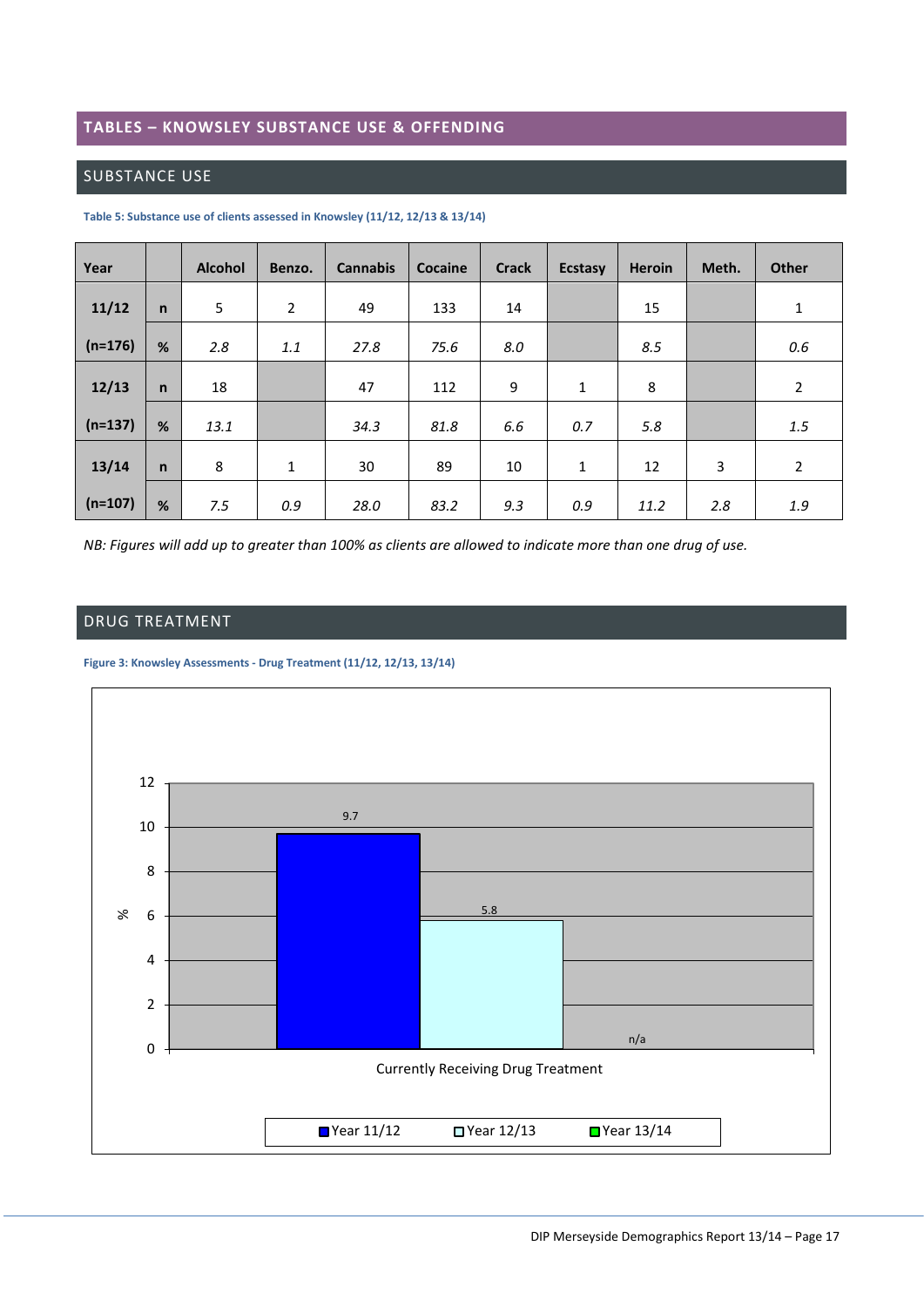## TABLES – KNOWSLEY SUBSTANCE USE & OFFENDING

### SUBSTANCE USE

**Table 5: Substance use of clients assessed in Knowsley (11/12, 12/13 & 13/14)**

| Year | | Alcohol | Benzo. | Cannabis | Cocaine | Crack | Ecstasy | Heroin | Meth. | Other |
|---|---|---|---|---|---|---|---|---|---|---|
| **11/12** | **n** | 5 | 2 | 49 | 133 | 14 | | 15 | | 1 |
| **(n=176)** | **%** | *2.8* | *1.1* | *27.8* | *75.6* | *8.0* | | *8.5* | | *0.6* |
| **12/13** | **n** | 18 | | 47 | 112 | 9 | 1 | 8 | | 2 |
| **(n=137)** | **%** | *13.1* | | *34.3* | *81.8* | *6.6* | *0.7* | *5.8* | | *1.5* |
| **13/14** | **n** | 8 | 1 | 30 | 89 | 10 | 1 | 12 | 3 | 2 |
| **(n=107)** | **%** | *7.5* | *0.9* | *28.0* | *83.2* | *9.3* | *0.9* | *11.2* | *2.8* | *1.9* |

*NB: Figures will add up to greater than 100% as clients are allowed to indicate more than one drug of use.*

### DRUG TREATMENT

**Figure 3: Knowsley Assessments - Drug Treatment (11/12, 12/13, 13/14)**

| Currently Receiving Drug Treatment (%) | Year 11/12 | Year 12/13 | Year 13/14 |
|---|---|---|---|
| % | 9.7 | 5.8 | n/a |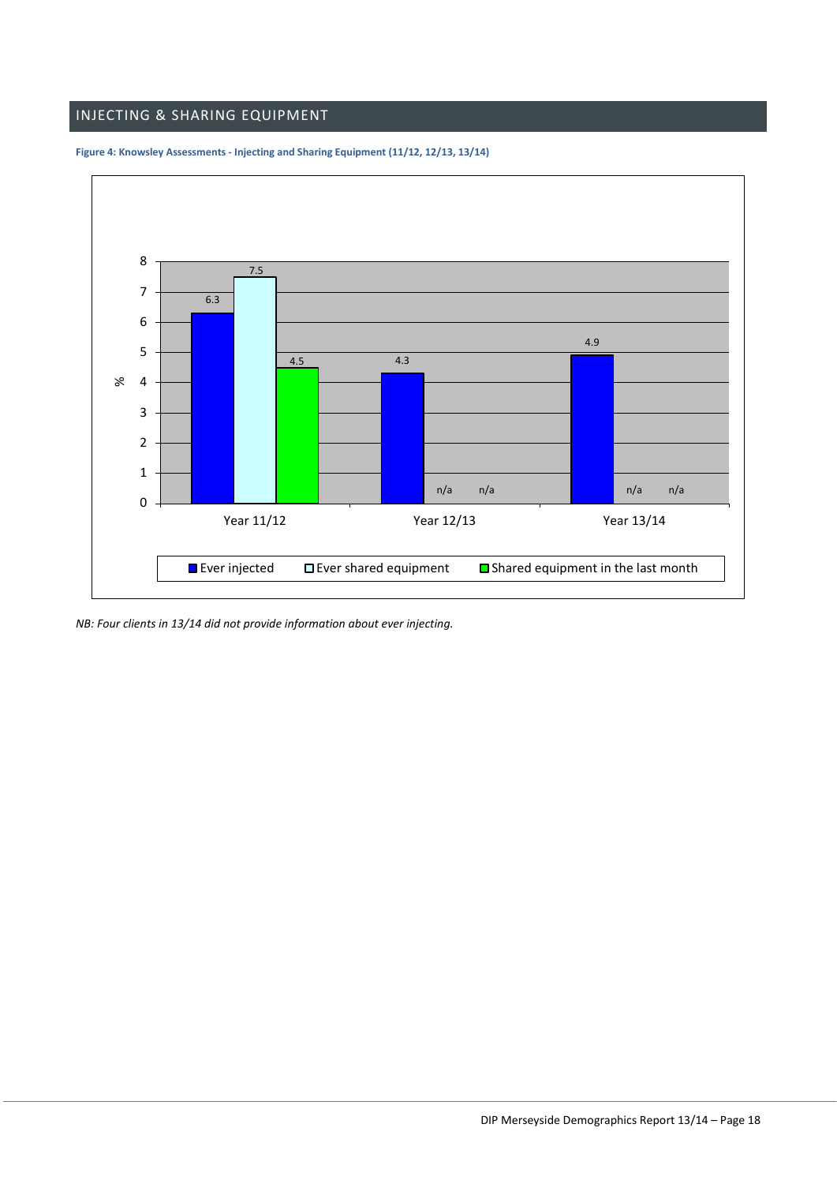## INJECTING & SHARING EQUIPMENT

**Figure 4: Knowsley Assessments - Injecting and Sharing Equipment (11/12, 12/13, 13/14)**

| % | Ever injected | Ever shared equipment | Shared equipment in the last month |
|---|---|---|---|
| Year 11/12 | 6.3 | 7.5 | 4.5 |
| Year 12/13 | 4.3 | n/a | n/a |
| Year 13/14 | 4.9 | n/a | n/a |

*NB: Four clients in 13/14 did not provide information about ever injecting.*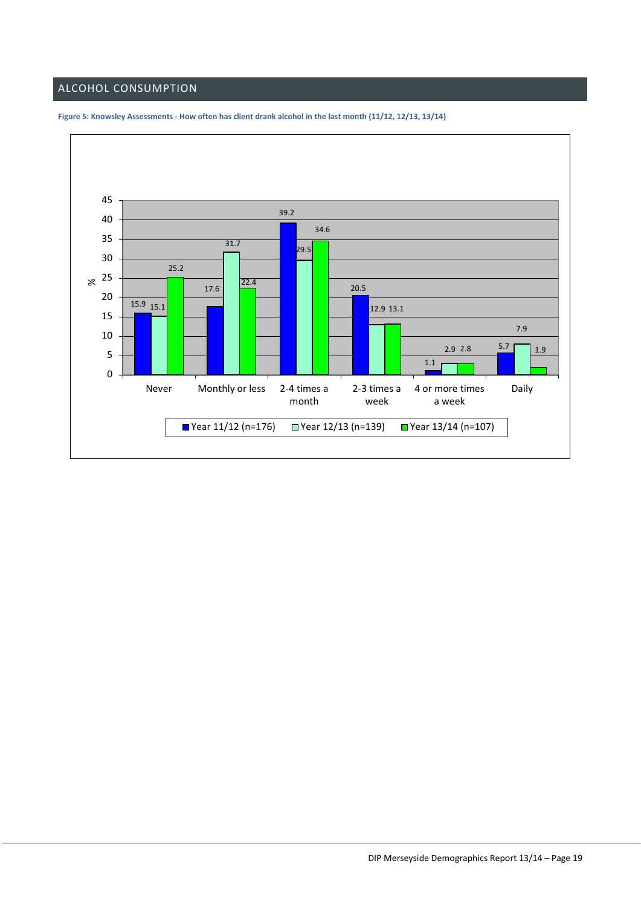## ALCOHOL CONSUMPTION

**Figure 5: Knowsley Assessments - How often has client drank alcohol in the last month (11/12, 12/13, 13/14)**

| % | Never | Monthly or less | 2-4 times a month | 2-3 times a week | 4 or more times a week | Daily |
|---|---|---|---|---|---|---|
| Year 11/12 (n=176) | 15.9 | 17.6 | 39.2 | 20.5 | 1.1 | 5.7 |
| Year 12/13 (n=139) | 15.1 | 31.7 | 29.5 | 12.9 | 2.9 | 7.9 |
| Year 13/14 (n=107) | 25.2 | 22.4 | 34.6 | 13.1 | 2.8 | 1.9 |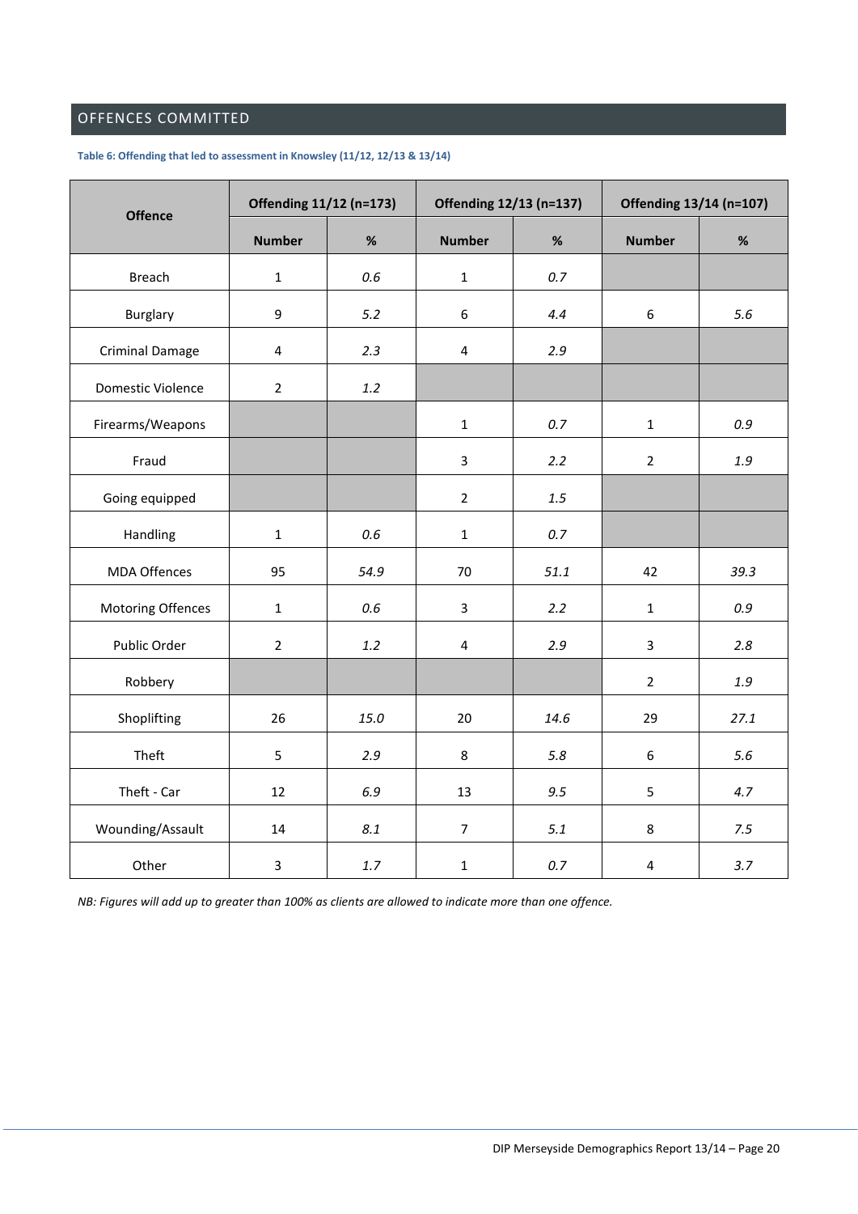## OFFENCES COMMITTED

**Table 6: Offending that led to assessment in Knowsley (11/12, 12/13 & 13/14)**

| Offence | Offending 11/12 (n=173) | | Offending 12/13 (n=137) | | Offending 13/14 (n=107) | |
|---|---|---|---|---|---|---|
| | Number | % | Number | % | Number | % |
| Breach | 1 | *0.6* | 1 | *0.7* | | |
| Burglary | 9 | *5.2* | 6 | *4.4* | 6 | *5.6* |
| Criminal Damage | 4 | *2.3* | 4 | *2.9* | | |
| Domestic Violence | 2 | *1.2* | | | | |
| Firearms/Weapons | | | 1 | *0.7* | 1 | *0.9* |
| Fraud | | | 3 | *2.2* | 2 | *1.9* |
| Going equipped | | | 2 | *1.5* | | |
| Handling | 1 | *0.6* | 1 | *0.7* | | |
| MDA Offences | 95 | *54.9* | 70 | *51.1* | 42 | *39.3* |
| Motoring Offences | 1 | *0.6* | 3 | *2.2* | 1 | *0.9* |
| Public Order | 2 | *1.2* | 4 | *2.9* | 3 | *2.8* |
| Robbery | | | | | 2 | *1.9* |
| Shoplifting | 26 | *15.0* | 20 | *14.6* | 29 | *27.1* |
| Theft | 5 | *2.9* | 8 | *5.8* | 6 | *5.6* |
| Theft - Car | 12 | *6.9* | 13 | *9.5* | 5 | *4.7* |
| Wounding/Assault | 14 | *8.1* | 7 | *5.1* | 8 | *7.5* |
| Other | 3 | *1.7* | 1 | *0.7* | 4 | *3.7* |

*NB: Figures will add up to greater than 100% as clients are allowed to indicate more than one offence.*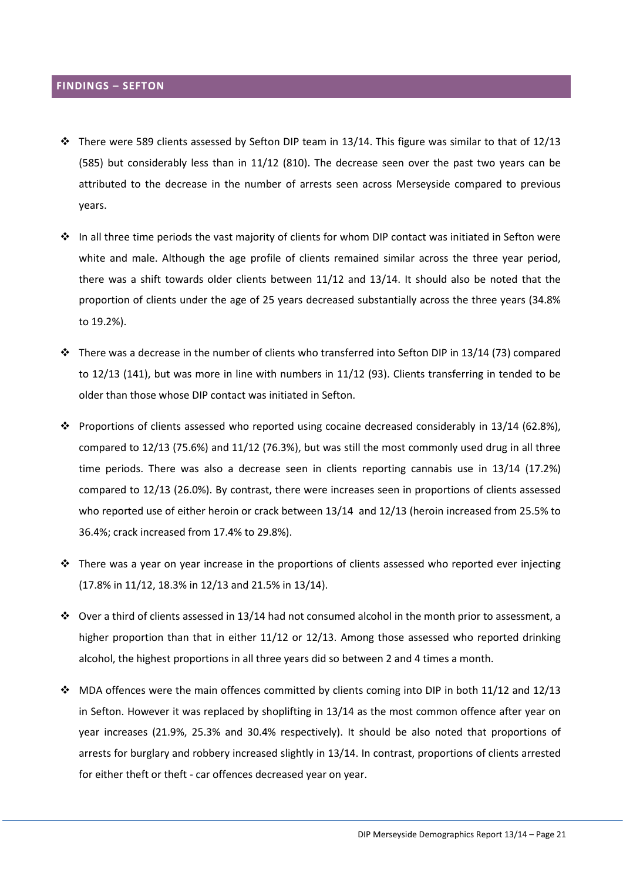## FINDINGS – SEFTON

- There were 589 clients assessed by Sefton DIP team in 13/14. This figure was similar to that of 12/13 (585) but considerably less than in 11/12 (810). The decrease seen over the past two years can be attributed to the decrease in the number of arrests seen across Merseyside compared to previous years.
- In all three time periods the vast majority of clients for whom DIP contact was initiated in Sefton were white and male. Although the age profile of clients remained similar across the three year period, there was a shift towards older clients between 11/12 and 13/14. It should also be noted that the proportion of clients under the age of 25 years decreased substantially across the three years (34.8% to 19.2%).
- There was a decrease in the number of clients who transferred into Sefton DIP in 13/14 (73) compared to 12/13 (141), but was more in line with numbers in 11/12 (93). Clients transferring in tended to be older than those whose DIP contact was initiated in Sefton.
- Proportions of clients assessed who reported using cocaine decreased considerably in 13/14 (62.8%), compared to 12/13 (75.6%) and 11/12 (76.3%), but was still the most commonly used drug in all three time periods. There was also a decrease seen in clients reporting cannabis use in 13/14 (17.2%) compared to 12/13 (26.0%). By contrast, there were increases seen in proportions of clients assessed who reported use of either heroin or crack between 13/14 and 12/13 (heroin increased from 25.5% to 36.4%; crack increased from 17.4% to 29.8%).
- There was a year on year increase in the proportions of clients assessed who reported ever injecting (17.8% in 11/12, 18.3% in 12/13 and 21.5% in 13/14).
- Over a third of clients assessed in 13/14 had not consumed alcohol in the month prior to assessment, a higher proportion than that in either 11/12 or 12/13. Among those assessed who reported drinking alcohol, the highest proportions in all three years did so between 2 and 4 times a month.
- MDA offences were the main offences committed by clients coming into DIP in both 11/12 and 12/13 in Sefton. However it was replaced by shoplifting in 13/14 as the most common offence after year on year increases (21.9%, 25.3% and 30.4% respectively). It should be also noted that proportions of arrests for burglary and robbery increased slightly in 13/14. In contrast, proportions of clients arrested for either theft or theft - car offences decreased year on year.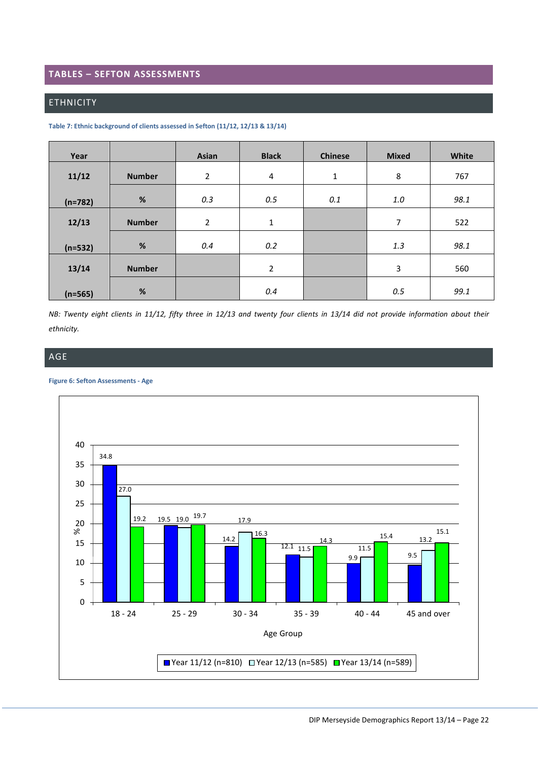## TABLES – SEFTON ASSESSMENTS

### ETHNICITY

**Table 7: Ethnic background of clients assessed in Sefton (11/12, 12/13 & 13/14)**

| Year | | Asian | Black | Chinese | Mixed | White |
|---|---|---|---|---|---|---|
| **11/12** | **Number** | 2 | 4 | 1 | 8 | 767 |
| **(n=782)** | **%** | *0.3* | *0.5* | *0.1* | *1.0* | *98.1* |
| **12/13** | **Number** | 2 | 1 | | 7 | 522 |
| **(n=532)** | **%** | *0.4* | *0.2* | | *1.3* | *98.1* |
| **13/14** | **Number** | | 2 | | 3 | 560 |
| **(n=565)** | **%** | | *0.4* | | *0.5* | *99.1* |

*NB: Twenty eight clients in 11/12, fifty three in 12/13 and twenty four clients in 13/14 did not provide information about their ethnicity.*

### AGE

**Figure 6: Sefton Assessments - Age**

| Age Group (%) | Year 11/12 (n=810) | Year 12/13 (n=585) | Year 13/14 (n=589) |
|---|---|---|---|
| 18 - 24 | 34.8 | 27.0 | 19.2 |
| 25 - 29 | 19.5 | 19.0 | 19.7 |
| 30 - 34 | 14.2 | 17.9 | 16.3 |
| 35 - 39 | 12.1 | 11.5 | 14.3 |
| 40 - 44 | 9.9 | 11.5 | 15.4 |
| 45 and over | 9.5 | 13.2 | 15.1 |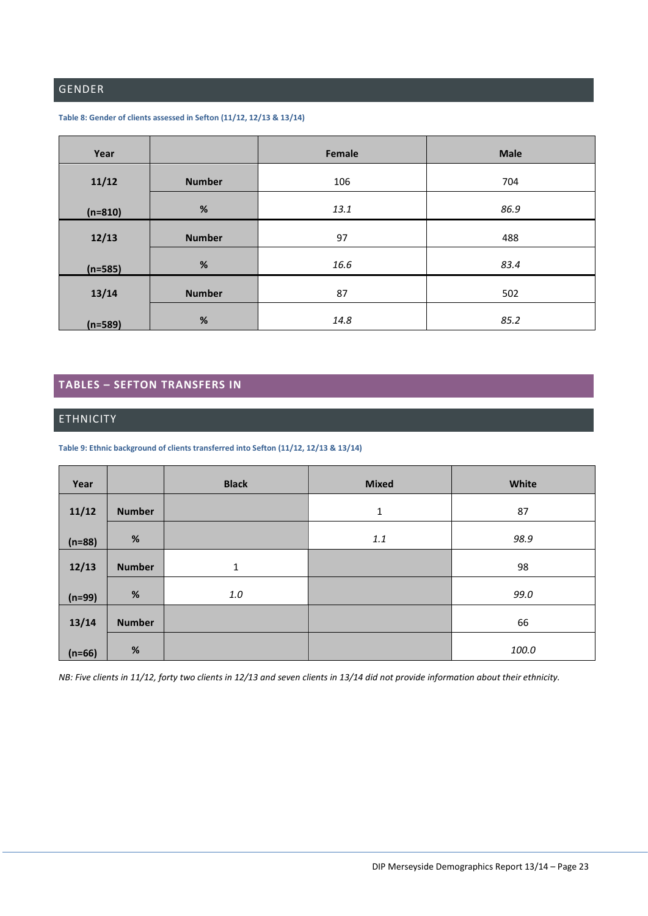## GENDER

**Table 8: Gender of clients assessed in Sefton (11/12, 12/13 & 13/14)**

| Year | | Female | Male |
|---|---|---|---|
| 11/12 | Number | 106 | 704 |
| (n=810) | % | *13.1* | *86.9* |
| 12/13 | Number | 97 | 488 |
| (n=585) | % | *16.6* | *83.4* |
| 13/14 | Number | 87 | 502 |
| (n=589) | % | *14.8* | *85.2* |

## TABLES – SEFTON TRANSFERS IN

## ETHNICITY

**Table 9: Ethnic background of clients transferred into Sefton (11/12, 12/13 & 13/14)**

| Year | | Black | Mixed | White |
|---|---|---|---|---|
| 11/12 | Number | | 1 | 87 |
| (n=88) | % | | *1.1* | *98.9* |
| 12/13 | Number | 1 | | 98 |
| (n=99) | % | *1.0* | | *99.0* |
| 13/14 | Number | | | 66 |
| (n=66) | % | | | *100.0* |

*NB: Five clients in 11/12, forty two clients in 12/13 and seven clients in 13/14 did not provide information about their ethnicity.*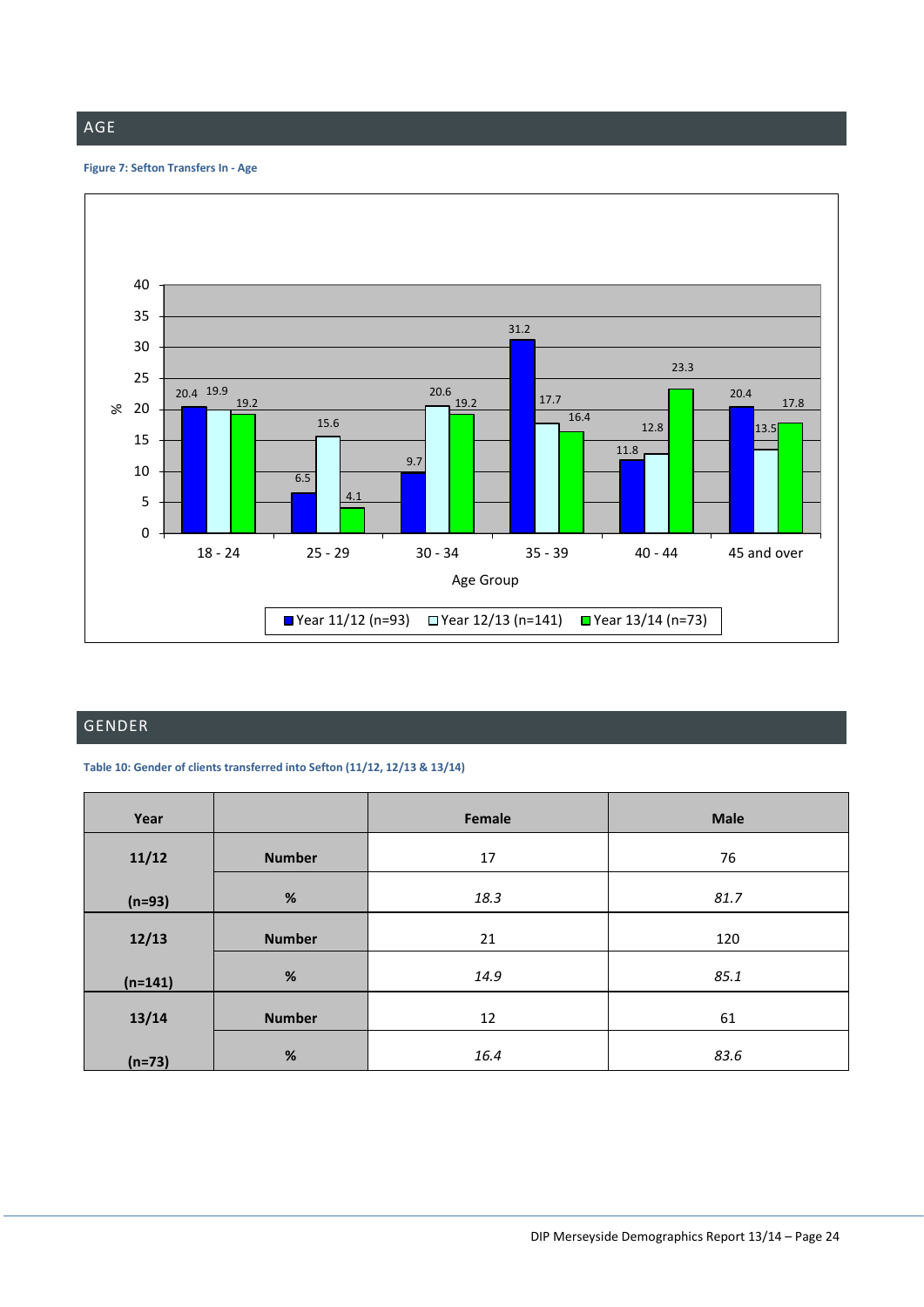## AGE

**Figure 7: Sefton Transfers In - Age**

| Age Group | Year 11/12 (n=93) | Year 12/13 (n=141) | Year 13/14 (n=73) |
|---|---|---|---|
| 18 - 24 | 20.4 | 19.9 | 19.2 |
| 25 - 29 | 6.5 | 15.6 | 4.1 |
| 30 - 34 | 9.7 | 20.6 | 19.2 |
| 35 - 39 | 31.2 | 17.7 | 16.4 |
| 40 - 44 | 11.8 | 12.8 | 23.3 |
| 45 and over | 20.4 | 13.5 | 17.8 |

## GENDER

**Table 10: Gender of clients transferred into Sefton (11/12, 12/13 & 13/14)**

| Year | | Female | Male |
|---|---|---|---|
| 11/12 (n=93) | Number | 17 | 76 |
| | % | *18.3* | *81.7* |
| 12/13 (n=141) | Number | 21 | 120 |
| | % | *14.9* | *85.1* |
| 13/14 (n=73) | Number | 12 | 61 |
| | % | *16.4* | *83.6* |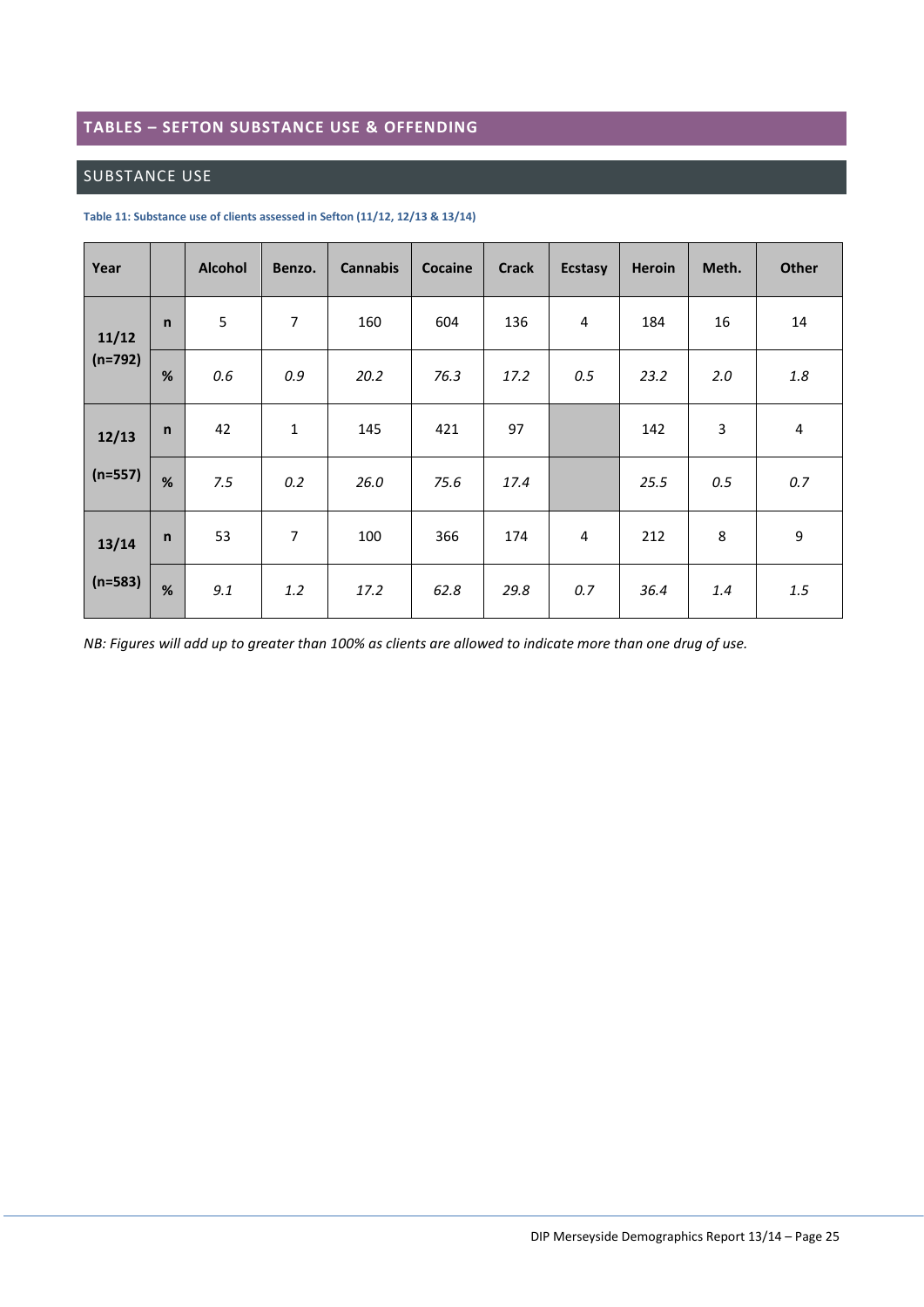## TABLES – SEFTON SUBSTANCE USE & OFFENDING

### SUBSTANCE USE

**Table 11: Substance use of clients assessed in Sefton (11/12, 12/13 & 13/14)**

| Year | | Alcohol | Benzo. | Cannabis | Cocaine | Crack | Ecstasy | Heroin | Meth. | Other |
|---|---|---|---|---|---|---|---|---|---|---|
| 11/12 (n=792) | n | 5 | 7 | 160 | 604 | 136 | 4 | 184 | 16 | 14 |
| | % | *0.6* | *0.9* | *20.2* | *76.3* | *17.2* | *0.5* | *23.2* | *2.0* | *1.8* |
| 12/13 (n=557) | n | 42 | 1 | 145 | 421 | 97 | | 142 | 3 | 4 |
| | % | *7.5* | *0.2* | *26.0* | *75.6* | *17.4* | | *25.5* | *0.5* | *0.7* |
| 13/14 (n=583) | n | 53 | 7 | 100 | 366 | 174 | 4 | 212 | 8 | 9 |
| | % | *9.1* | *1.2* | *17.2* | *62.8* | *29.8* | *0.7* | *36.4* | *1.4* | *1.5* |

*NB: Figures will add up to greater than 100% as clients are allowed to indicate more than one drug of use.*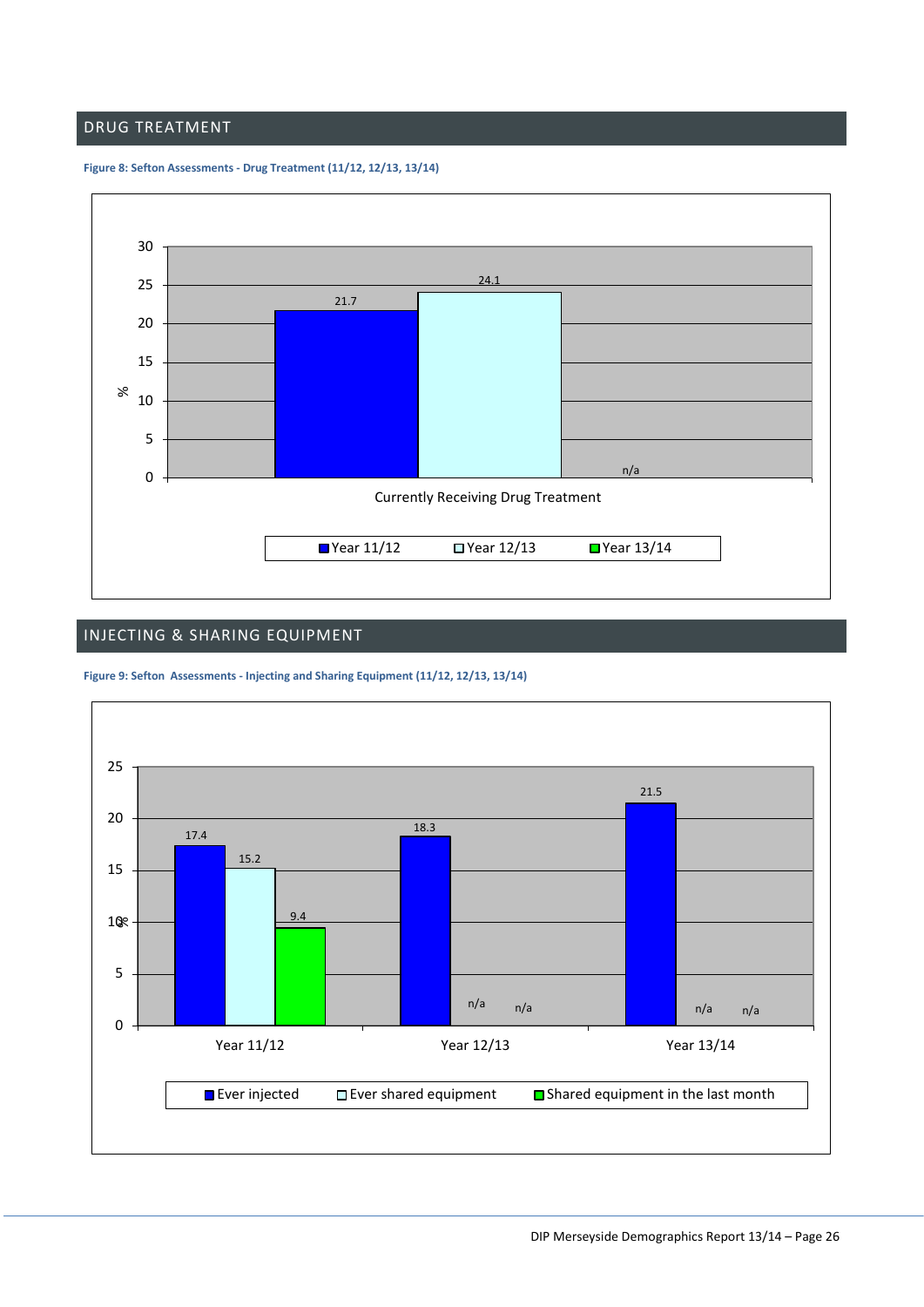## DRUG TREATMENT

**Figure 8: Sefton Assessments - Drug Treatment (11/12, 12/13, 13/14)**

| % | Year 11/12 | Year 12/13 | Year 13/14 |
|---|---|---|---|
| Currently Receiving Drug Treatment | 21.7 | 24.1 | n/a |

## INJECTING & SHARING EQUIPMENT

**Figure 9: Sefton Assessments - Injecting and Sharing Equipment (11/12, 12/13, 13/14)**

| % | Ever injected | Ever shared equipment | Shared equipment in the last month |
|---|---|---|---|
| Year 11/12 | 17.4 | 15.2 | 9.4 |
| Year 12/13 | 18.3 | n/a | n/a |
| Year 13/14 | 21.5 | n/a | n/a |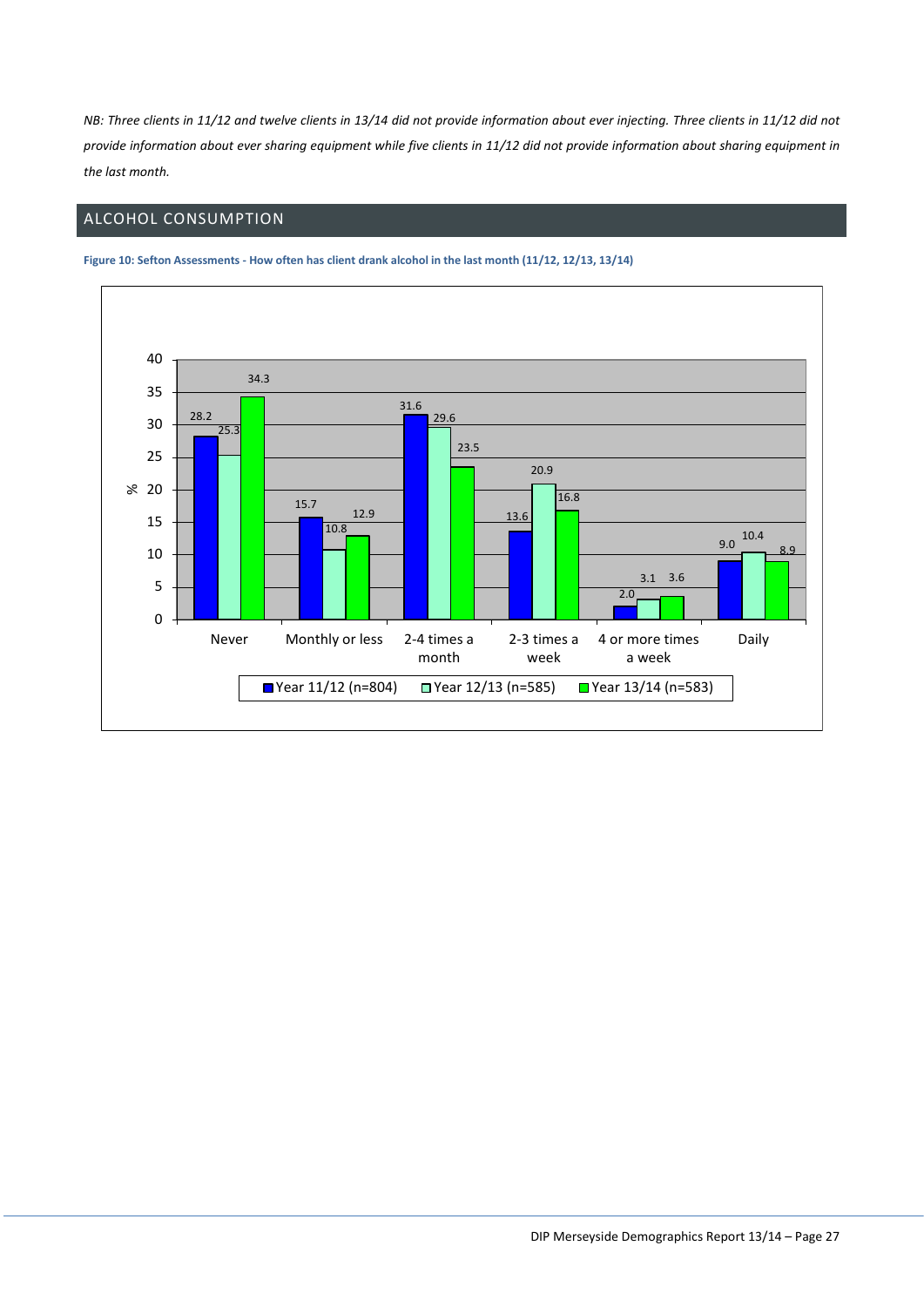*NB: Three clients in 11/12 and twelve clients in 13/14 did not provide information about ever injecting. Three clients in 11/12 did not provide information about ever sharing equipment while five clients in 11/12 did not provide information about sharing equipment in the last month.*

## ALCOHOL CONSUMPTION

**Figure 10: Sefton Assessments - How often has client drank alcohol in the last month (11/12, 12/13, 13/14)**

| % | Year 11/12 (n=804) | Year 12/13 (n=585) | Year 13/14 (n=583) |
|---|---|---|---|
| Never | 28.2 | 25.3 | 34.3 |
| Monthly or less | 15.7 | 10.8 | 12.9 |
| 2-4 times a month | 31.6 | 29.6 | 23.5 |
| 2-3 times a week | 13.6 | 20.9 | 16.8 |
| 4 or more times a week | 2.0 | 3.1 | 3.6 |
| Daily | 9.0 | 10.4 | 8.9 |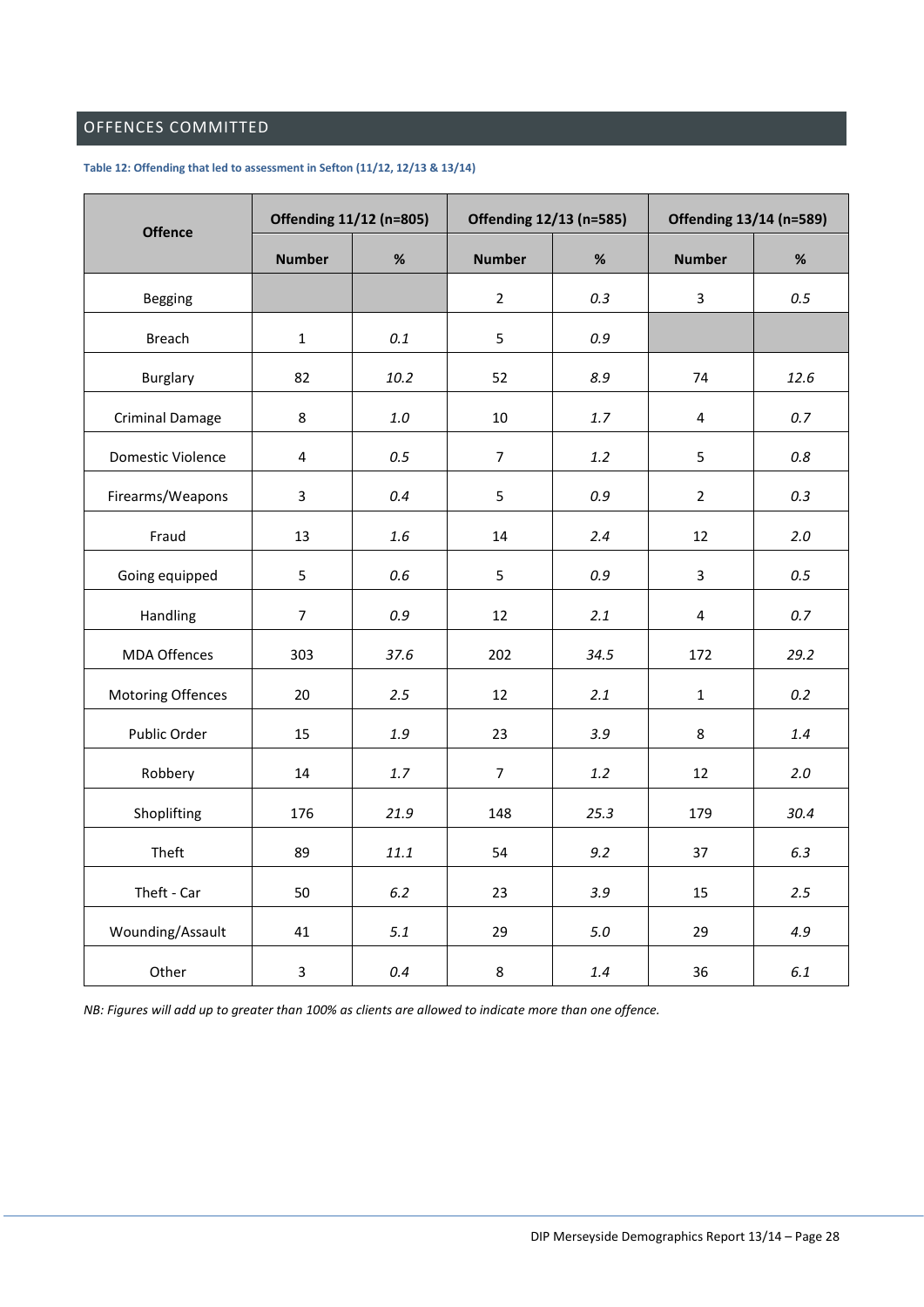## OFFENCES COMMITTED

**Table 12: Offending that led to assessment in Sefton (11/12, 12/13 & 13/14)**

| Offence | Offending 11/12 (n=805) | | Offending 12/13 (n=585) | | Offending 13/14 (n=589) | |
|---|---|---|---|---|---|---|
| | Number | % | Number | % | Number | % |
| Begging | | | 2 | *0.3* | 3 | *0.5* |
| Breach | 1 | *0.1* | 5 | *0.9* | | |
| Burglary | 82 | *10.2* | 52 | *8.9* | 74 | *12.6* |
| Criminal Damage | 8 | *1.0* | 10 | *1.7* | 4 | *0.7* |
| Domestic Violence | 4 | *0.5* | 7 | *1.2* | 5 | *0.8* |
| Firearms/Weapons | 3 | *0.4* | 5 | *0.9* | 2 | *0.3* |
| Fraud | 13 | *1.6* | 14 | *2.4* | 12 | *2.0* |
| Going equipped | 5 | *0.6* | 5 | *0.9* | 3 | *0.5* |
| Handling | 7 | *0.9* | 12 | *2.1* | 4 | *0.7* |
| MDA Offences | 303 | *37.6* | 202 | *34.5* | 172 | *29.2* |
| Motoring Offences | 20 | *2.5* | 12 | *2.1* | 1 | *0.2* |
| Public Order | 15 | *1.9* | 23 | *3.9* | 8 | *1.4* |
| Robbery | 14 | *1.7* | 7 | *1.2* | 12 | *2.0* |
| Shoplifting | 176 | *21.9* | 148 | *25.3* | 179 | *30.4* |
| Theft | 89 | *11.1* | 54 | *9.2* | 37 | *6.3* |
| Theft - Car | 50 | *6.2* | 23 | *3.9* | 15 | *2.5* |
| Wounding/Assault | 41 | *5.1* | 29 | *5.0* | 29 | *4.9* |
| Other | 3 | *0.4* | 8 | *1.4* | 36 | *6.1* |

*NB: Figures will add up to greater than 100% as clients are allowed to indicate more than one offence.*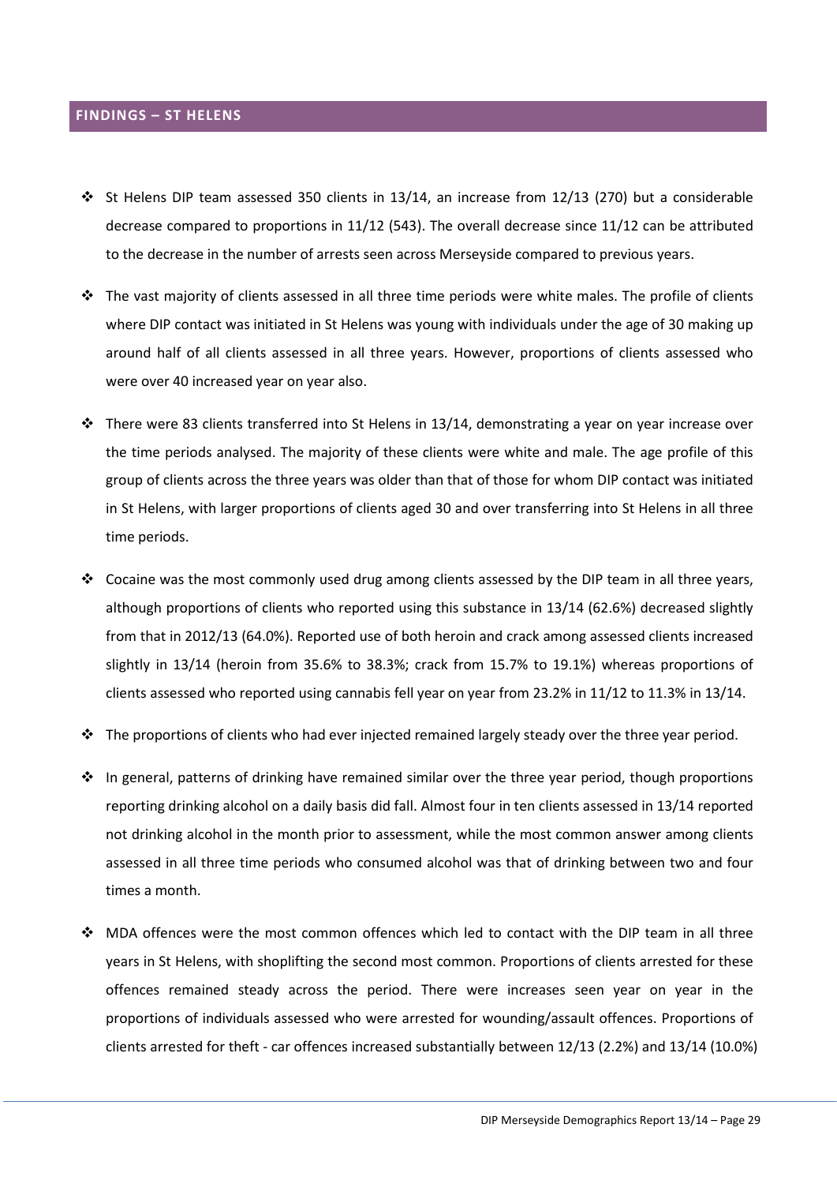## FINDINGS – ST HELENS

- St Helens DIP team assessed 350 clients in 13/14, an increase from 12/13 (270) but a considerable decrease compared to proportions in 11/12 (543). The overall decrease since 11/12 can be attributed to the decrease in the number of arrests seen across Merseyside compared to previous years.
- The vast majority of clients assessed in all three time periods were white males. The profile of clients where DIP contact was initiated in St Helens was young with individuals under the age of 30 making up around half of all clients assessed in all three years. However, proportions of clients assessed who were over 40 increased year on year also.
- There were 83 clients transferred into St Helens in 13/14, demonstrating a year on year increase over the time periods analysed. The majority of these clients were white and male. The age profile of this group of clients across the three years was older than that of those for whom DIP contact was initiated in St Helens, with larger proportions of clients aged 30 and over transferring into St Helens in all three time periods.
- Cocaine was the most commonly used drug among clients assessed by the DIP team in all three years, although proportions of clients who reported using this substance in 13/14 (62.6%) decreased slightly from that in 2012/13 (64.0%). Reported use of both heroin and crack among assessed clients increased slightly in 13/14 (heroin from 35.6% to 38.3%; crack from 15.7% to 19.1%) whereas proportions of clients assessed who reported using cannabis fell year on year from 23.2% in 11/12 to 11.3% in 13/14.
- The proportions of clients who had ever injected remained largely steady over the three year period.
- In general, patterns of drinking have remained similar over the three year period, though proportions reporting drinking alcohol on a daily basis did fall. Almost four in ten clients assessed in 13/14 reported not drinking alcohol in the month prior to assessment, while the most common answer among clients assessed in all three time periods who consumed alcohol was that of drinking between two and four times a month.
- MDA offences were the most common offences which led to contact with the DIP team in all three years in St Helens, with shoplifting the second most common. Proportions of clients arrested for these offences remained steady across the period. There were increases seen year on year in the proportions of individuals assessed who were arrested for wounding/assault offences. Proportions of clients arrested for theft - car offences increased substantially between 12/13 (2.2%) and 13/14 (10.0%)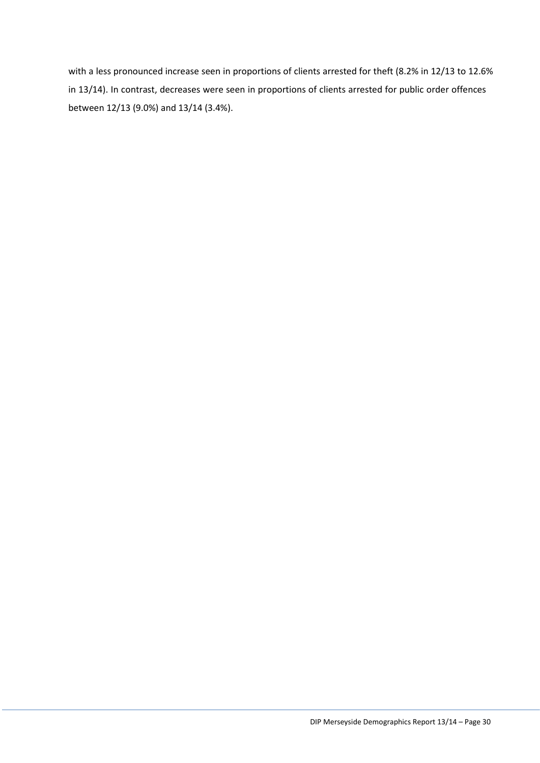with a less pronounced increase seen in proportions of clients arrested for theft (8.2% in 12/13 to 12.6% in 13/14). In contrast, decreases were seen in proportions of clients arrested for public order offences between 12/13 (9.0%) and 13/14 (3.4%).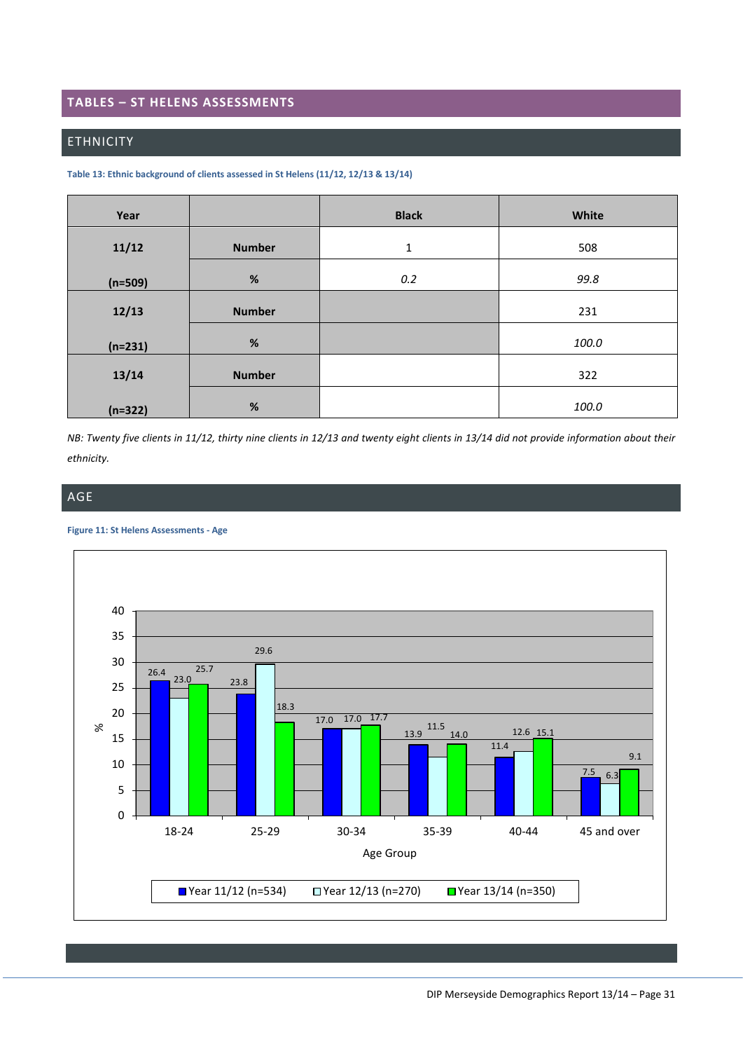# TABLES – ST HELENS ASSESSMENTS

## ETHNICITY

**Table 13: Ethnic background of clients assessed in St Helens (11/12, 12/13 & 13/14)**

| Year | | Black | White |
|---|---|---|---|
| 11/12 (n=509) | Number | 1 | 508 |
| | % | *0.2* | *99.8* |
| 12/13 (n=231) | Number | | 231 |
| | % | | *100.0* |
| 13/14 (n=322) | Number | | 322 |
| | % | | *100.0* |

*NB: Twenty five clients in 11/12, thirty nine clients in 12/13 and twenty eight clients in 13/14 did not provide information about their ethnicity.*

## AGE

**Figure 11: St Helens Assessments - Age**

| Age Group | Year 11/12 (n=534) | Year 12/13 (n=270) | Year 13/14 (n=350) |
|---|---|---|---|
| 18-24 | 26.4 | 23.0 | 25.7 |
| 25-29 | 23.8 | 29.6 | 18.3 |
| 30-34 | 17.0 | 17.0 | 17.7 |
| 35-39 | 13.9 | 11.5 | 14.0 |
| 40-44 | 11.4 | 12.6 | 15.1 |
| 45 and over | 7.5 | 6.3 | 9.1 |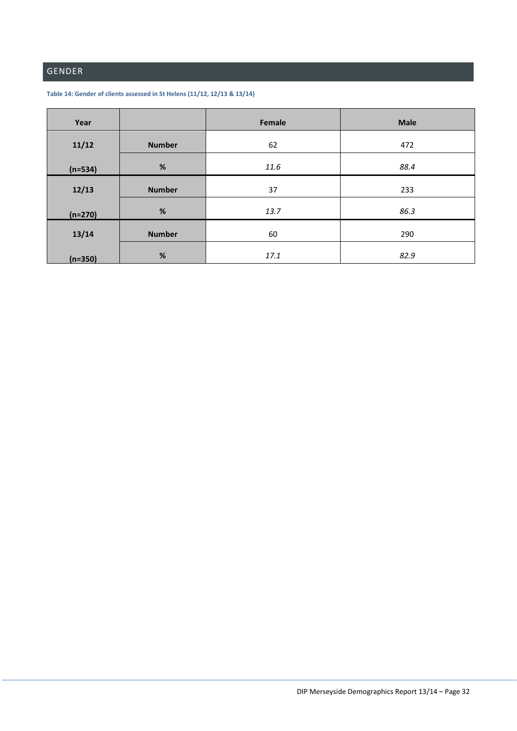## GENDER

**Table 14: Gender of clients assessed in St Helens (11/12, 12/13 & 13/14)**

| Year | | Female | Male |
|---|---|---|---|
| 11/12 | Number | 62 | 472 |
| (n=534) | % | *11.6* | *88.4* |
| 12/13 | Number | 37 | 233 |
| (n=270) | % | *13.7* | *86.3* |
| 13/14 | Number | 60 | 290 |
| (n=350) | % | *17.1* | *82.9* |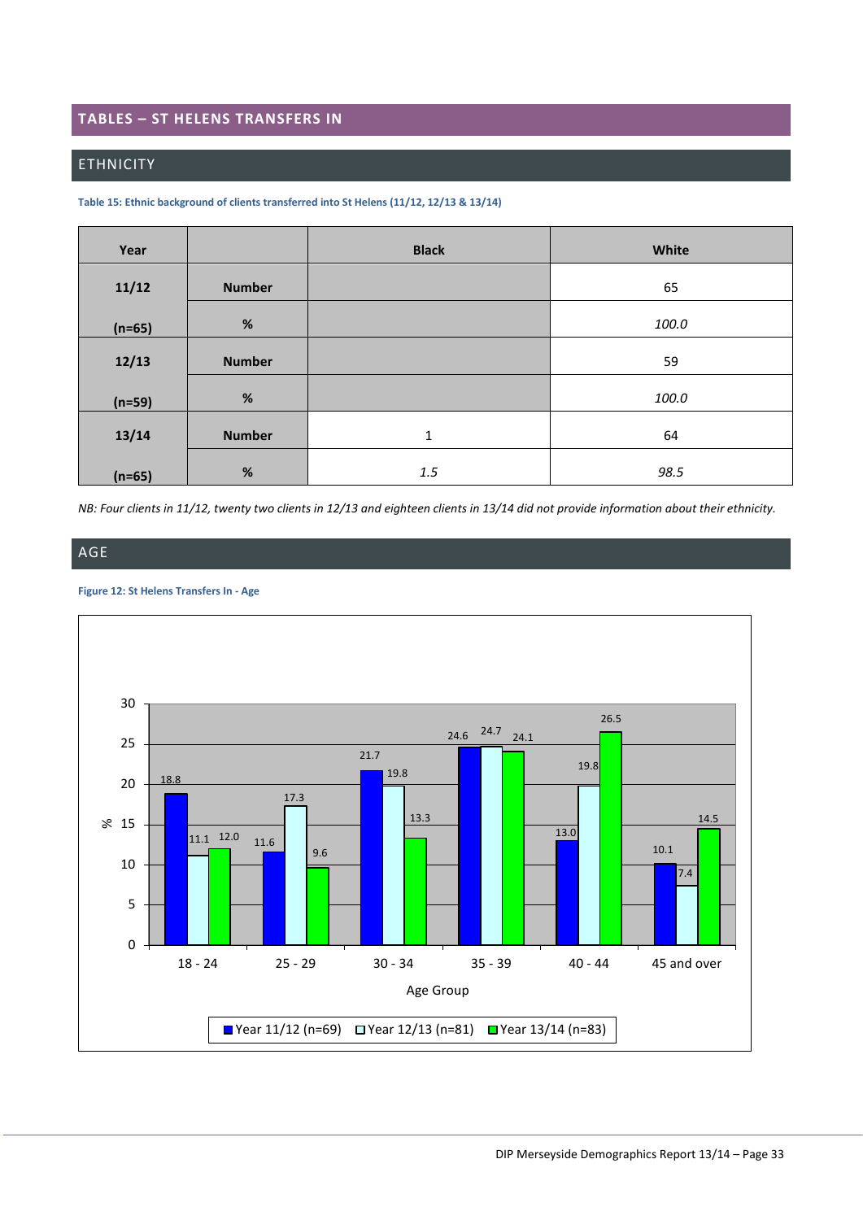## TABLES – ST HELENS TRANSFERS IN

### ETHNICITY

**Table 15: Ethnic background of clients transferred into St Helens (11/12, 12/13 & 13/14)**

| Year | | Black | White |
|---|---|---|---|
| 11/12 (n=65) | Number | | 65 |
| | % | | *100.0* |
| 12/13 (n=59) | Number | | 59 |
| | % | | *100.0* |
| 13/14 (n=65) | Number | 1 | 64 |
| | % | *1.5* | *98.5* |

*NB: Four clients in 11/12, twenty two clients in 12/13 and eighteen clients in 13/14 did not provide information about their ethnicity.*

### AGE

**Figure 12: St Helens Transfers In - Age**

| Age Group | Year 11/12 (n=69) | Year 12/13 (n=81) | Year 13/14 (n=83) |
|---|---|---|---|
| 18 - 24 | 18.8 | 11.1 | 12.0 |
| 25 - 29 | 11.6 | 17.3 | 9.6 |
| 30 - 34 | 21.7 | 19.8 | 13.3 |
| 35 - 39 | 24.6 | 24.7 | 24.1 |
| 40 - 44 | 13.0 | 19.8 | 26.5 |
| 45 and over | 10.1 | 7.4 | 14.5 |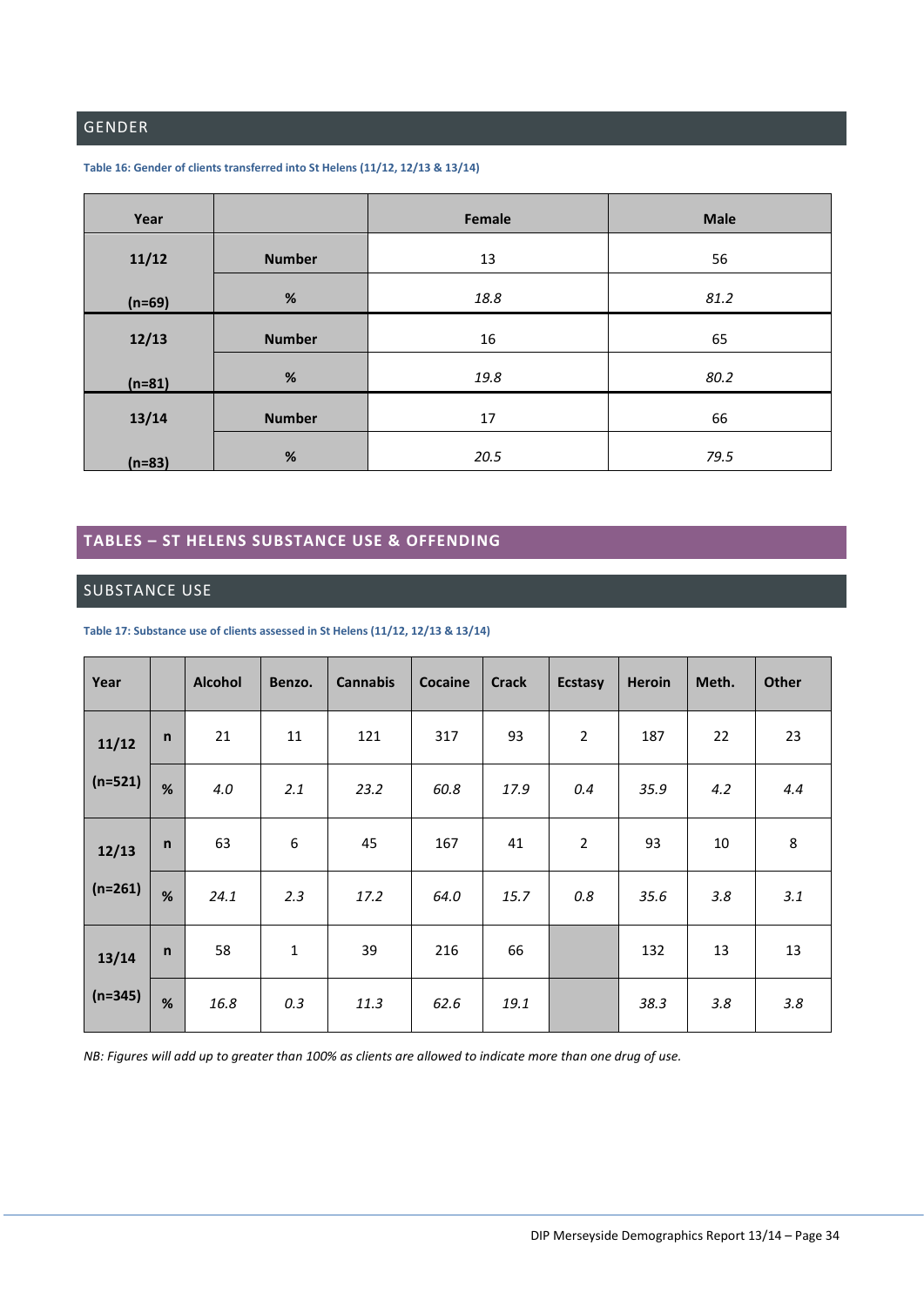## GENDER

**Table 16: Gender of clients transferred into St Helens (11/12, 12/13 & 13/14)**

| Year | | Female | Male |
|---|---|---|---|
| 11/12 (n=69) | Number | 13 | 56 |
| | % | *18.8* | *81.2* |
| 12/13 (n=81) | Number | 16 | 65 |
| | % | *19.8* | *80.2* |
| 13/14 (n=83) | Number | 17 | 66 |
| | % | *20.5* | *79.5* |

## TABLES – ST HELENS SUBSTANCE USE & OFFENDING

## SUBSTANCE USE

**Table 17: Substance use of clients assessed in St Helens (11/12, 12/13 & 13/14)**

| Year | | Alcohol | Benzo. | Cannabis | Cocaine | Crack | Ecstasy | Heroin | Meth. | Other |
|---|---|---|---|---|---|---|---|---|---|---|
| 11/12 (n=521) | n | 21 | 11 | 121 | 317 | 93 | 2 | 187 | 22 | 23 |
| | % | *4.0* | *2.1* | *23.2* | *60.8* | *17.9* | *0.4* | *35.9* | *4.2* | *4.4* |
| 12/13 (n=261) | n | 63 | 6 | 45 | 167 | 41 | 2 | 93 | 10 | 8 |
| | % | *24.1* | *2.3* | *17.2* | *64.0* | *15.7* | *0.8* | *35.6* | *3.8* | *3.1* |
| 13/14 (n=345) | n | 58 | 1 | 39 | 216 | 66 | | 132 | 13 | 13 |
| | % | *16.8* | *0.3* | *11.3* | *62.6* | *19.1* | | *38.3* | *3.8* | *3.8* |

*NB: Figures will add up to greater than 100% as clients are allowed to indicate more than one drug of use.*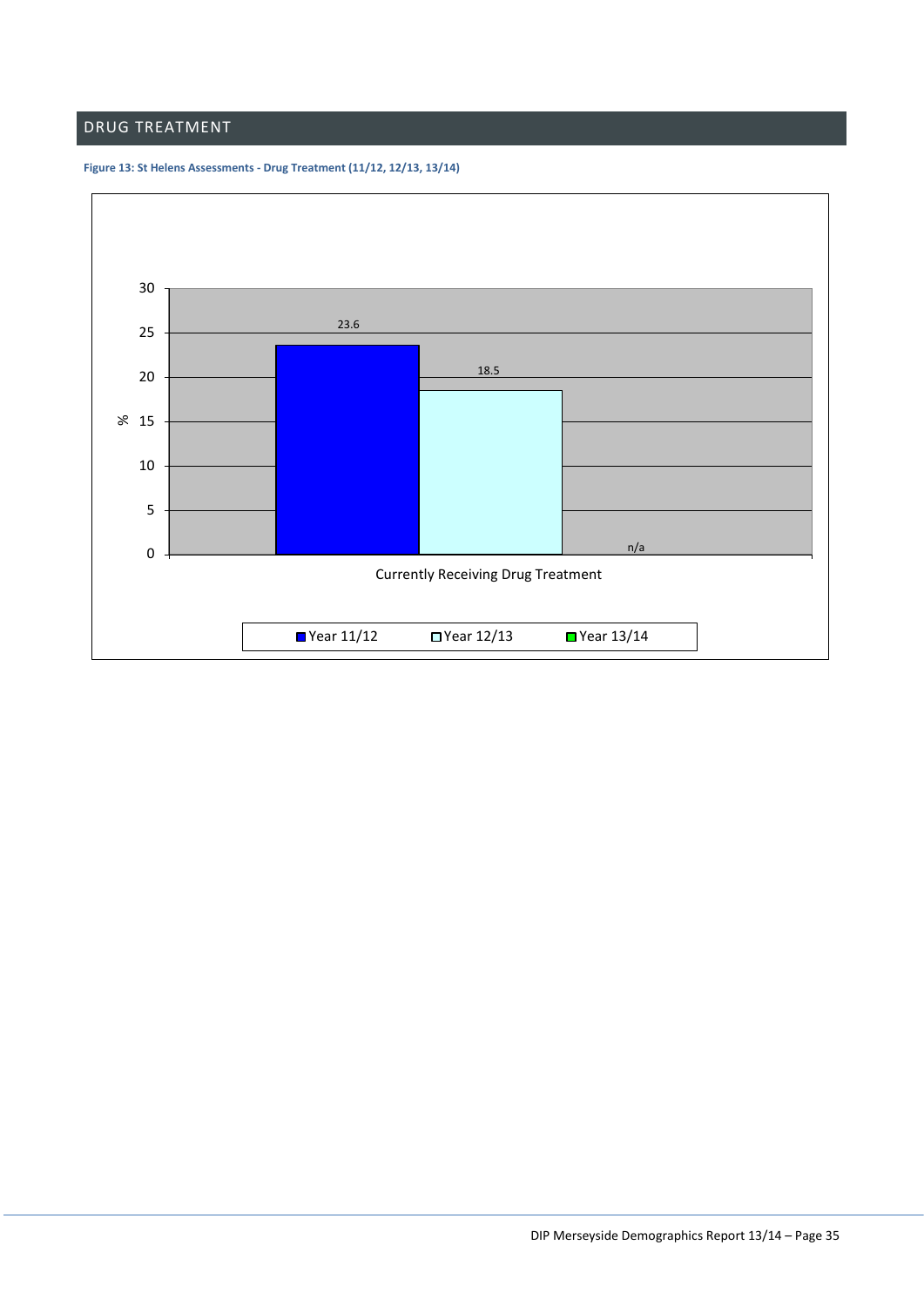## DRUG TREATMENT

**Figure 13: St Helens Assessments - Drug Treatment (11/12, 12/13, 13/14)**

| Currently Receiving Drug Treatment | % |
|---|---|
| Year 11/12 | 23.6 |
| Year 12/13 | 18.5 |
| Year 13/14 | n/a |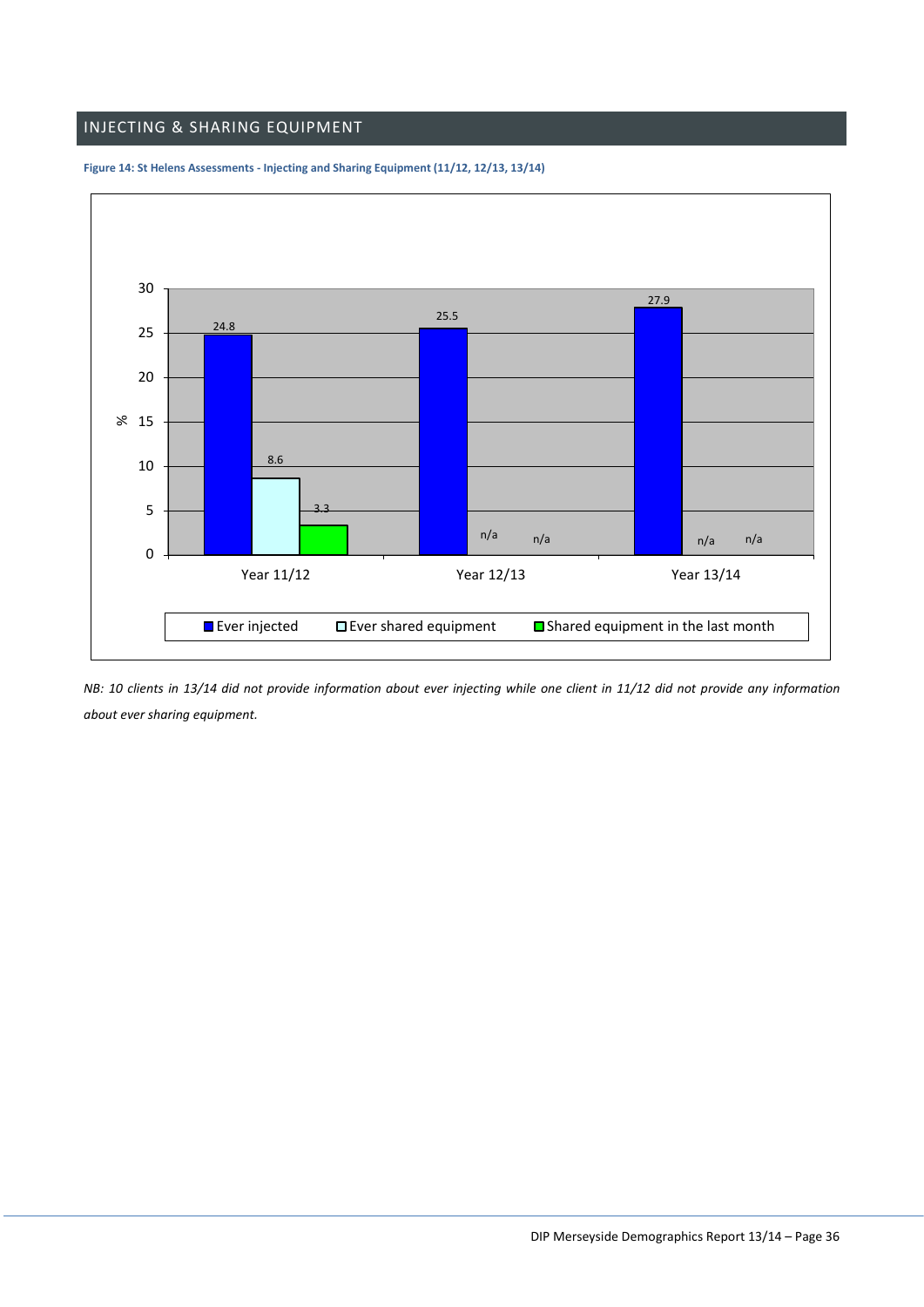## INJECTING & SHARING EQUIPMENT

**Figure 14: St Helens Assessments - Injecting and Sharing Equipment (11/12, 12/13, 13/14)**

| % | Ever injected | Ever shared equipment | Shared equipment in the last month |
|---|---|---|---|
| Year 11/12 | 24.8 | 8.6 | 3.3 |
| Year 12/13 | 25.5 | n/a | n/a |
| Year 13/14 | 27.9 | n/a | n/a |

*NB: 10 clients in 13/14 did not provide information about ever injecting while one client in 11/12 did not provide any information about ever sharing equipment.*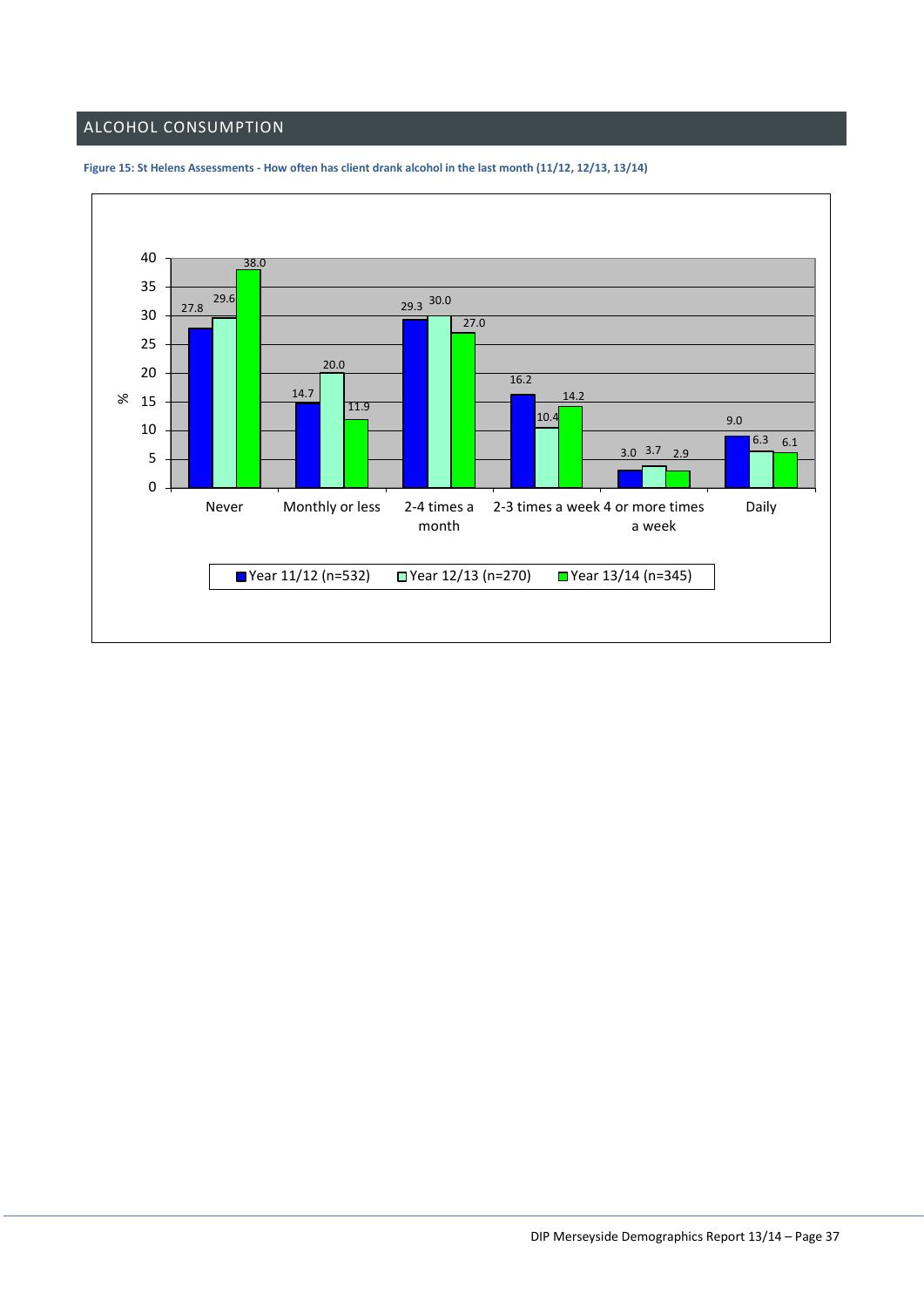## ALCOHOL CONSUMPTION

**Figure 15: St Helens Assessments - How often has client drank alcohol in the last month (11/12, 12/13, 13/14)**

| % | Year 11/12 (n=532) | Year 12/13 (n=270) | Year 13/14 (n=345) |
|---|---|---|---|
| Never | 27.8 | 29.6 | 38.0 |
| Monthly or less | 14.7 | 20.0 | 11.9 |
| 2-4 times a month | 29.3 | 30.0 | 27.0 |
| 2-3 times a week | 16.2 | 10.4 | 14.2 |
| 4 or more times a week | 3.0 | 3.7 | 2.9 |
| Daily | 9.0 | 6.3 | 6.1 |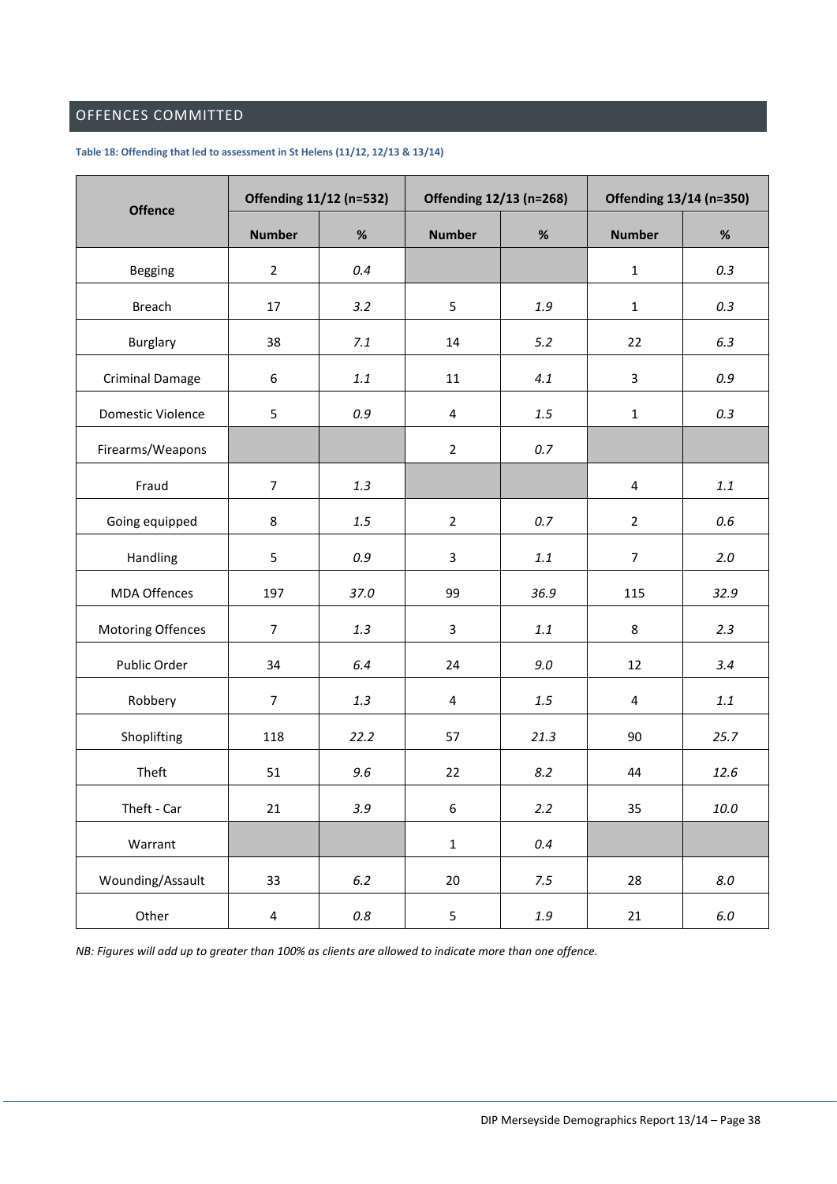## OFFENCES COMMITTED

**Table 18: Offending that led to assessment in St Helens (11/12, 12/13 & 13/14)**

| Offence | Offending 11/12 (n=532) | | Offending 12/13 (n=268) | | Offending 13/14 (n=350) | |
|---|---|---|---|---|---|---|
| | Number | % | Number | % | Number | % |
| Begging | 2 | *0.4* | | | 1 | *0.3* |
| Breach | 17 | *3.2* | 5 | *1.9* | 1 | *0.3* |
| Burglary | 38 | *7.1* | 14 | *5.2* | 22 | *6.3* |
| Criminal Damage | 6 | *1.1* | 11 | *4.1* | 3 | *0.9* |
| Domestic Violence | 5 | *0.9* | 4 | *1.5* | 1 | *0.3* |
| Firearms/Weapons | | | 2 | *0.7* | | |
| Fraud | 7 | *1.3* | | | 4 | *1.1* |
| Going equipped | 8 | *1.5* | 2 | *0.7* | 2 | *0.6* |
| Handling | 5 | *0.9* | 3 | *1.1* | 7 | *2.0* |
| MDA Offences | 197 | *37.0* | 99 | *36.9* | 115 | *32.9* |
| Motoring Offences | 7 | *1.3* | 3 | *1.1* | 8 | *2.3* |
| Public Order | 34 | *6.4* | 24 | *9.0* | 12 | *3.4* |
| Robbery | 7 | *1.3* | 4 | *1.5* | 4 | *1.1* |
| Shoplifting | 118 | *22.2* | 57 | *21.3* | 90 | *25.7* |
| Theft | 51 | *9.6* | 22 | *8.2* | 44 | *12.6* |
| Theft - Car | 21 | *3.9* | 6 | *2.2* | 35 | *10.0* |
| Warrant | | | 1 | *0.4* | | |
| Wounding/Assault | 33 | *6.2* | 20 | *7.5* | 28 | *8.0* |
| Other | 4 | *0.8* | 5 | *1.9* | 21 | *6.0* |

*NB: Figures will add up to greater than 100% as clients are allowed to indicate more than one offence.*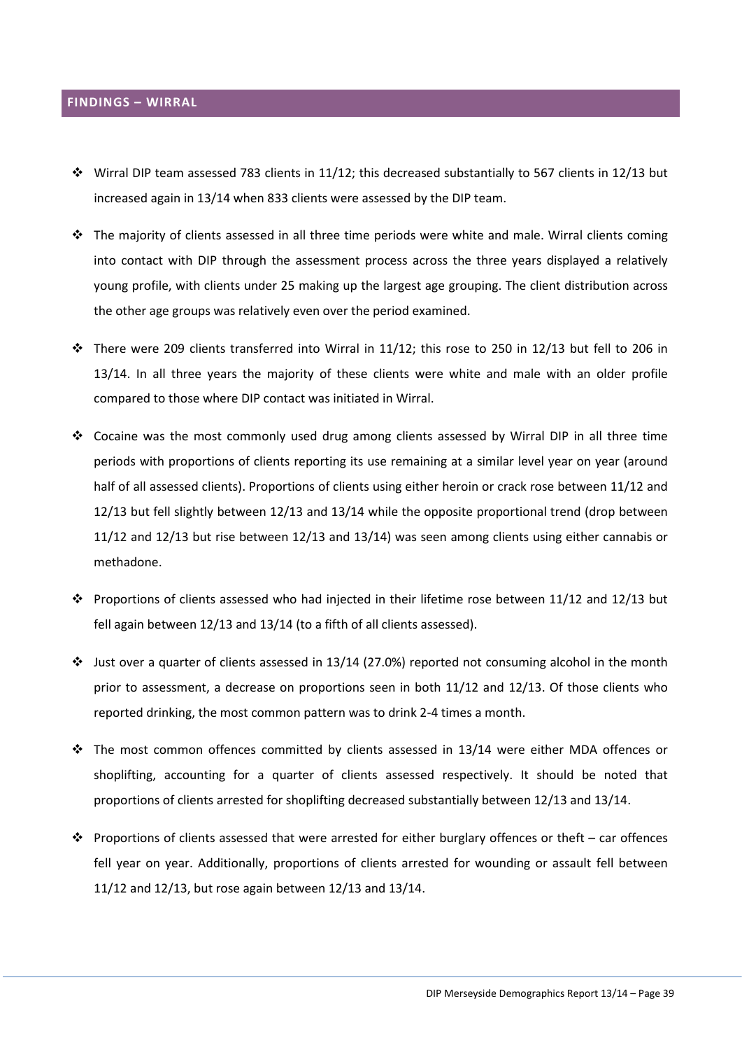## FINDINGS – WIRRAL

- Wirral DIP team assessed 783 clients in 11/12; this decreased substantially to 567 clients in 12/13 but increased again in 13/14 when 833 clients were assessed by the DIP team.
- The majority of clients assessed in all three time periods were white and male. Wirral clients coming into contact with DIP through the assessment process across the three years displayed a relatively young profile, with clients under 25 making up the largest age grouping. The client distribution across the other age groups was relatively even over the period examined.
- There were 209 clients transferred into Wirral in 11/12; this rose to 250 in 12/13 but fell to 206 in 13/14. In all three years the majority of these clients were white and male with an older profile compared to those where DIP contact was initiated in Wirral.
- Cocaine was the most commonly used drug among clients assessed by Wirral DIP in all three time periods with proportions of clients reporting its use remaining at a similar level year on year (around half of all assessed clients). Proportions of clients using either heroin or crack rose between 11/12 and 12/13 but fell slightly between 12/13 and 13/14 while the opposite proportional trend (drop between 11/12 and 12/13 but rise between 12/13 and 13/14) was seen among clients using either cannabis or methadone.
- Proportions of clients assessed who had injected in their lifetime rose between 11/12 and 12/13 but fell again between 12/13 and 13/14 (to a fifth of all clients assessed).
- Just over a quarter of clients assessed in 13/14 (27.0%) reported not consuming alcohol in the month prior to assessment, a decrease on proportions seen in both 11/12 and 12/13. Of those clients who reported drinking, the most common pattern was to drink 2-4 times a month.
- The most common offences committed by clients assessed in 13/14 were either MDA offences or shoplifting, accounting for a quarter of clients assessed respectively. It should be noted that proportions of clients arrested for shoplifting decreased substantially between 12/13 and 13/14.
- Proportions of clients assessed that were arrested for either burglary offences or theft – car offences fell year on year. Additionally, proportions of clients arrested for wounding or assault fell between 11/12 and 12/13, but rose again between 12/13 and 13/14.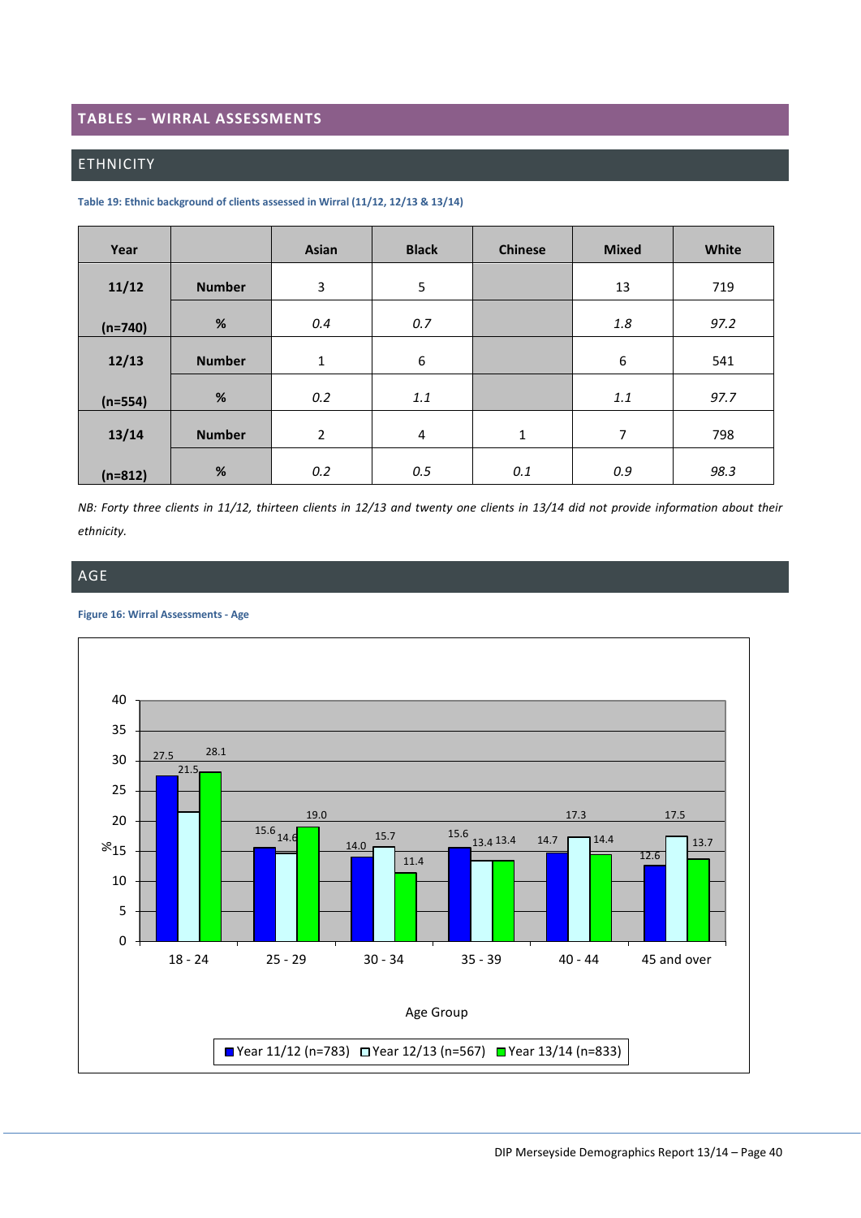## TABLES – WIRRAL ASSESSMENTS

### ETHNICITY

**Table 19: Ethnic background of clients assessed in Wirral (11/12, 12/13 & 13/14)**

| Year | | Asian | Black | Chinese | Mixed | White |
|---|---|---|---|---|---|---|
| 11/12 (n=740) | Number | 3 | 5 | | 13 | 719 |
| | % | *0.4* | *0.7* | | *1.8* | *97.2* |
| 12/13 (n=554) | Number | 1 | 6 | | 6 | 541 |
| | % | *0.2* | *1.1* | | *1.1* | *97.7* |
| 13/14 (n=812) | Number | 2 | 4 | 1 | 7 | 798 |
| | % | *0.2* | *0.5* | *0.1* | *0.9* | *98.3* |

*NB: Forty three clients in 11/12, thirteen clients in 12/13 and twenty one clients in 13/14 did not provide information about their ethnicity.*

### AGE

**Figure 16: Wirral Assessments - Age**

| Age Group | Year 11/12 (n=783) % | Year 12/13 (n=567) % | Year 13/14 (n=833) % |
|---|---|---|---|
| 18 - 24 | 27.5 | 21.5 | 28.1 |
| 25 - 29 | 15.6 | 14.6 | 19.0 |
| 30 - 34 | 14.0 | 15.7 | 11.4 |
| 35 - 39 | 15.6 | 13.4 | 13.4 |
| 40 - 44 | 14.7 | 17.3 | 14.4 |
| 45 and over | 12.6 | 17.5 | 13.7 |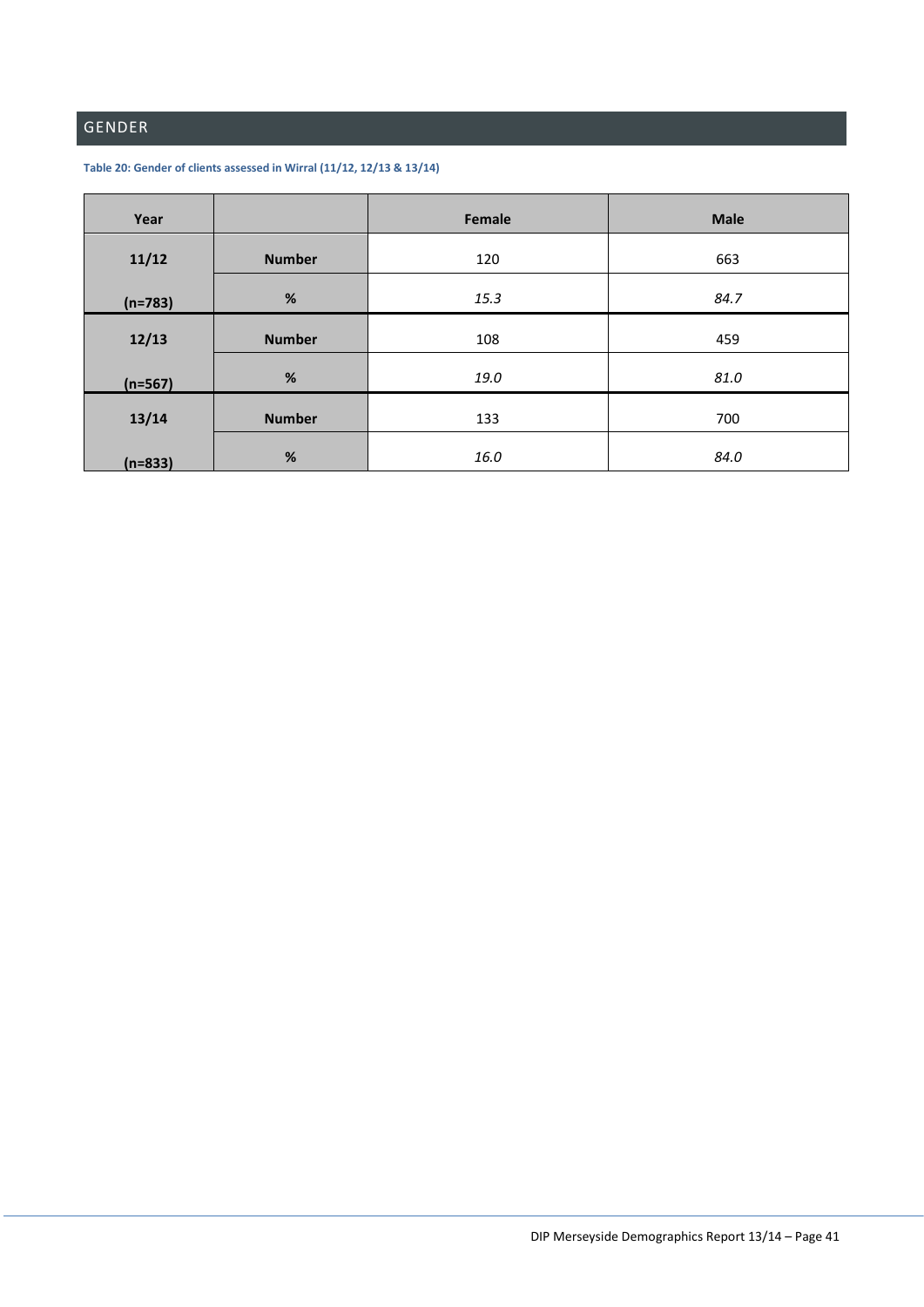## GENDER

**Table 20: Gender of clients assessed in Wirral (11/12, 12/13 & 13/14)**

| Year | | Female | Male |
|---|---|---|---|
| 11/12 (n=783) | Number | 120 | 663 |
| | % | *15.3* | *84.7* |
| 12/13 (n=567) | Number | 108 | 459 |
| | % | *19.0* | *81.0* |
| 13/14 (n=833) | Number | 133 | 700 |
| | % | *16.0* | *84.0* |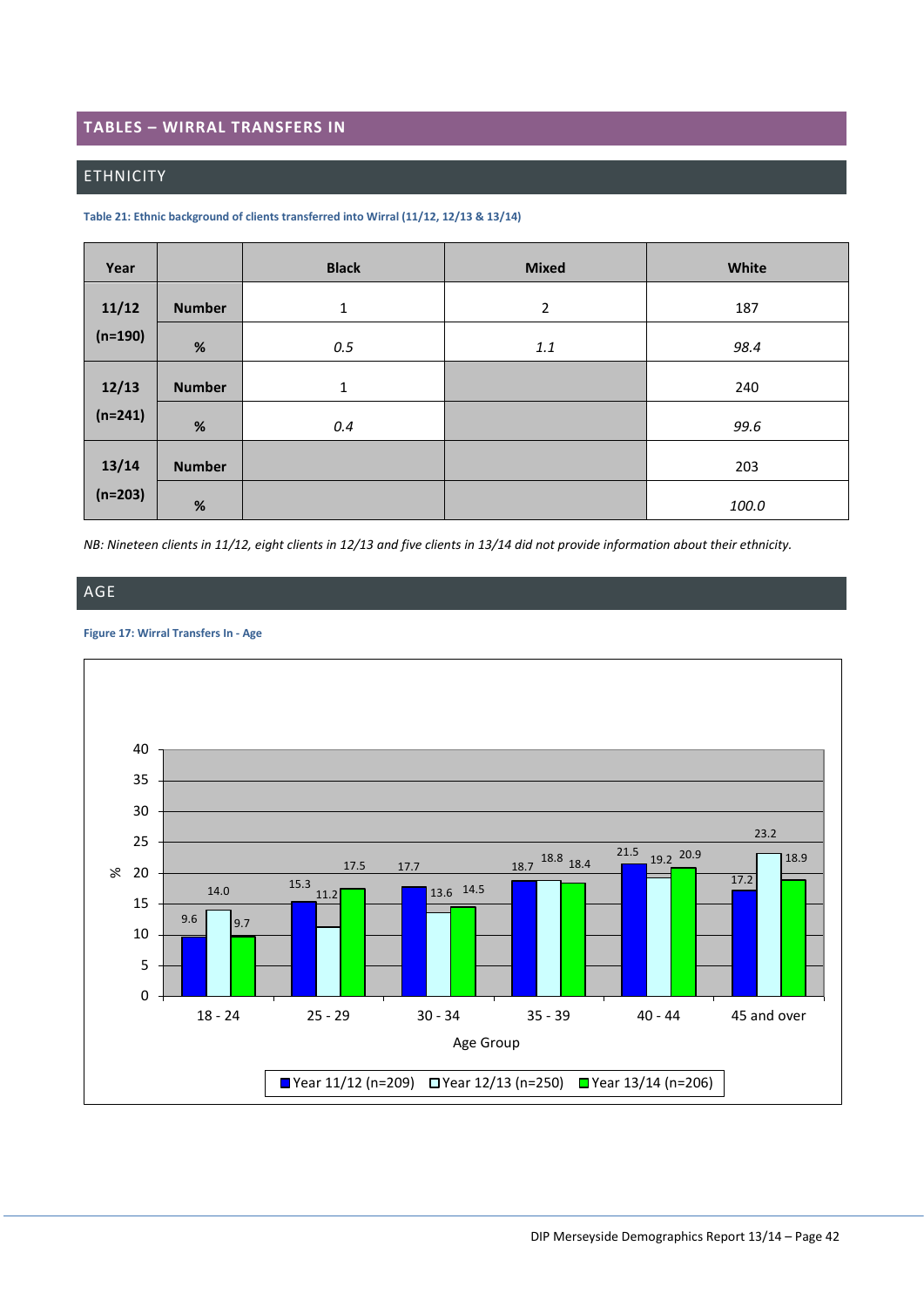## TABLES – WIRRAL TRANSFERS IN

### ETHNICITY

**Table 21: Ethnic background of clients transferred into Wirral (11/12, 12/13 & 13/14)**

| Year | | Black | Mixed | White |
|---|---|---|---|---|
| 11/12 (n=190) | Number | 1 | 2 | 187 |
| | % | *0.5* | *1.1* | *98.4* |
| 12/13 (n=241) | Number | 1 | | 240 |
| | % | *0.4* | | *99.6* |
| 13/14 (n=203) | Number | | | 203 |
| | % | | | *100.0* |

*NB: Nineteen clients in 11/12, eight clients in 12/13 and five clients in 13/14 did not provide information about their ethnicity.*

### AGE

**Figure 17: Wirral Transfers In - Age**

| Age Group | Year 11/12 (n=209) % | Year 12/13 (n=250) % | Year 13/14 (n=206) % |
|---|---|---|---|
| 18 - 24 | 9.6 | 14.0 | 9.7 |
| 25 - 29 | 15.3 | 11.2 | 17.5 |
| 30 - 34 | 17.7 | 13.6 | 14.5 |
| 35 - 39 | 18.7 | 18.8 | 18.4 |
| 40 - 44 | 21.5 | 19.2 | 20.9 |
| 45 and over | 17.2 | 23.2 | 18.9 |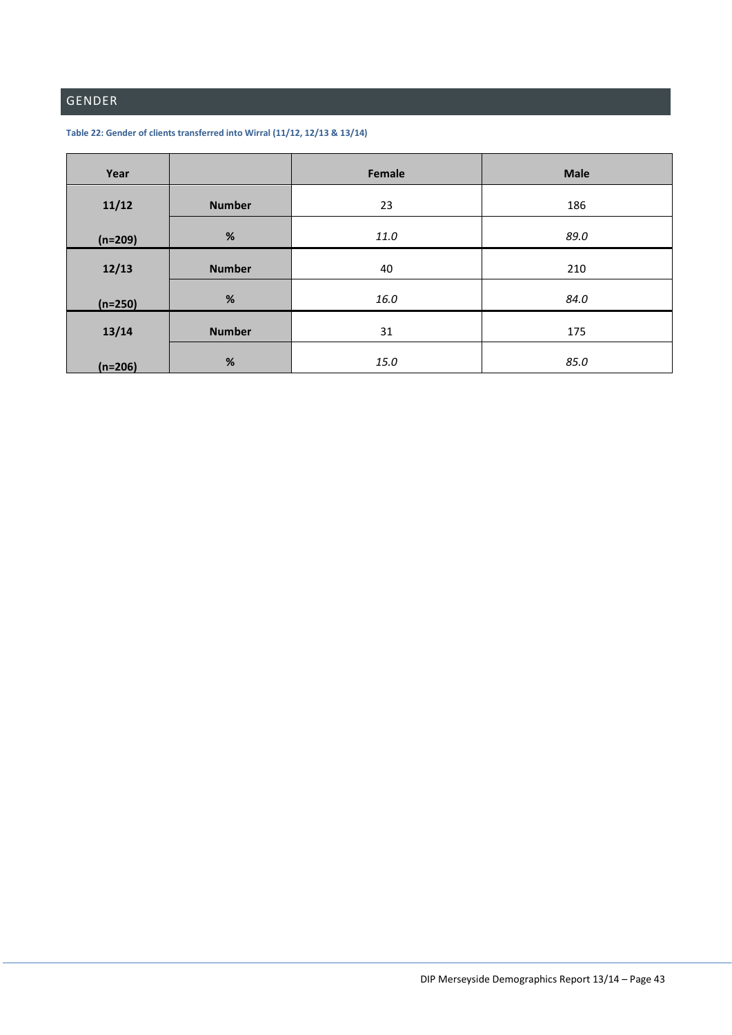## GENDER

**Table 22: Gender of clients transferred into Wirral (11/12, 12/13 & 13/14)**

| Year | | Female | Male |
|---|---|---|---|
| 11/12 | Number | 23 | 186 |
| (n=209) | % | *11.0* | *89.0* |
| 12/13 | Number | 40 | 210 |
| (n=250) | % | *16.0* | *84.0* |
| 13/14 | Number | 31 | 175 |
| (n=206) | % | *15.0* | *85.0* |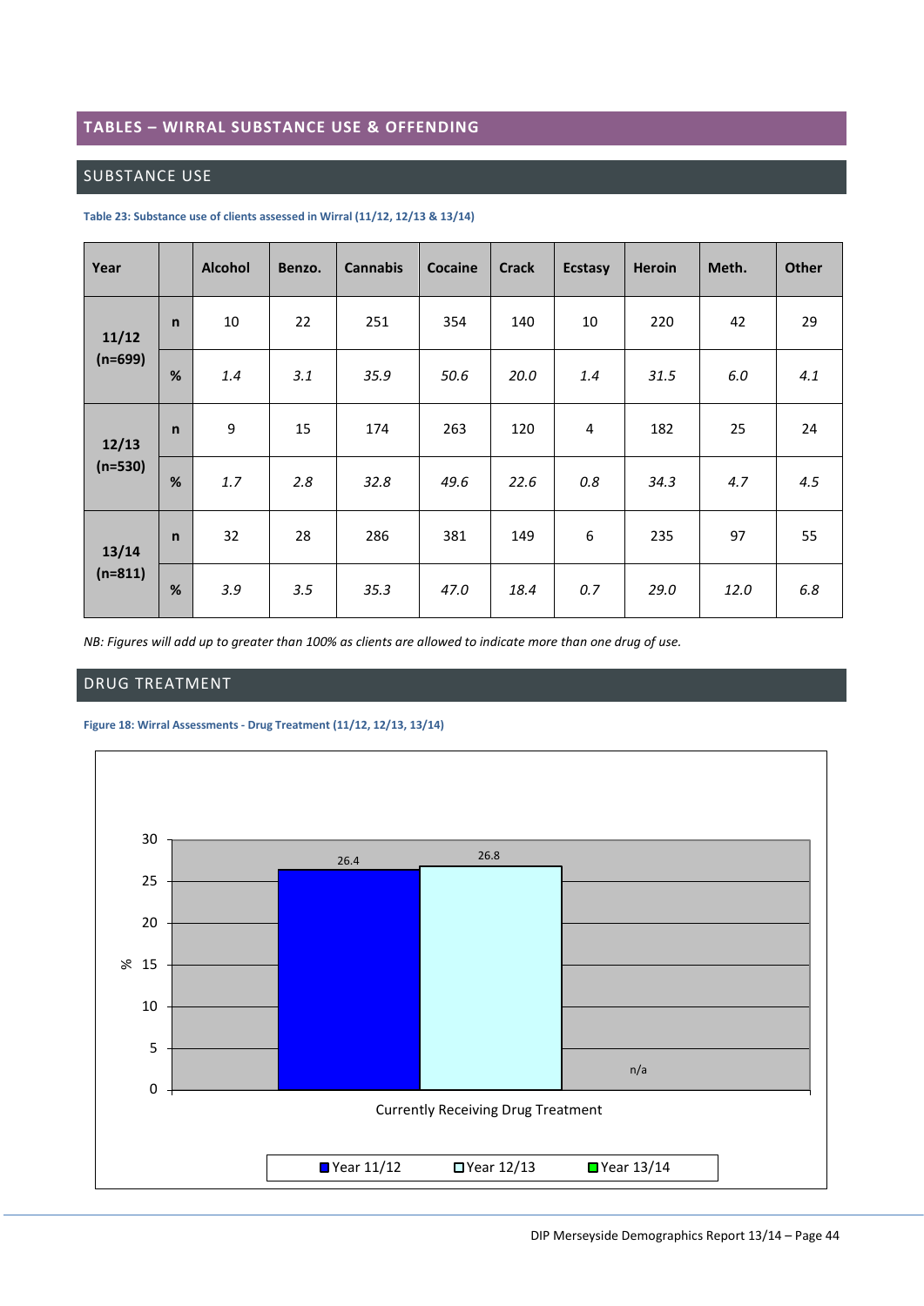## TABLES – WIRRAL SUBSTANCE USE & OFFENDING

### SUBSTANCE USE

**Table 23: Substance use of clients assessed in Wirral (11/12, 12/13 & 13/14)**

| Year | | Alcohol | Benzo. | Cannabis | Cocaine | Crack | Ecstasy | Heroin | Meth. | Other |
|---|---|---|---|---|---|---|---|---|---|---|
| 11/12 (n=699) | n | 10 | 22 | 251 | 354 | 140 | 10 | 220 | 42 | 29 |
| | % | *1.4* | *3.1* | *35.9* | *50.6* | *20.0* | *1.4* | *31.5* | *6.0* | *4.1* |
| 12/13 (n=530) | n | 9 | 15 | 174 | 263 | 120 | 4 | 182 | 25 | 24 |
| | % | *1.7* | *2.8* | *32.8* | *49.6* | *22.6* | *0.8* | *34.3* | *4.7* | *4.5* |
| 13/14 (n=811) | n | 32 | 28 | 286 | 381 | 149 | 6 | 235 | 97 | 55 |
| | % | *3.9* | *3.5* | *35.3* | *47.0* | *18.4* | *0.7* | *29.0* | *12.0* | *6.8* |

*NB: Figures will add up to greater than 100% as clients are allowed to indicate more than one drug of use.*

### DRUG TREATMENT

**Figure 18: Wirral Assessments - Drug Treatment (11/12, 12/13, 13/14)**

| Currently Receiving Drug Treatment (%) | Year 11/12 | Year 12/13 | Year 13/14 |
|---|---|---|---|
| % | 26.4 | 26.8 | n/a |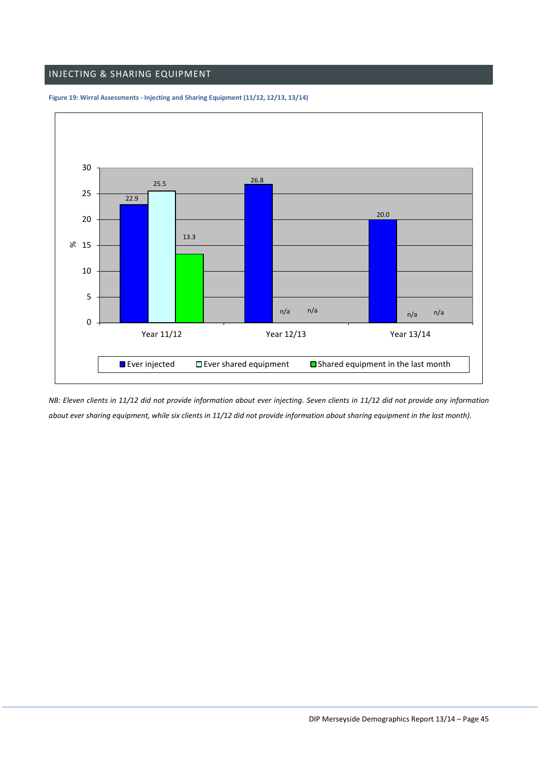## INJECTING & SHARING EQUIPMENT

**Figure 19: Wirral Assessments - Injecting and Sharing Equipment (11/12, 12/13, 13/14)**

| % | Ever injected | Ever shared equipment | Shared equipment in the last month |
|---|---|---|---|
| Year 11/12 | 22.9 | 25.5 | 13.3 |
| Year 12/13 | 26.8 | n/a | n/a |
| Year 13/14 | 20.0 | n/a | n/a |

*NB: Eleven clients in 11/12 did not provide information about ever injecting. Seven clients in 11/12 did not provide any information about ever sharing equipment, while six clients in 11/12 did not provide information about sharing equipment in the last month).*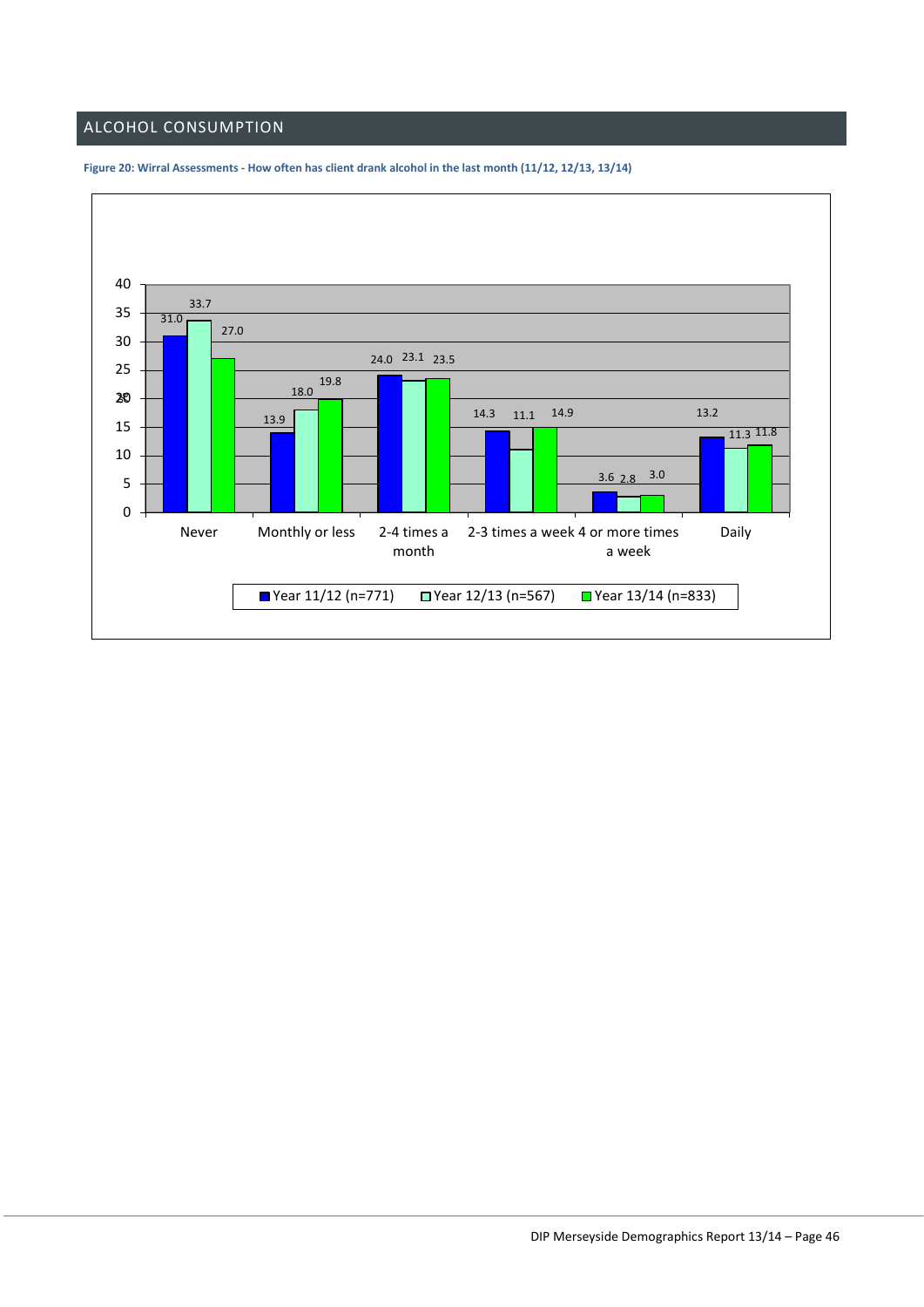## ALCOHOL CONSUMPTION

**Figure 20: Wirral Assessments - How often has client drank alcohol in the last month (11/12, 12/13, 13/14)**

| | Year 11/12 (n=771) | Year 12/13 (n=567) | Year 13/14 (n=833) |
|---|---|---|---|
| Never | 31.0 | 33.7 | 27.0 |
| Monthly or less | 13.9 | 18.0 | 19.8 |
| 2-4 times a month | 24.0 | 23.1 | 23.5 |
| 2-3 times a week | 14.3 | 11.1 | 14.9 |
| 4 or more times a week | 3.6 | 2.8 | 3.0 |
| Daily | 13.2 | 11.3 | 11.8 |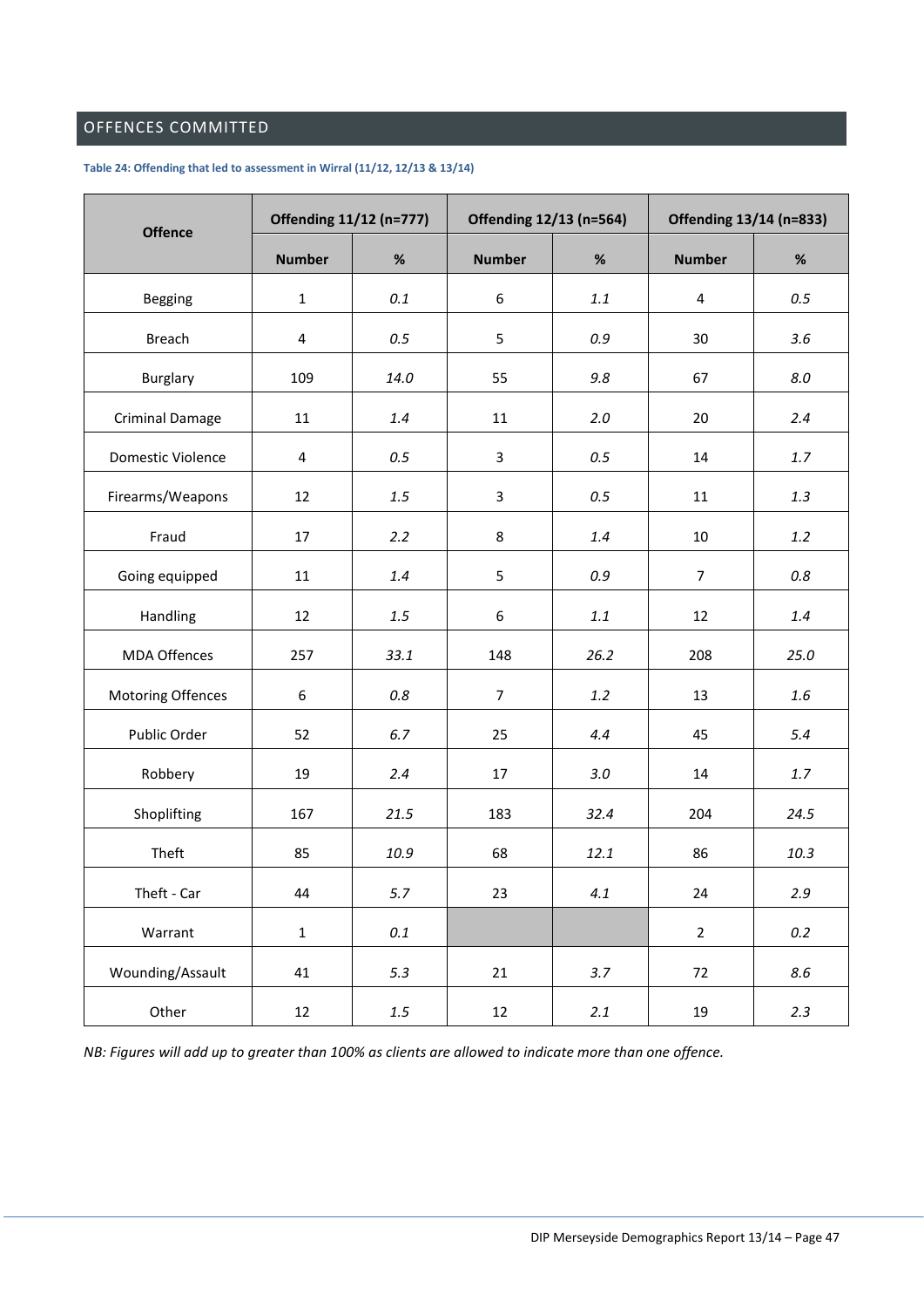## OFFENCES COMMITTED

**Table 24: Offending that led to assessment in Wirral (11/12, 12/13 & 13/14)**

| Offence | Offending 11/12 (n=777) | | Offending 12/13 (n=564) | | Offending 13/14 (n=833) | |
|---|---|---|---|---|---|---|
| | Number | % | Number | % | Number | % |
| Begging | 1 | *0.1* | 6 | *1.1* | 4 | *0.5* |
| Breach | 4 | *0.5* | 5 | *0.9* | 30 | *3.6* |
| Burglary | 109 | *14.0* | 55 | *9.8* | 67 | *8.0* |
| Criminal Damage | 11 | *1.4* | 11 | *2.0* | 20 | *2.4* |
| Domestic Violence | 4 | *0.5* | 3 | *0.5* | 14 | *1.7* |
| Firearms/Weapons | 12 | *1.5* | 3 | *0.5* | 11 | *1.3* |
| Fraud | 17 | *2.2* | 8 | *1.4* | 10 | *1.2* |
| Going equipped | 11 | *1.4* | 5 | *0.9* | 7 | *0.8* |
| Handling | 12 | *1.5* | 6 | *1.1* | 12 | *1.4* |
| MDA Offences | 257 | *33.1* | 148 | *26.2* | 208 | *25.0* |
| Motoring Offences | 6 | *0.8* | 7 | *1.2* | 13 | *1.6* |
| Public Order | 52 | *6.7* | 25 | *4.4* | 45 | *5.4* |
| Robbery | 19 | *2.4* | 17 | *3.0* | 14 | *1.7* |
| Shoplifting | 167 | *21.5* | 183 | *32.4* | 204 | *24.5* |
| Theft | 85 | *10.9* | 68 | *12.1* | 86 | *10.3* |
| Theft - Car | 44 | *5.7* | 23 | *4.1* | 24 | *2.9* |
| Warrant | 1 | *0.1* | | | 2 | *0.2* |
| Wounding/Assault | 41 | *5.3* | 21 | *3.7* | 72 | *8.6* |
| Other | 12 | *1.5* | 12 | *2.1* | 19 | *2.3* |

*NB: Figures will add up to greater than 100% as clients are allowed to indicate more than one offence.*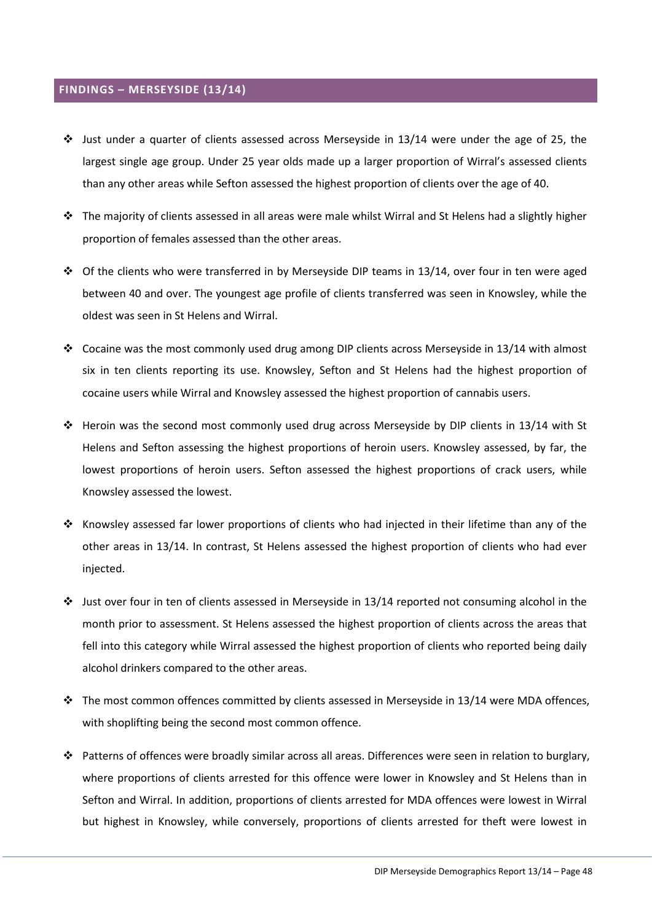## FINDINGS – MERSEYSIDE (13/14)

- Just under a quarter of clients assessed across Merseyside in 13/14 were under the age of 25, the largest single age group. Under 25 year olds made up a larger proportion of Wirral's assessed clients than any other areas while Sefton assessed the highest proportion of clients over the age of 40.
- The majority of clients assessed in all areas were male whilst Wirral and St Helens had a slightly higher proportion of females assessed than the other areas.
- Of the clients who were transferred in by Merseyside DIP teams in 13/14, over four in ten were aged between 40 and over. The youngest age profile of clients transferred was seen in Knowsley, while the oldest was seen in St Helens and Wirral.
- Cocaine was the most commonly used drug among DIP clients across Merseyside in 13/14 with almost six in ten clients reporting its use. Knowsley, Sefton and St Helens had the highest proportion of cocaine users while Wirral and Knowsley assessed the highest proportion of cannabis users.
- Heroin was the second most commonly used drug across Merseyside by DIP clients in 13/14 with St Helens and Sefton assessing the highest proportions of heroin users. Knowsley assessed, by far, the lowest proportions of heroin users. Sefton assessed the highest proportions of crack users, while Knowsley assessed the lowest.
- Knowsley assessed far lower proportions of clients who had injected in their lifetime than any of the other areas in 13/14. In contrast, St Helens assessed the highest proportion of clients who had ever injected.
- Just over four in ten of clients assessed in Merseyside in 13/14 reported not consuming alcohol in the month prior to assessment. St Helens assessed the highest proportion of clients across the areas that fell into this category while Wirral assessed the highest proportion of clients who reported being daily alcohol drinkers compared to the other areas.
- The most common offences committed by clients assessed in Merseyside in 13/14 were MDA offences, with shoplifting being the second most common offence.
- Patterns of offences were broadly similar across all areas. Differences were seen in relation to burglary, where proportions of clients arrested for this offence were lower in Knowsley and St Helens than in Sefton and Wirral. In addition, proportions of clients arrested for MDA offences were lowest in Wirral but highest in Knowsley, while conversely, proportions of clients arrested for theft were lowest in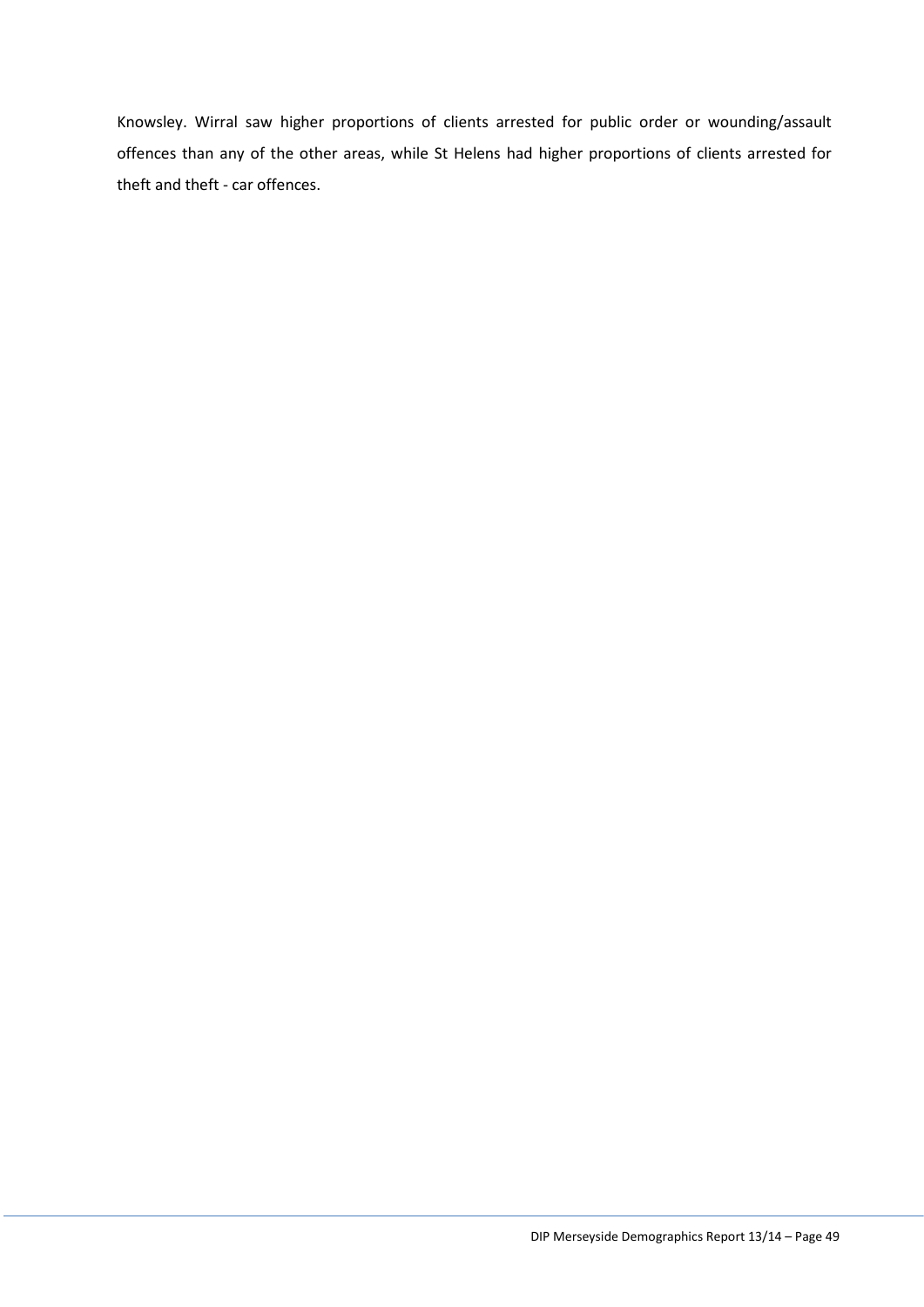Knowsley. Wirral saw higher proportions of clients arrested for public order or wounding/assault offences than any of the other areas, while St Helens had higher proportions of clients arrested for theft and theft - car offences.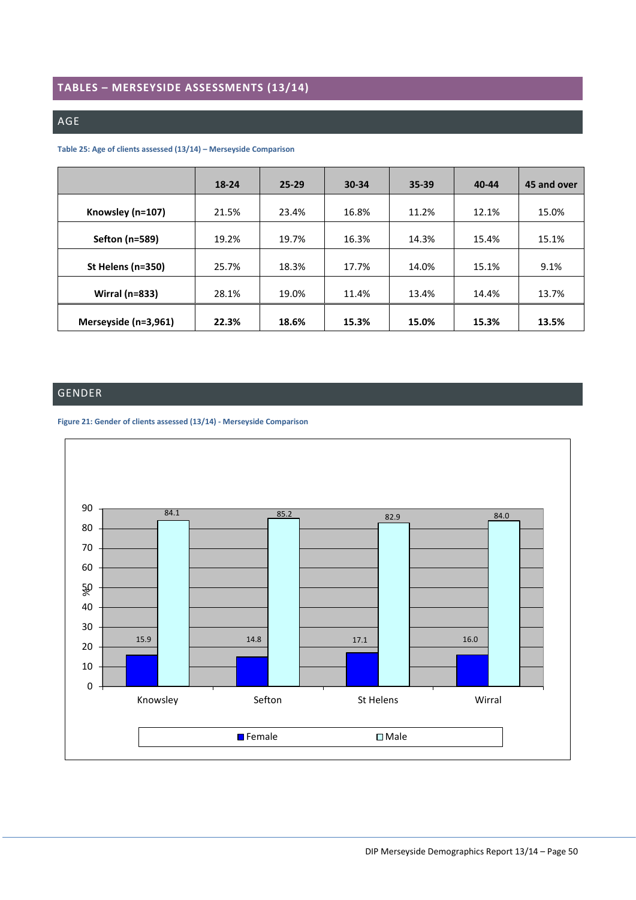## TABLES – MERSEYSIDE ASSESSMENTS (13/14)

### AGE

**Table 25: Age of clients assessed (13/14) – Merseyside Comparison**

| | 18-24 | 25-29 | 30-34 | 35-39 | 40-44 | 45 and over |
|---|---|---|---|---|---|---|
| **Knowsley (n=107)** | 21.5% | 23.4% | 16.8% | 11.2% | 12.1% | 15.0% |
| **Sefton (n=589)** | 19.2% | 19.7% | 16.3% | 14.3% | 15.4% | 15.1% |
| **St Helens (n=350)** | 25.7% | 18.3% | 17.7% | 14.0% | 15.1% | 9.1% |
| **Wirral (n=833)** | 28.1% | 19.0% | 11.4% | 13.4% | 14.4% | 13.7% |
| **Merseyside (n=3,961)** | **22.3%** | **18.6%** | **15.3%** | **15.0%** | **15.3%** | **13.5%** |

### GENDER

**Figure 21: Gender of clients assessed (13/14) - Merseyside Comparison**

| % | Female | Male |
|---|---|---|
| Knowsley | 15.9 | 84.1 |
| Sefton | 14.8 | 85.2 |
| St Helens | 17.1 | 82.9 |
| Wirral | 16.0 | 84.0 |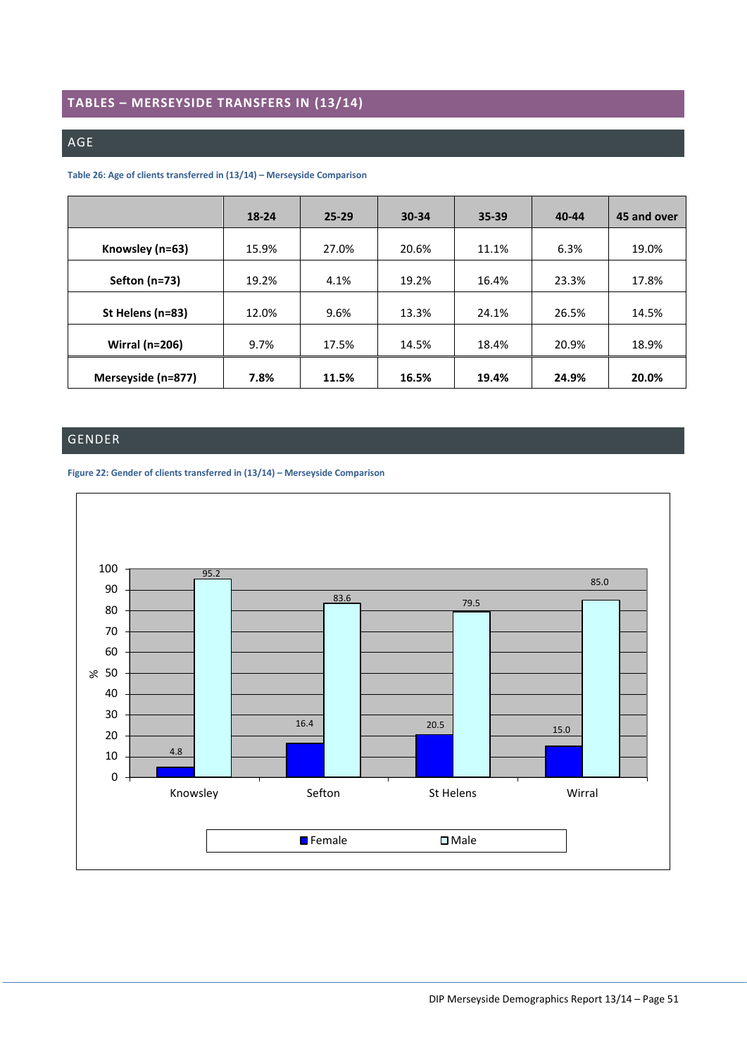# TABLES – MERSEYSIDE TRANSFERS IN (13/14)

## AGE

Table 26: Age of clients transferred in (13/14) – Merseyside Comparison

| | 18-24 | 25-29 | 30-34 | 35-39 | 40-44 | 45 and over |
|---|---|---|---|---|---|---|
| **Knowsley (n=63)** | 15.9% | 27.0% | 20.6% | 11.1% | 6.3% | 19.0% |
| **Sefton (n=73)** | 19.2% | 4.1% | 19.2% | 16.4% | 23.3% | 17.8% |
| **St Helens (n=83)** | 12.0% | 9.6% | 13.3% | 24.1% | 26.5% | 14.5% |
| **Wirral (n=206)** | 9.7% | 17.5% | 14.5% | 18.4% | 20.9% | 18.9% |
| **Merseyside (n=877)** | **7.8%** | **11.5%** | **16.5%** | **19.4%** | **24.9%** | **20.0%** |

## GENDER

Figure 22: Gender of clients transferred in (13/14) – Merseyside Comparison

| % | Female | Male |
|---|---|---|
| Knowsley | 4.8 | 95.2 |
| Sefton | 16.4 | 83.6 |
| St Helens | 20.5 | 79.5 |
| Wirral | 15.0 | 85.0 |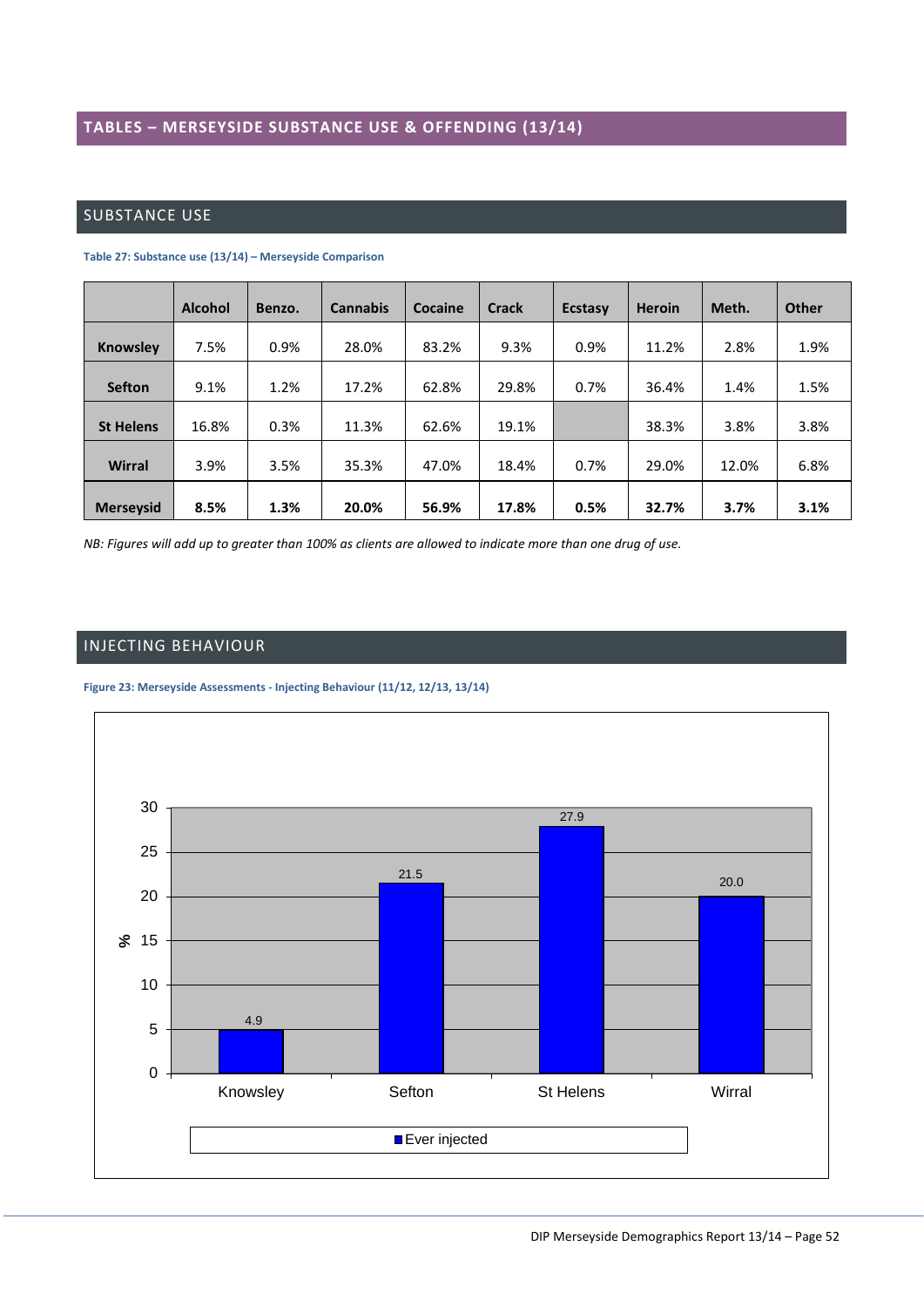# TABLES – MERSEYSIDE SUBSTANCE USE & OFFENDING (13/14)

## SUBSTANCE USE

**Table 27: Substance use (13/14) – Merseyside Comparison**

| | Alcohol | Benzo. | Cannabis | Cocaine | Crack | Ecstasy | Heroin | Meth. | Other |
|---|---|---|---|---|---|---|---|---|---|
| **Knowsley** | 7.5% | 0.9% | 28.0% | 83.2% | 9.3% | 0.9% | 11.2% | 2.8% | 1.9% |
| **Sefton** | 9.1% | 1.2% | 17.2% | 62.8% | 29.8% | 0.7% | 36.4% | 1.4% | 1.5% |
| **St Helens** | 16.8% | 0.3% | 11.3% | 62.6% | 19.1% | | 38.3% | 3.8% | 3.8% |
| **Wirral** | 3.9% | 3.5% | 35.3% | 47.0% | 18.4% | 0.7% | 29.0% | 12.0% | 6.8% |
| **Merseysid** | **8.5%** | **1.3%** | **20.0%** | **56.9%** | **17.8%** | **0.5%** | **32.7%** | **3.7%** | **3.1%** |

*NB: Figures will add up to greater than 100% as clients are allowed to indicate more than one drug of use.*

## INJECTING BEHAVIOUR

**Figure 23: Merseyside Assessments - Injecting Behaviour (11/12, 12/13, 13/14)**

| | Ever injected (%) |
|---|---|
| Knowsley | 4.9 |
| Sefton | 21.5 |
| St Helens | 27.9 |
| Wirral | 20.0 |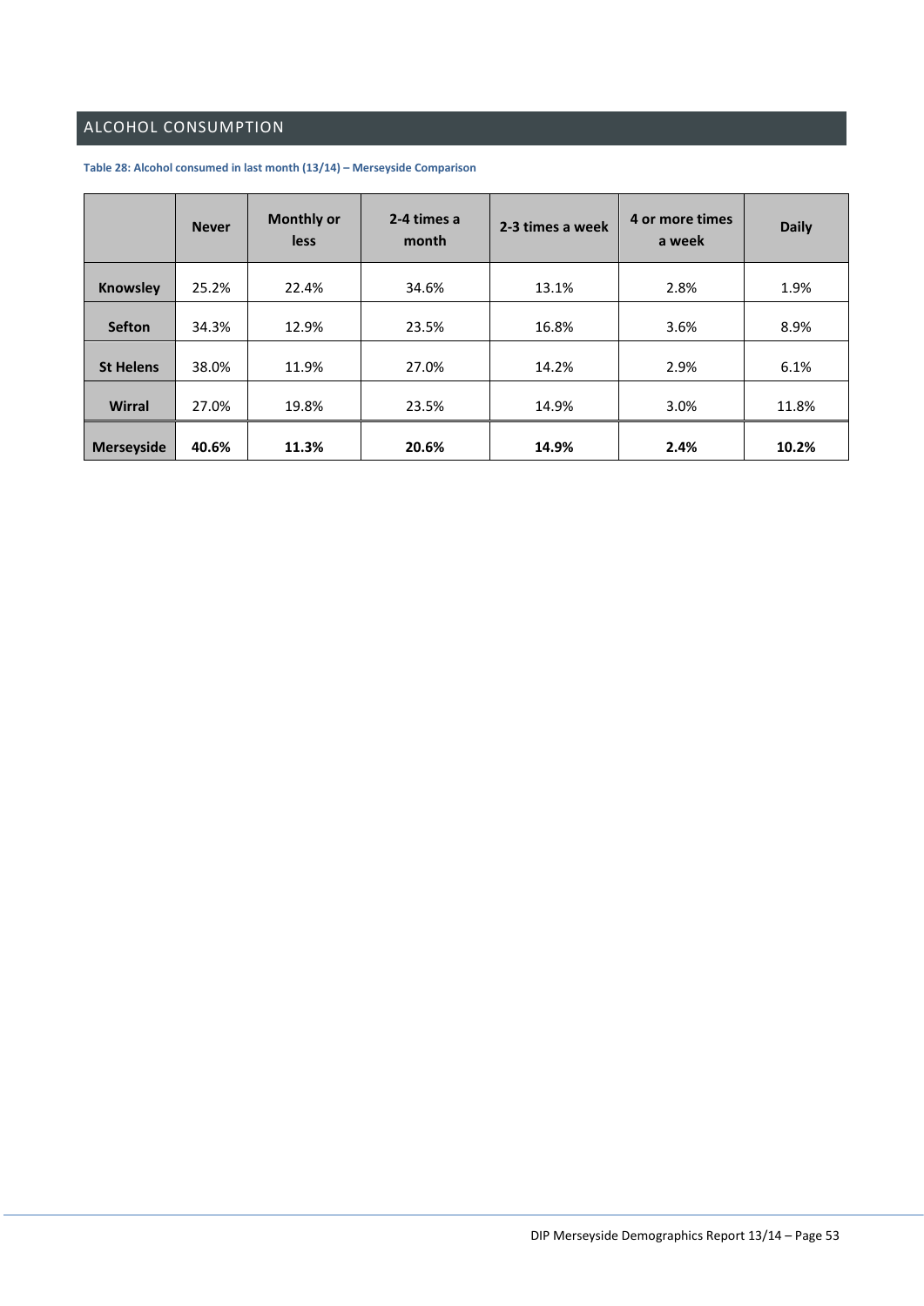## ALCOHOL CONSUMPTION

**Table 28: Alcohol consumed in last month (13/14) – Merseyside Comparison**

| | Never | Monthly or less | 2-4 times a month | 2-3 times a week | 4 or more times a week | Daily |
|---|---|---|---|---|---|---|
| **Knowsley** | 25.2% | 22.4% | 34.6% | 13.1% | 2.8% | 1.9% |
| **Sefton** | 34.3% | 12.9% | 23.5% | 16.8% | 3.6% | 8.9% |
| **St Helens** | 38.0% | 11.9% | 27.0% | 14.2% | 2.9% | 6.1% |
| **Wirral** | 27.0% | 19.8% | 23.5% | 14.9% | 3.0% | 11.8% |
| **Merseyside** | **40.6%** | **11.3%** | **20.6%** | **14.9%** | **2.4%** | **10.2%** |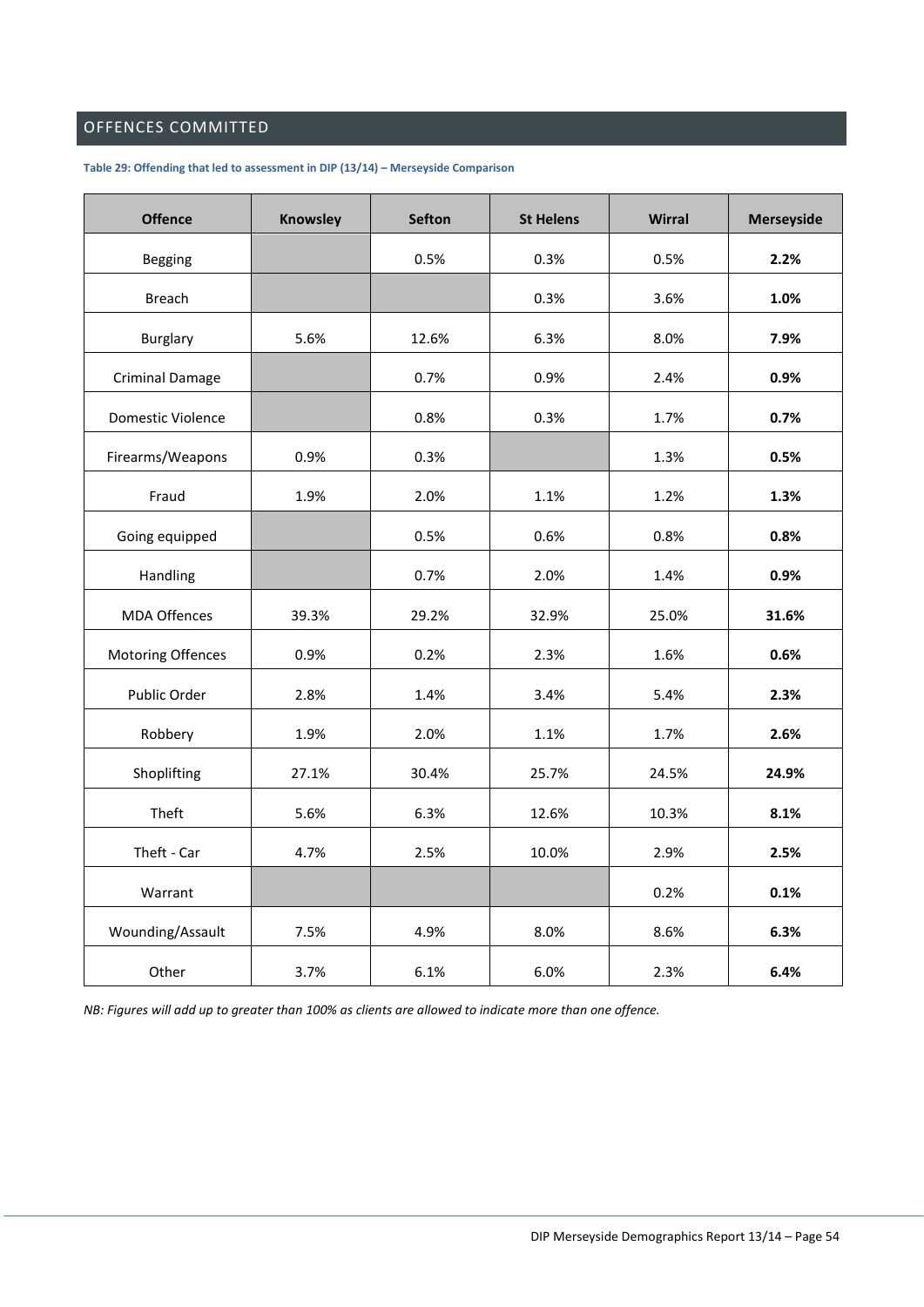## OFFENCES COMMITTED

**Table 29: Offending that led to assessment in DIP (13/14) – Merseyside Comparison**

| Offence | Knowsley | Sefton | St Helens | Wirral | Merseyside |
|---|---|---|---|---|---|
| Begging | | 0.5% | 0.3% | 0.5% | **2.2%** |
| Breach | | | 0.3% | 3.6% | **1.0%** |
| Burglary | 5.6% | 12.6% | 6.3% | 8.0% | **7.9%** |
| Criminal Damage | | 0.7% | 0.9% | 2.4% | **0.9%** |
| Domestic Violence | | 0.8% | 0.3% | 1.7% | **0.7%** |
| Firearms/Weapons | 0.9% | 0.3% | | 1.3% | **0.5%** |
| Fraud | 1.9% | 2.0% | 1.1% | 1.2% | **1.3%** |
| Going equipped | | 0.5% | 0.6% | 0.8% | **0.8%** |
| Handling | | 0.7% | 2.0% | 1.4% | **0.9%** |
| MDA Offences | 39.3% | 29.2% | 32.9% | 25.0% | **31.6%** |
| Motoring Offences | 0.9% | 0.2% | 2.3% | 1.6% | **0.6%** |
| Public Order | 2.8% | 1.4% | 3.4% | 5.4% | **2.3%** |
| Robbery | 1.9% | 2.0% | 1.1% | 1.7% | **2.6%** |
| Shoplifting | 27.1% | 30.4% | 25.7% | 24.5% | **24.9%** |
| Theft | 5.6% | 6.3% | 12.6% | 10.3% | **8.1%** |
| Theft - Car | 4.7% | 2.5% | 10.0% | 2.9% | **2.5%** |
| Warrant | | | | 0.2% | **0.1%** |
| Wounding/Assault | 7.5% | 4.9% | 8.0% | 8.6% | **6.3%** |
| Other | 3.7% | 6.1% | 6.0% | 2.3% | **6.4%** |

*NB: Figures will add up to greater than 100% as clients are allowed to indicate more than one offence.*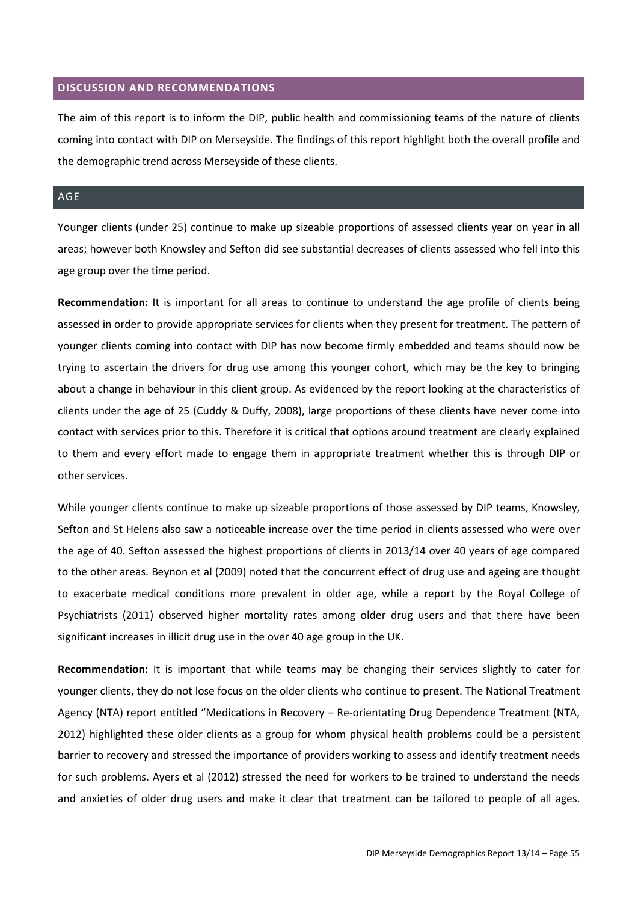## DISCUSSION AND RECOMMENDATIONS

The aim of this report is to inform the DIP, public health and commissioning teams of the nature of clients coming into contact with DIP on Merseyside. The findings of this report highlight both the overall profile and the demographic trend across Merseyside of these clients.

### AGE

Younger clients (under 25) continue to make up sizeable proportions of assessed clients year on year in all areas; however both Knowsley and Sefton did see substantial decreases of clients assessed who fell into this age group over the time period.

**Recommendation:** It is important for all areas to continue to understand the age profile of clients being assessed in order to provide appropriate services for clients when they present for treatment. The pattern of younger clients coming into contact with DIP has now become firmly embedded and teams should now be trying to ascertain the drivers for drug use among this younger cohort, which may be the key to bringing about a change in behaviour in this client group. As evidenced by the report looking at the characteristics of clients under the age of 25 (Cuddy & Duffy, 2008), large proportions of these clients have never come into contact with services prior to this. Therefore it is critical that options around treatment are clearly explained to them and every effort made to engage them in appropriate treatment whether this is through DIP or other services.

While younger clients continue to make up sizeable proportions of those assessed by DIP teams, Knowsley, Sefton and St Helens also saw a noticeable increase over the time period in clients assessed who were over the age of 40. Sefton assessed the highest proportions of clients in 2013/14 over 40 years of age compared to the other areas. Beynon et al (2009) noted that the concurrent effect of drug use and ageing are thought to exacerbate medical conditions more prevalent in older age, while a report by the Royal College of Psychiatrists (2011) observed higher mortality rates among older drug users and that there have been significant increases in illicit drug use in the over 40 age group in the UK.

**Recommendation:** It is important that while teams may be changing their services slightly to cater for younger clients, they do not lose focus on the older clients who continue to present. The National Treatment Agency (NTA) report entitled "Medications in Recovery – Re-orientating Drug Dependence Treatment (NTA, 2012) highlighted these older clients as a group for whom physical health problems could be a persistent barrier to recovery and stressed the importance of providers working to assess and identify treatment needs for such problems. Ayers et al (2012) stressed the need for workers to be trained to understand the needs and anxieties of older drug users and make it clear that treatment can be tailored to people of all ages.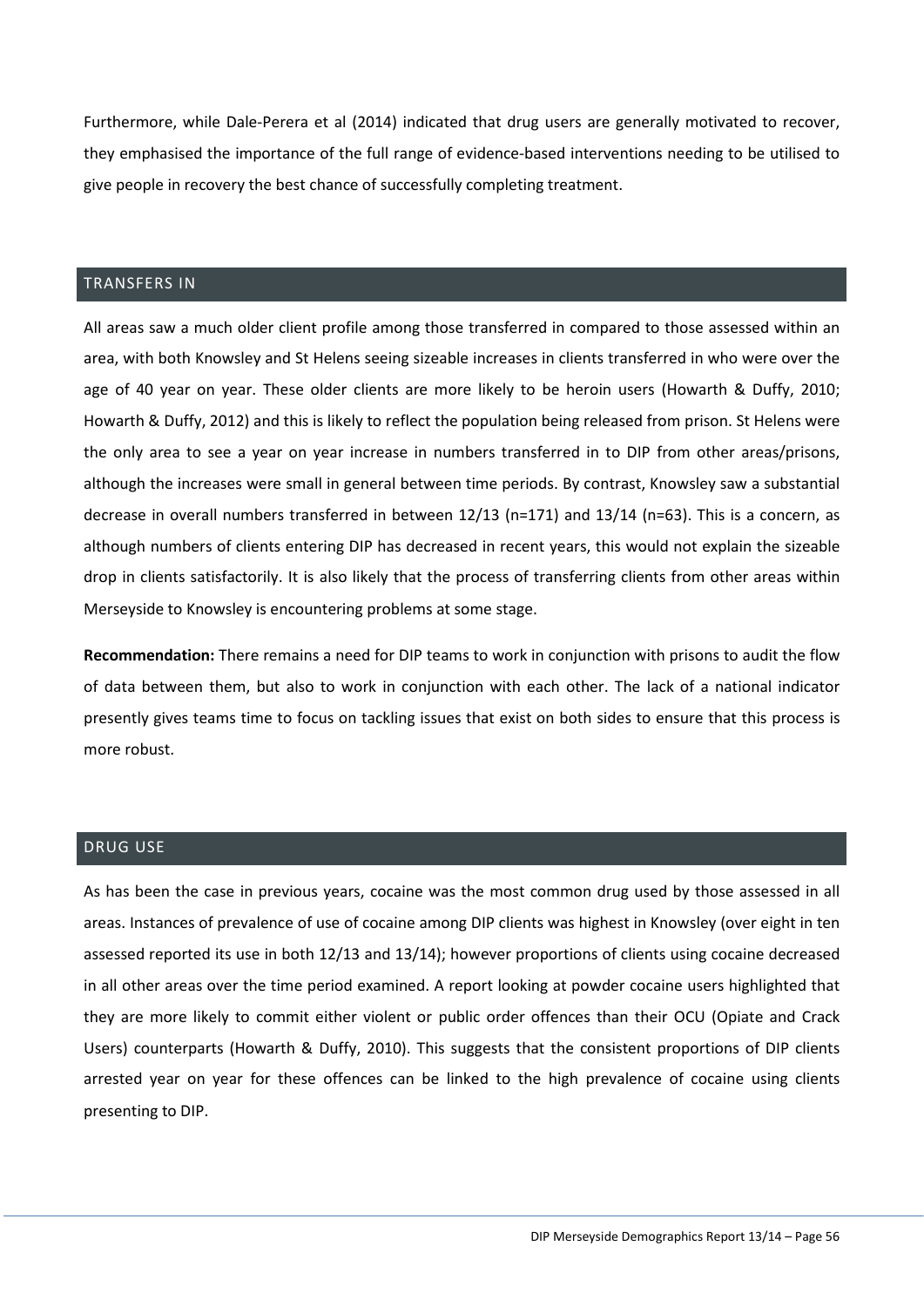Furthermore, while Dale-Perera et al (2014) indicated that drug users are generally motivated to recover, they emphasised the importance of the full range of evidence-based interventions needing to be utilised to give people in recovery the best chance of successfully completing treatment.

## TRANSFERS IN

All areas saw a much older client profile among those transferred in compared to those assessed within an area, with both Knowsley and St Helens seeing sizeable increases in clients transferred in who were over the age of 40 year on year. These older clients are more likely to be heroin users (Howarth & Duffy, 2010; Howarth & Duffy, 2012) and this is likely to reflect the population being released from prison. St Helens were the only area to see a year on year increase in numbers transferred in to DIP from other areas/prisons, although the increases were small in general between time periods. By contrast, Knowsley saw a substantial decrease in overall numbers transferred in between 12/13 (n=171) and 13/14 (n=63). This is a concern, as although numbers of clients entering DIP has decreased in recent years, this would not explain the sizeable drop in clients satisfactorily. It is also likely that the process of transferring clients from other areas within Merseyside to Knowsley is encountering problems at some stage.

**Recommendation:** There remains a need for DIP teams to work in conjunction with prisons to audit the flow of data between them, but also to work in conjunction with each other. The lack of a national indicator presently gives teams time to focus on tackling issues that exist on both sides to ensure that this process is more robust.

## DRUG USE

As has been the case in previous years, cocaine was the most common drug used by those assessed in all areas. Instances of prevalence of use of cocaine among DIP clients was highest in Knowsley (over eight in ten assessed reported its use in both 12/13 and 13/14); however proportions of clients using cocaine decreased in all other areas over the time period examined. A report looking at powder cocaine users highlighted that they are more likely to commit either violent or public order offences than their OCU (Opiate and Crack Users) counterparts (Howarth & Duffy, 2010). This suggests that the consistent proportions of DIP clients arrested year on year for these offences can be linked to the high prevalence of cocaine using clients presenting to DIP.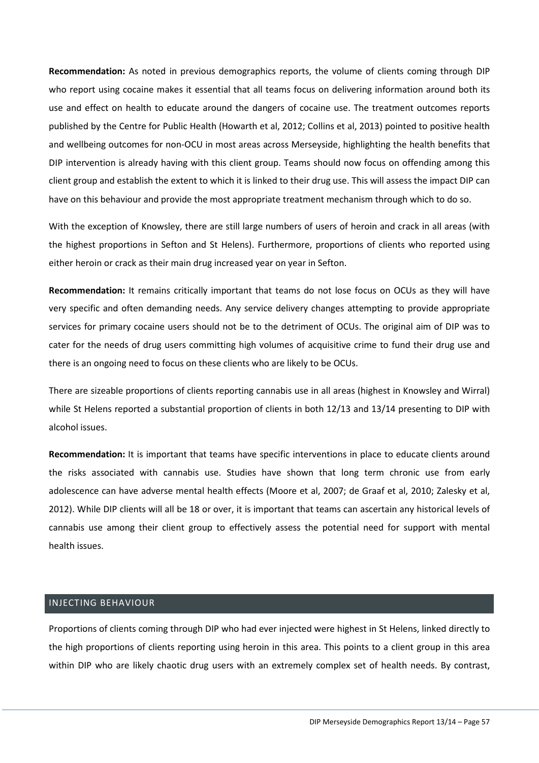**Recommendation:** As noted in previous demographics reports, the volume of clients coming through DIP who report using cocaine makes it essential that all teams focus on delivering information around both its use and effect on health to educate around the dangers of cocaine use. The treatment outcomes reports published by the Centre for Public Health (Howarth et al, 2012; Collins et al, 2013) pointed to positive health and wellbeing outcomes for non-OCU in most areas across Merseyside, highlighting the health benefits that DIP intervention is already having with this client group. Teams should now focus on offending among this client group and establish the extent to which it is linked to their drug use. This will assess the impact DIP can have on this behaviour and provide the most appropriate treatment mechanism through which to do so.

With the exception of Knowsley, there are still large numbers of users of heroin and crack in all areas (with the highest proportions in Sefton and St Helens). Furthermore, proportions of clients who reported using either heroin or crack as their main drug increased year on year in Sefton.

**Recommendation:** It remains critically important that teams do not lose focus on OCUs as they will have very specific and often demanding needs. Any service delivery changes attempting to provide appropriate services for primary cocaine users should not be to the detriment of OCUs. The original aim of DIP was to cater for the needs of drug users committing high volumes of acquisitive crime to fund their drug use and there is an ongoing need to focus on these clients who are likely to be OCUs.

There are sizeable proportions of clients reporting cannabis use in all areas (highest in Knowsley and Wirral) while St Helens reported a substantial proportion of clients in both 12/13 and 13/14 presenting to DIP with alcohol issues.

**Recommendation:** It is important that teams have specific interventions in place to educate clients around the risks associated with cannabis use. Studies have shown that long term chronic use from early adolescence can have adverse mental health effects (Moore et al, 2007; de Graaf et al, 2010; Zalesky et al, 2012). While DIP clients will all be 18 or over, it is important that teams can ascertain any historical levels of cannabis use among their client group to effectively assess the potential need for support with mental health issues.

## INJECTING BEHAVIOUR

Proportions of clients coming through DIP who had ever injected were highest in St Helens, linked directly to the high proportions of clients reporting using heroin in this area. This points to a client group in this area within DIP who are likely chaotic drug users with an extremely complex set of health needs. By contrast,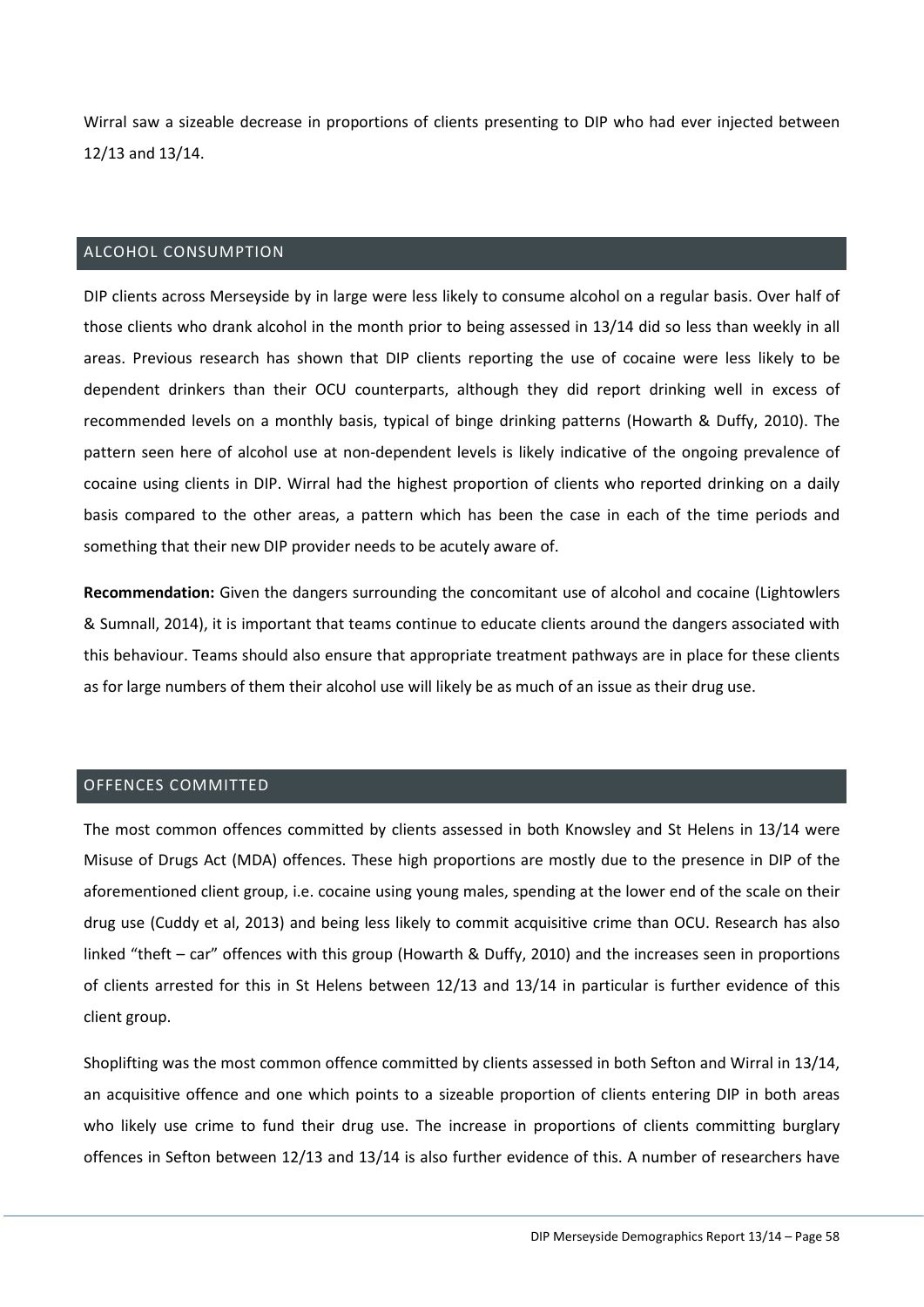Wirral saw a sizeable decrease in proportions of clients presenting to DIP who had ever injected between 12/13 and 13/14.

## ALCOHOL CONSUMPTION

DIP clients across Merseyside by in large were less likely to consume alcohol on a regular basis. Over half of those clients who drank alcohol in the month prior to being assessed in 13/14 did so less than weekly in all areas. Previous research has shown that DIP clients reporting the use of cocaine were less likely to be dependent drinkers than their OCU counterparts, although they did report drinking well in excess of recommended levels on a monthly basis, typical of binge drinking patterns (Howarth & Duffy, 2010). The pattern seen here of alcohol use at non-dependent levels is likely indicative of the ongoing prevalence of cocaine using clients in DIP. Wirral had the highest proportion of clients who reported drinking on a daily basis compared to the other areas, a pattern which has been the case in each of the time periods and something that their new DIP provider needs to be acutely aware of.

**Recommendation:** Given the dangers surrounding the concomitant use of alcohol and cocaine (Lightowlers & Sumnall, 2014), it is important that teams continue to educate clients around the dangers associated with this behaviour. Teams should also ensure that appropriate treatment pathways are in place for these clients as for large numbers of them their alcohol use will likely be as much of an issue as their drug use.

## OFFENCES COMMITTED

The most common offences committed by clients assessed in both Knowsley and St Helens in 13/14 were Misuse of Drugs Act (MDA) offences. These high proportions are mostly due to the presence in DIP of the aforementioned client group, i.e. cocaine using young males, spending at the lower end of the scale on their drug use (Cuddy et al, 2013) and being less likely to commit acquisitive crime than OCU. Research has also linked "theft – car" offences with this group (Howarth & Duffy, 2010) and the increases seen in proportions of clients arrested for this in St Helens between 12/13 and 13/14 in particular is further evidence of this client group.

Shoplifting was the most common offence committed by clients assessed in both Sefton and Wirral in 13/14, an acquisitive offence and one which points to a sizeable proportion of clients entering DIP in both areas who likely use crime to fund their drug use. The increase in proportions of clients committing burglary offences in Sefton between 12/13 and 13/14 is also further evidence of this. A number of researchers have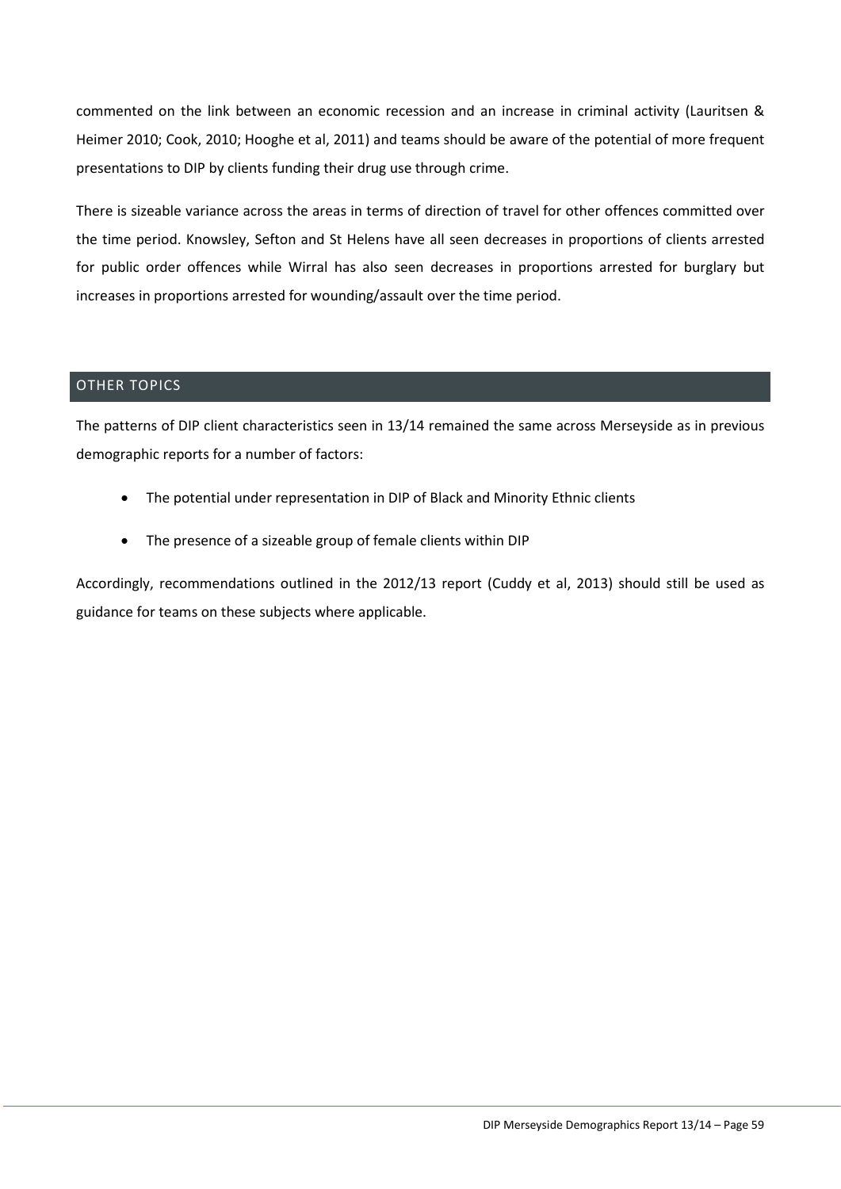commented on the link between an economic recession and an increase in criminal activity (Lauritsen & Heimer 2010; Cook, 2010; Hooghe et al, 2011) and teams should be aware of the potential of more frequent presentations to DIP by clients funding their drug use through crime.

There is sizeable variance across the areas in terms of direction of travel for other offences committed over the time period. Knowsley, Sefton and St Helens have all seen decreases in proportions of clients arrested for public order offences while Wirral has also seen decreases in proportions arrested for burglary but increases in proportions arrested for wounding/assault over the time period.

## OTHER TOPICS

The patterns of DIP client characteristics seen in 13/14 remained the same across Merseyside as in previous demographic reports for a number of factors:

- The potential under representation in DIP of Black and Minority Ethnic clients
- The presence of a sizeable group of female clients within DIP

Accordingly, recommendations outlined in the 2012/13 report (Cuddy et al, 2013) should still be used as guidance for teams on these subjects where applicable.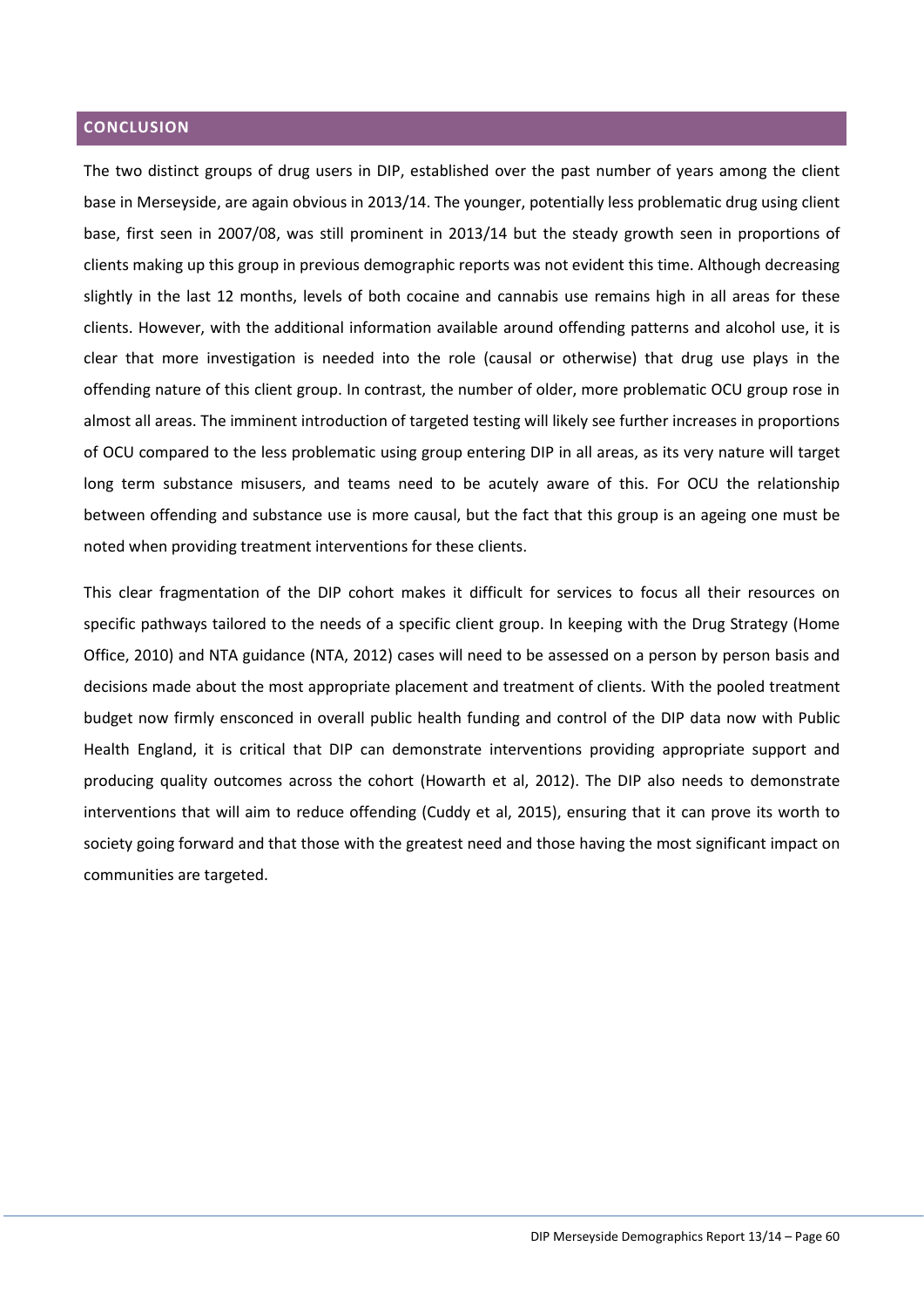## CONCLUSION

The two distinct groups of drug users in DIP, established over the past number of years among the client base in Merseyside, are again obvious in 2013/14. The younger, potentially less problematic drug using client base, first seen in 2007/08, was still prominent in 2013/14 but the steady growth seen in proportions of clients making up this group in previous demographic reports was not evident this time. Although decreasing slightly in the last 12 months, levels of both cocaine and cannabis use remains high in all areas for these clients. However, with the additional information available around offending patterns and alcohol use, it is clear that more investigation is needed into the role (causal or otherwise) that drug use plays in the offending nature of this client group. In contrast, the number of older, more problematic OCU group rose in almost all areas. The imminent introduction of targeted testing will likely see further increases in proportions of OCU compared to the less problematic using group entering DIP in all areas, as its very nature will target long term substance misusers, and teams need to be acutely aware of this. For OCU the relationship between offending and substance use is more causal, but the fact that this group is an ageing one must be noted when providing treatment interventions for these clients.

This clear fragmentation of the DIP cohort makes it difficult for services to focus all their resources on specific pathways tailored to the needs of a specific client group. In keeping with the Drug Strategy (Home Office, 2010) and NTA guidance (NTA, 2012) cases will need to be assessed on a person by person basis and decisions made about the most appropriate placement and treatment of clients. With the pooled treatment budget now firmly ensconced in overall public health funding and control of the DIP data now with Public Health England, it is critical that DIP can demonstrate interventions providing appropriate support and producing quality outcomes across the cohort (Howarth et al, 2012). The DIP also needs to demonstrate interventions that will aim to reduce offending (Cuddy et al, 2015), ensuring that it can prove its worth to society going forward and that those with the greatest need and those having the most significant impact on communities are targeted.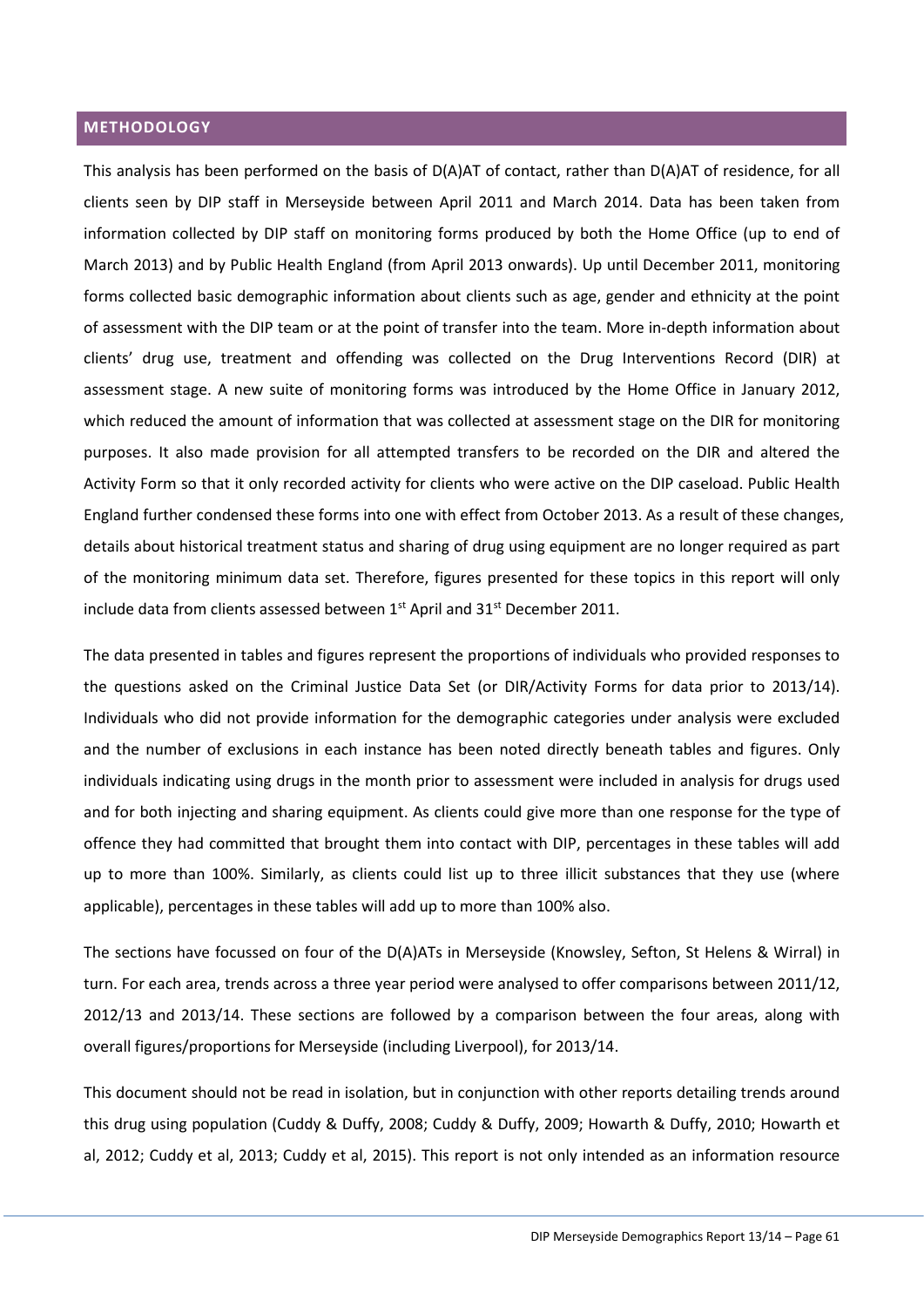## METHODOLOGY

This analysis has been performed on the basis of D(A)AT of contact, rather than D(A)AT of residence, for all clients seen by DIP staff in Merseyside between April 2011 and March 2014. Data has been taken from information collected by DIP staff on monitoring forms produced by both the Home Office (up to end of March 2013) and by Public Health England (from April 2013 onwards). Up until December 2011, monitoring forms collected basic demographic information about clients such as age, gender and ethnicity at the point of assessment with the DIP team or at the point of transfer into the team. More in-depth information about clients' drug use, treatment and offending was collected on the Drug Interventions Record (DIR) at assessment stage. A new suite of monitoring forms was introduced by the Home Office in January 2012, which reduced the amount of information that was collected at assessment stage on the DIR for monitoring purposes. It also made provision for all attempted transfers to be recorded on the DIR and altered the Activity Form so that it only recorded activity for clients who were active on the DIP caseload. Public Health England further condensed these forms into one with effect from October 2013. As a result of these changes, details about historical treatment status and sharing of drug using equipment are no longer required as part of the monitoring minimum data set. Therefore, figures presented for these topics in this report will only include data from clients assessed between 1st April and 31st December 2011.

The data presented in tables and figures represent the proportions of individuals who provided responses to the questions asked on the Criminal Justice Data Set (or DIR/Activity Forms for data prior to 2013/14). Individuals who did not provide information for the demographic categories under analysis were excluded and the number of exclusions in each instance has been noted directly beneath tables and figures. Only individuals indicating using drugs in the month prior to assessment were included in analysis for drugs used and for both injecting and sharing equipment. As clients could give more than one response for the type of offence they had committed that brought them into contact with DIP, percentages in these tables will add up to more than 100%. Similarly, as clients could list up to three illicit substances that they use (where applicable), percentages in these tables will add up to more than 100% also.

The sections have focussed on four of the D(A)ATs in Merseyside (Knowsley, Sefton, St Helens & Wirral) in turn. For each area, trends across a three year period were analysed to offer comparisons between 2011/12, 2012/13 and 2013/14. These sections are followed by a comparison between the four areas, along with overall figures/proportions for Merseyside (including Liverpool), for 2013/14.

This document should not be read in isolation, but in conjunction with other reports detailing trends around this drug using population (Cuddy & Duffy, 2008; Cuddy & Duffy, 2009; Howarth & Duffy, 2010; Howarth et al, 2012; Cuddy et al, 2013; Cuddy et al, 2015). This report is not only intended as an information resource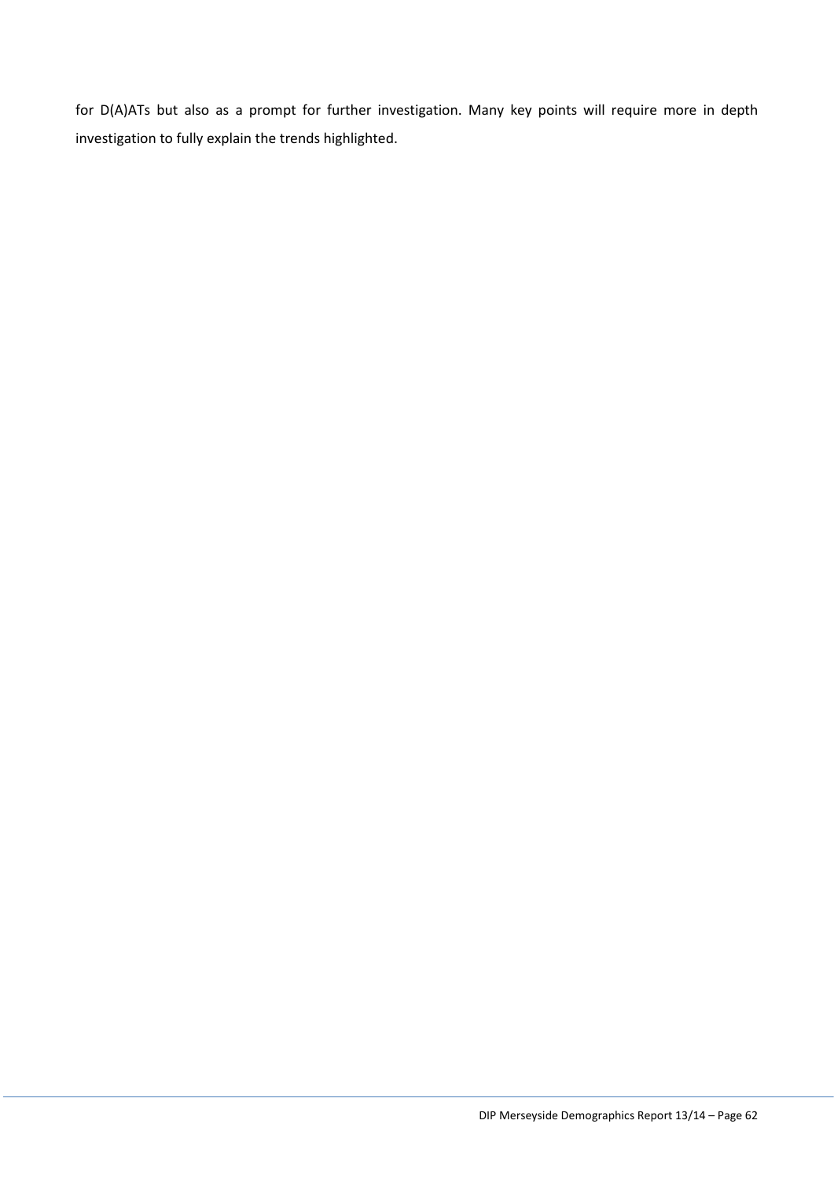for D(A)ATs but also as a prompt for further investigation. Many key points will require more in depth investigation to fully explain the trends highlighted.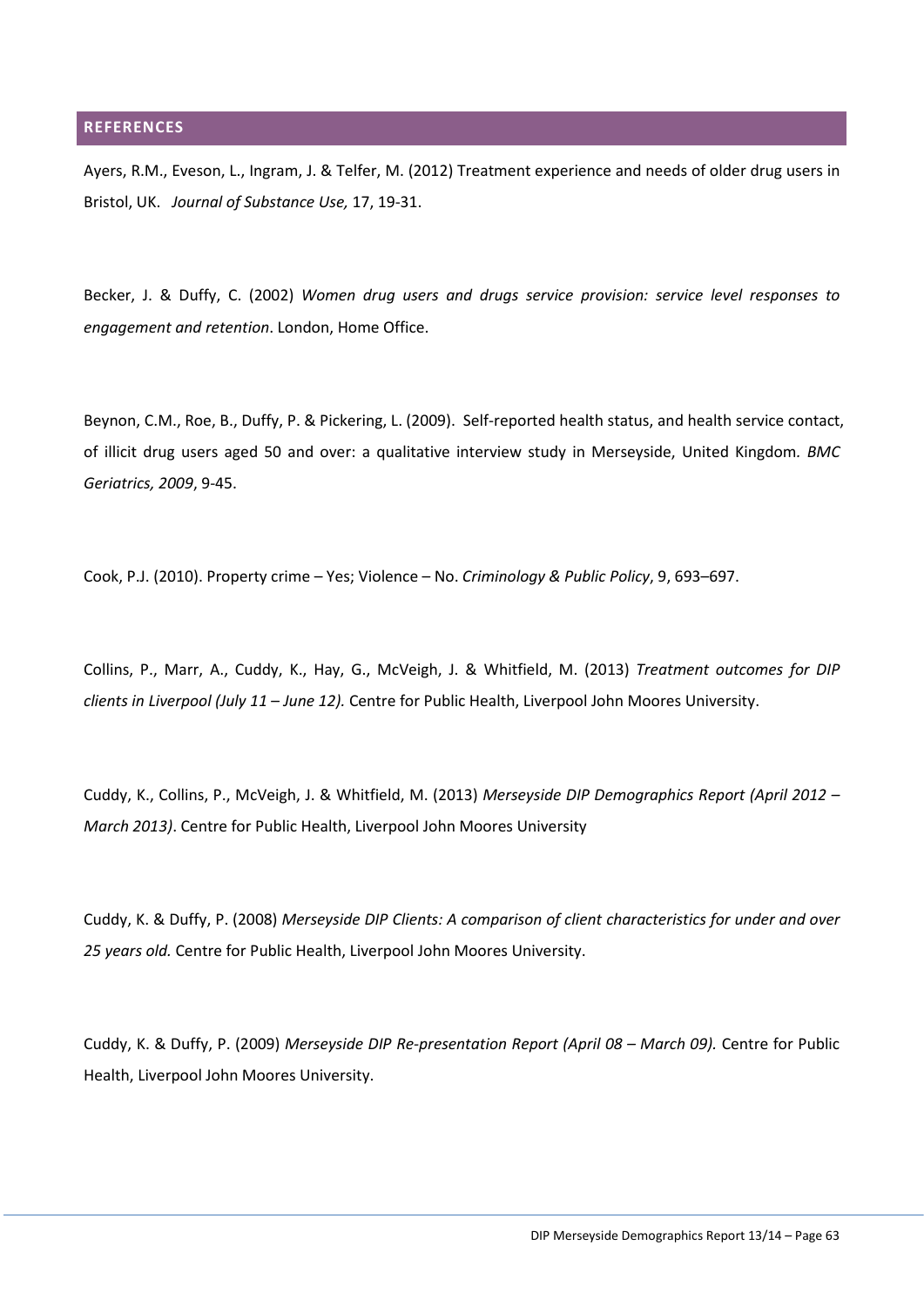## REFERENCES

Ayers, R.M., Eveson, L., Ingram, J. & Telfer, M. (2012) Treatment experience and needs of older drug users in Bristol, UK. *Journal of Substance Use,* 17, 19-31.

Becker, J. & Duffy, C. (2002) *Women drug users and drugs service provision: service level responses to engagement and retention*. London, Home Office.

Beynon, C.M., Roe, B., Duffy, P. & Pickering, L. (2009). Self-reported health status, and health service contact, of illicit drug users aged 50 and over: a qualitative interview study in Merseyside, United Kingdom. *BMC Geriatrics, 2009*, 9-45.

Cook, P.J. (2010). Property crime – Yes; Violence – No. *Criminology & Public Policy*, 9, 693–697.

Collins, P., Marr, A., Cuddy, K., Hay, G., McVeigh, J. & Whitfield, M. (2013) *Treatment outcomes for DIP clients in Liverpool (July 11 – June 12).* Centre for Public Health, Liverpool John Moores University.

Cuddy, K., Collins, P., McVeigh, J. & Whitfield, M. (2013) *Merseyside DIP Demographics Report (April 2012 – March 2013)*. Centre for Public Health, Liverpool John Moores University

Cuddy, K. & Duffy, P. (2008) *Merseyside DIP Clients: A comparison of client characteristics for under and over 25 years old.* Centre for Public Health, Liverpool John Moores University.

Cuddy, K. & Duffy, P. (2009) *Merseyside DIP Re-presentation Report (April 08 – March 09).* Centre for Public Health, Liverpool John Moores University.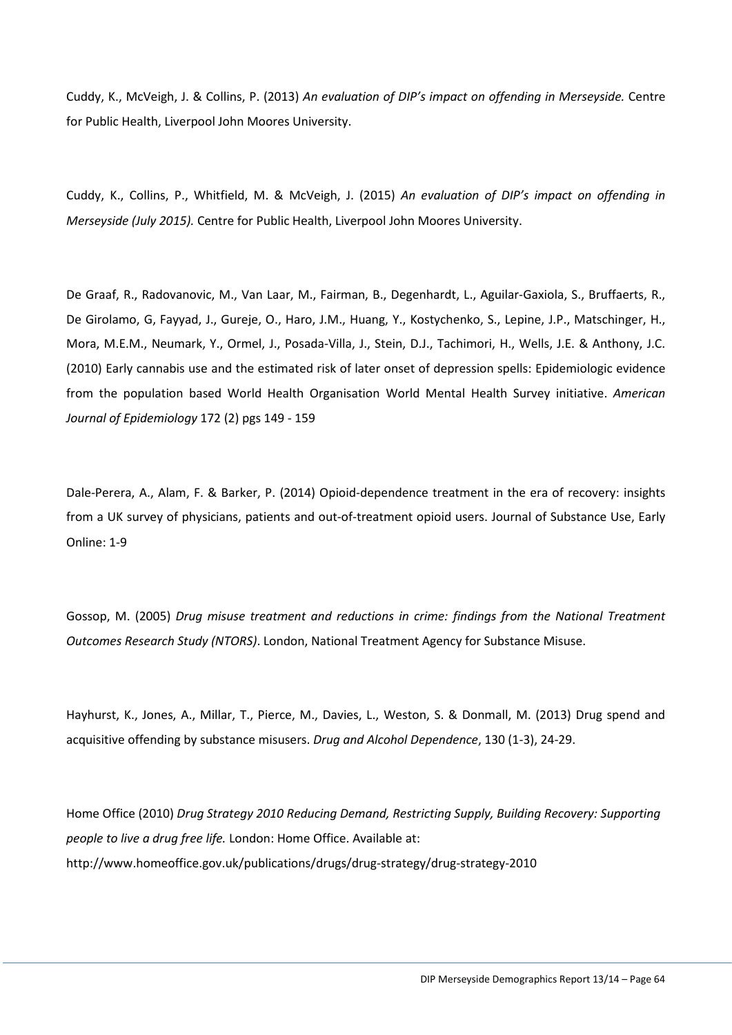Cuddy, K., McVeigh, J. & Collins, P. (2013) *An evaluation of DIP's impact on offending in Merseyside.* Centre for Public Health, Liverpool John Moores University.

Cuddy, K., Collins, P., Whitfield, M. & McVeigh, J. (2015) *An evaluation of DIP's impact on offending in Merseyside (July 2015).* Centre for Public Health, Liverpool John Moores University.

De Graaf, R., Radovanovic, M., Van Laar, M., Fairman, B., Degenhardt, L., Aguilar-Gaxiola, S., Bruffaerts, R., De Girolamo, G, Fayyad, J., Gureje, O., Haro, J.M., Huang, Y., Kostychenko, S., Lepine, J.P., Matschinger, H., Mora, M.E.M., Neumark, Y., Ormel, J., Posada-Villa, J., Stein, D.J., Tachimori, H., Wells, J.E. & Anthony, J.C. (2010) Early cannabis use and the estimated risk of later onset of depression spells: Epidemiologic evidence from the population based World Health Organisation World Mental Health Survey initiative. *American Journal of Epidemiology* 172 (2) pgs 149 - 159

Dale-Perera, A., Alam, F. & Barker, P. (2014) Opioid-dependence treatment in the era of recovery: insights from a UK survey of physicians, patients and out-of-treatment opioid users. Journal of Substance Use, Early Online: 1-9

Gossop, M. (2005) *Drug misuse treatment and reductions in crime: findings from the National Treatment Outcomes Research Study (NTORS)*. London, National Treatment Agency for Substance Misuse.

Hayhurst, K., Jones, A., Millar, T., Pierce, M., Davies, L., Weston, S. & Donmall, M. (2013) Drug spend and acquisitive offending by substance misusers. *Drug and Alcohol Dependence*, 130 (1-3), 24-29.

Home Office (2010) *Drug Strategy 2010 Reducing Demand, Restricting Supply, Building Recovery: Supporting people to live a drug free life.* London: Home Office. Available at: http://www.homeoffice.gov.uk/publications/drugs/drug-strategy/drug-strategy-2010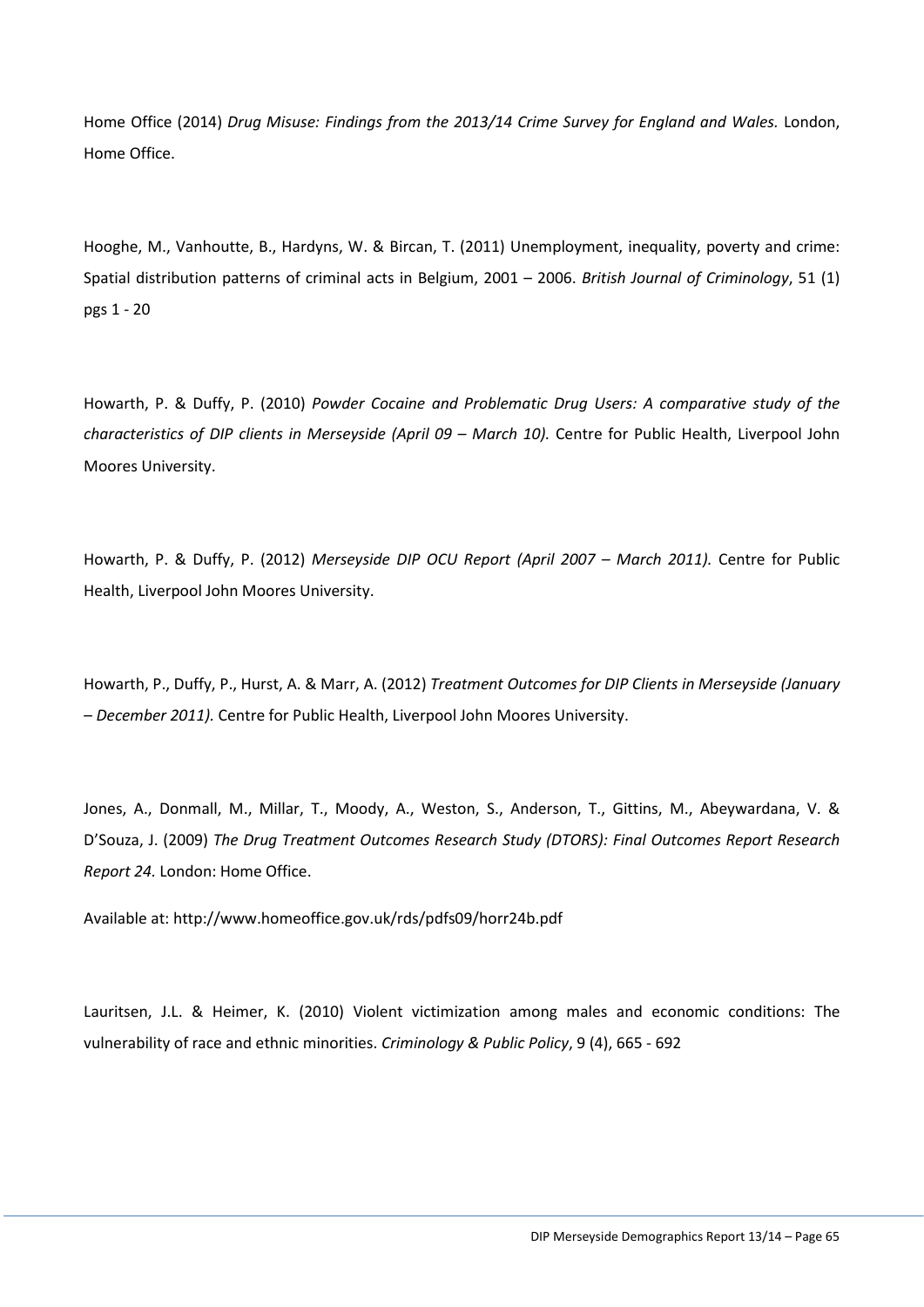Home Office (2014) *Drug Misuse: Findings from the 2013/14 Crime Survey for England and Wales.* London, Home Office.

Hooghe, M., Vanhoutte, B., Hardyns, W. & Bircan, T. (2011) Unemployment, inequality, poverty and crime: Spatial distribution patterns of criminal acts in Belgium, 2001 – 2006. *British Journal of Criminology*, 51 (1) pgs 1 - 20

Howarth, P. & Duffy, P. (2010) *Powder Cocaine and Problematic Drug Users: A comparative study of the characteristics of DIP clients in Merseyside (April 09 – March 10).* Centre for Public Health, Liverpool John Moores University.

Howarth, P. & Duffy, P. (2012) *Merseyside DIP OCU Report (April 2007 – March 2011).* Centre for Public Health, Liverpool John Moores University.

Howarth, P., Duffy, P., Hurst, A. & Marr, A. (2012) *Treatment Outcomes for DIP Clients in Merseyside (January – December 2011).* Centre for Public Health, Liverpool John Moores University.

Jones, A., Donmall, M., Millar, T., Moody, A., Weston, S., Anderson, T., Gittins, M., Abeywardana, V. & D'Souza, J. (2009) *The Drug Treatment Outcomes Research Study (DTORS): Final Outcomes Report Research Report 24.* London: Home Office.

Available at: http://www.homeoffice.gov.uk/rds/pdfs09/horr24b.pdf

Lauritsen, J.L. & Heimer, K. (2010) Violent victimization among males and economic conditions: The vulnerability of race and ethnic minorities. *Criminology & Public Policy*, 9 (4), 665 - 692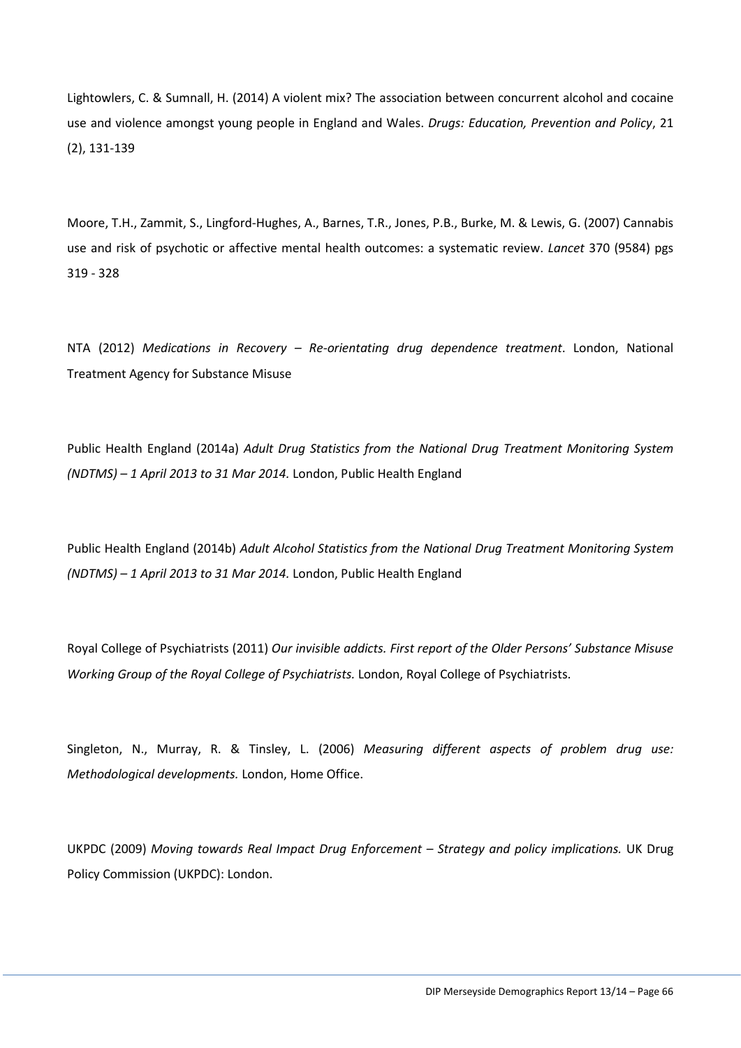Lightowlers, C. & Sumnall, H. (2014) A violent mix? The association between concurrent alcohol and cocaine use and violence amongst young people in England and Wales. *Drugs: Education, Prevention and Policy*, 21 (2), 131-139

Moore, T.H., Zammit, S., Lingford-Hughes, A., Barnes, T.R., Jones, P.B., Burke, M. & Lewis, G. (2007) Cannabis use and risk of psychotic or affective mental health outcomes: a systematic review. *Lancet* 370 (9584) pgs 319 - 328

NTA (2012) *Medications in Recovery – Re-orientating drug dependence treatment*. London, National Treatment Agency for Substance Misuse

Public Health England (2014a) *Adult Drug Statistics from the National Drug Treatment Monitoring System (NDTMS) – 1 April 2013 to 31 Mar 2014.* London, Public Health England

Public Health England (2014b) *Adult Alcohol Statistics from the National Drug Treatment Monitoring System (NDTMS) – 1 April 2013 to 31 Mar 2014.* London, Public Health England

Royal College of Psychiatrists (2011) *Our invisible addicts. First report of the Older Persons' Substance Misuse Working Group of the Royal College of Psychiatrists.* London, Royal College of Psychiatrists.

Singleton, N., Murray, R. & Tinsley, L. (2006) *Measuring different aspects of problem drug use: Methodological developments.* London, Home Office.

UKPDC (2009) *Moving towards Real Impact Drug Enforcement – Strategy and policy implications.* UK Drug Policy Commission (UKPDC): London.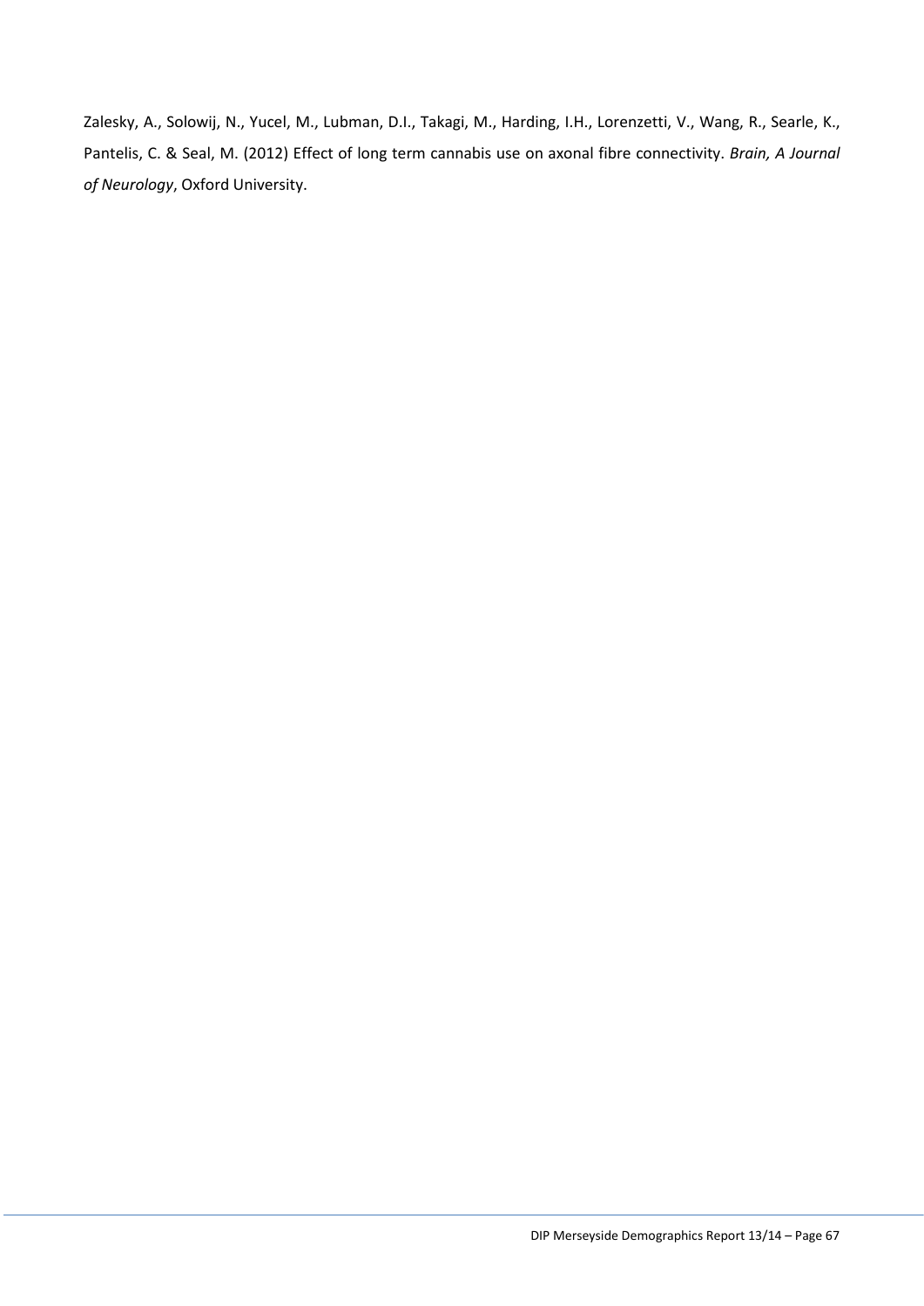Zalesky, A., Solowij, N., Yucel, M., Lubman, D.I., Takagi, M., Harding, I.H., Lorenzetti, V., Wang, R., Searle, K., Pantelis, C. & Seal, M. (2012) Effect of long term cannabis use on axonal fibre connectivity. *Brain, A Journal of Neurology*, Oxford University.